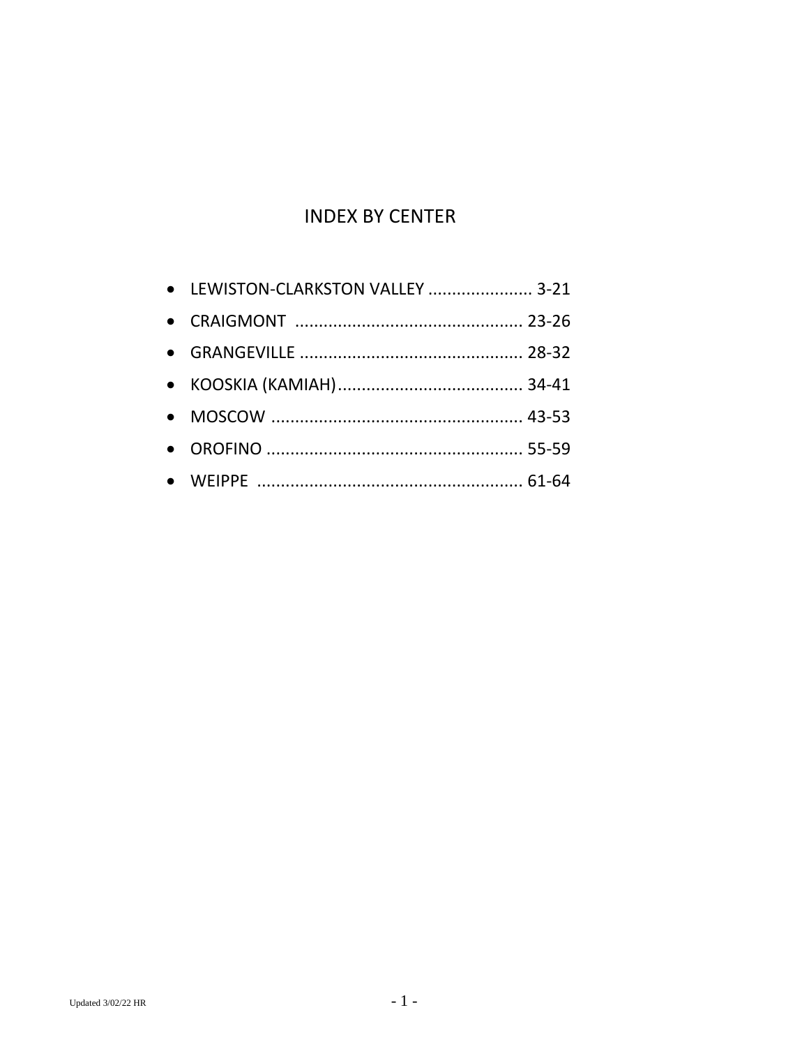# INDEX BY CENTER

- LEWISTON-CLARKSTON VALLEY ...................... 3-21
- CRAIGMONT ................................................ 23-26
- GRANGEVILLE ............................................... 28-32
- KOOSKIA (KAMIAH)....................................... 34-41
- MOSCOW ..................................................... 43-53
- OROFINO ...................................................... 55-59
- WEIPPE ........................................................ 61-64

Updated 3/02/22 HR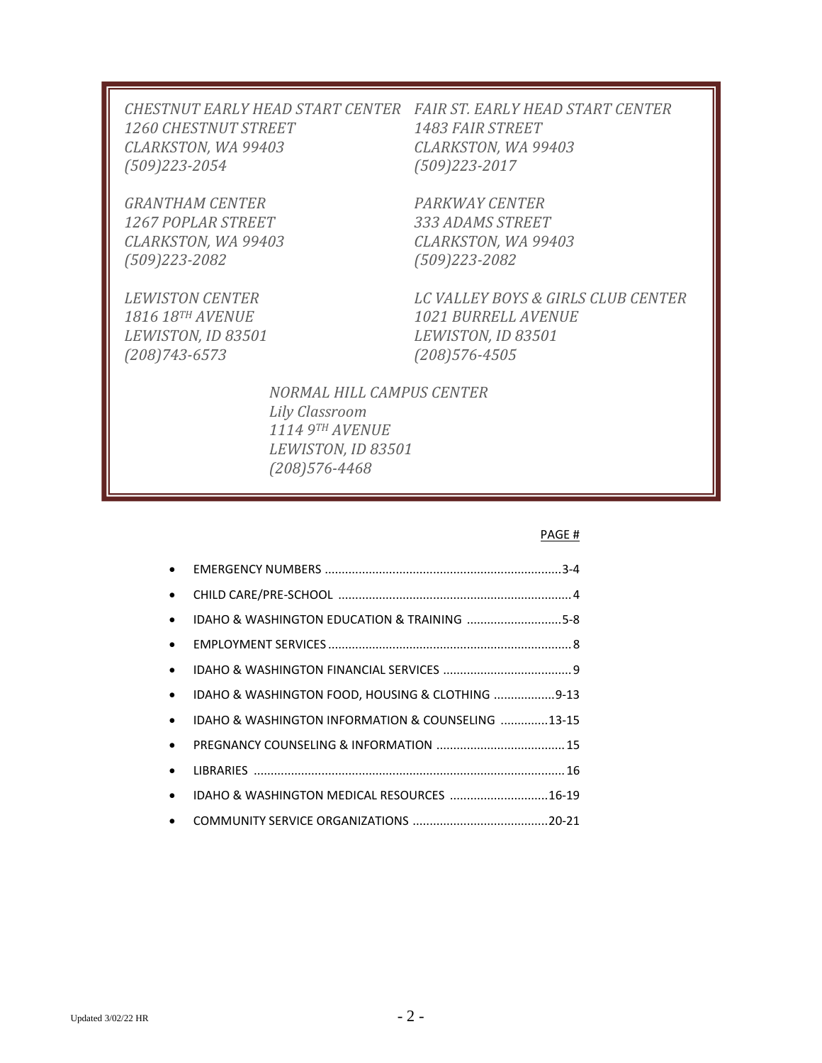*CHESTNUT EARLY HEAD START CENTER*
*1260 CHESTNUT STREET*
*CLARKSTON, WA 99403*
*(509)223-2054*

*FAIR ST. EARLY HEAD START CENTER*
*1483 FAIR STREET*
*CLARKSTON, WA 99403*
*(509)223-2017*

*GRANTHAM CENTER*
*1267 POPLAR STREET*
*CLARKSTON, WA 99403*
*(509)223-2082*

*PARKWAY CENTER*
*333 ADAMS STREET*
*CLARKSTON, WA 99403*
*(509)223-2082*

*LEWISTON CENTER*
*1816 18TH AVENUE*
*LEWISTON, ID 83501*
*(208)743-6573*

*LC VALLEY BOYS & GIRLS CLUB CENTER*
*1021 BURRELL AVENUE*
*LEWISTON, ID 83501*
*(208)576-4505*

*NORMAL HILL CAMPUS CENTER*
*Lily Classroom*
*1114 9TH AVENUE*
*LEWISTON, ID 83501*
*(208)576-4468*

PAGE #

- EMERGENCY NUMBERS ........................................ 3-4
- CHILD CARE/PRE-SCHOOL ........................................ 4
- IDAHO & WASHINGTON EDUCATION & TRAINING ........................................ 5-8
- EMPLOYMENT SERVICES ........................................ 8
- IDAHO & WASHINGTON FINANCIAL SERVICES ........................................ 9
- IDAHO & WASHINGTON FOOD, HOUSING & CLOTHING ........................................ 9-13
- IDAHO & WASHINGTON INFORMATION & COUNSELING ........................................ 13-15
- PREGNANCY COUNSELING & INFORMATION ........................................ 15
- LIBRARIES ........................................ 16
- IDAHO & WASHINGTON MEDICAL RESOURCES ........................................ 16-19
- COMMUNITY SERVICE ORGANIZATIONS ........................................ 20-21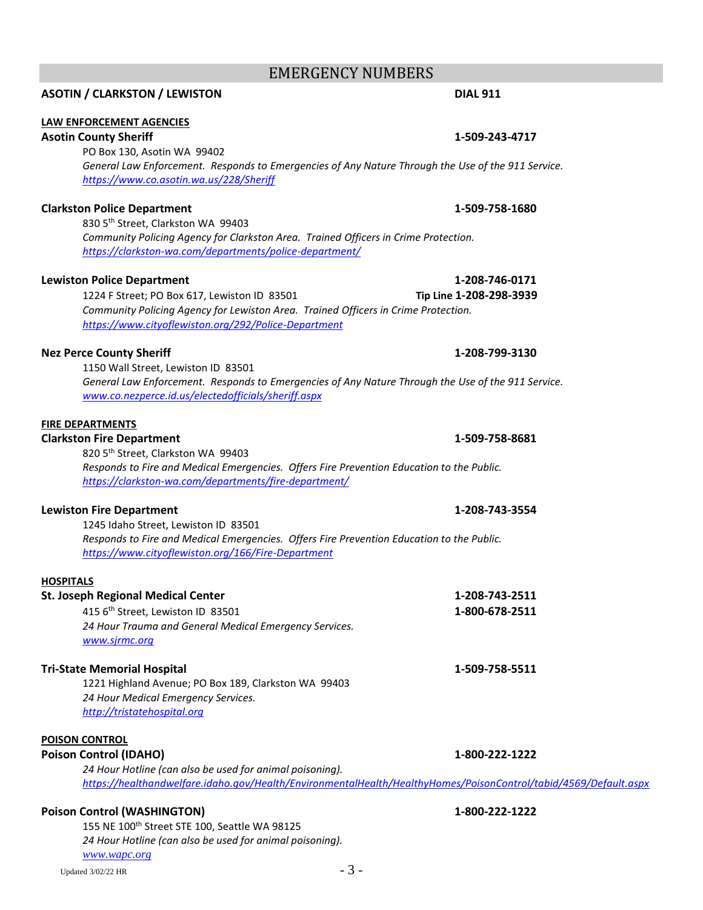# EMERGENCY NUMBERS

**ASOTIN / CLARKSTON / LEWISTON** **DIAL 911**

## LAW ENFORCEMENT AGENCIES

**Asotin County Sheriff** **1-509-243-4717**

PO Box 130, Asotin WA 99402

*General Law Enforcement. Responds to Emergencies of Any Nature Through the Use of the 911 Service.*

*https://www.co.asotin.wa.us/228/Sheriff*

**Clarkston Police Department** **1-509-758-1680**

830 5th Street, Clarkston WA 99403

*Community Policing Agency for Clarkston Area. Trained Officers in Crime Protection.*

*https://clarkston-wa.com/departments/police-department/*

**Lewiston Police Department** **1-208-746-0171**

1224 F Street; PO Box 617, Lewiston ID 83501 **Tip Line 1-208-298-3939**

*Community Policing Agency for Lewiston Area. Trained Officers in Crime Protection.*

*https://www.cityoflewiston.org/292/Police-Department*

**Nez Perce County Sheriff** **1-208-799-3130**

1150 Wall Street, Lewiston ID 83501

*General Law Enforcement. Responds to Emergencies of Any Nature Through the Use of the 911 Service.*

*www.co.nezperce.id.us/electedofficials/sheriff.aspx*

## FIRE DEPARTMENTS

**Clarkston Fire Department** **1-509-758-8681**

820 5th Street, Clarkston WA 99403

*Responds to Fire and Medical Emergencies. Offers Fire Prevention Education to the Public.*

*https://clarkston-wa.com/departments/fire-department/*

**Lewiston Fire Department** **1-208-743-3554**

1245 Idaho Street, Lewiston ID 83501

*Responds to Fire and Medical Emergencies. Offers Fire Prevention Education to the Public.*

*https://www.cityoflewiston.org/166/Fire-Department*

## HOSPITALS

**St. Joseph Regional Medical Center** **1-208-743-2511**

415 6th Street, Lewiston ID 83501 **1-800-678-2511**

*24 Hour Trauma and General Medical Emergency Services.*

*www.sjrmc.org*

**Tri-State Memorial Hospital** **1-509-758-5511**

1221 Highland Avenue; PO Box 189, Clarkston WA 99403

*24 Hour Medical Emergency Services.*

*http://tristatehospital.org*

## POISON CONTROL

**Poison Control (IDAHO)** **1-800-222-1222**

*24 Hour Hotline (can also be used for animal poisoning).*

*https://healthandwelfare.idaho.gov/Health/EnvironmentalHealth/HealthyHomes/PoisonControl/tabid/4569/Default.aspx*

**Poison Control (WASHINGTON)** **1-800-222-1222**

155 NE 100th Street STE 100, Seattle WA 98125

*24 Hour Hotline (can also be used for animal poisoning).*

*www.wapc.org*

Updated 3/02/22 HR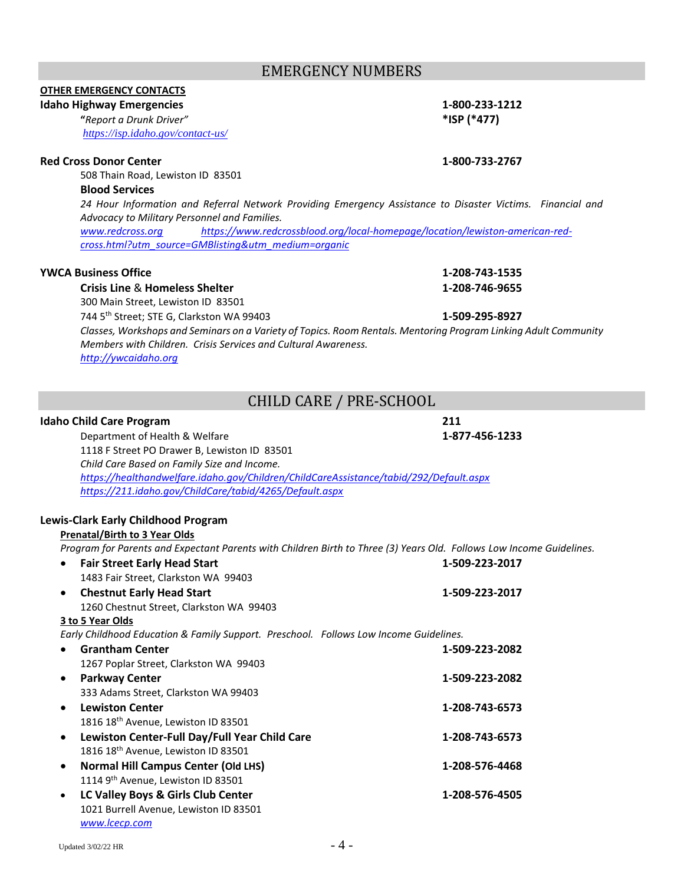## EMERGENCY NUMBERS

**OTHER EMERGENCY CONTACTS**

**Idaho Highway Emergencies** **1-800-233-1212**

*"Report a Drunk Driver"* **\*ISP (\*477)**

*https://isp.idaho.gov/contact-us/*

**Red Cross Donor Center** **1-800-733-2767**

508 Thain Road, Lewiston ID 83501

**Blood Services**

*24 Hour Information and Referral Network Providing Emergency Assistance to Disaster Victims. Financial and Advocacy to Military Personnel and Families.*

*www.redcross.org* *https://www.redcrossblood.org/local-homepage/location/lewiston-american-red-cross.html?utm_source=GMBlisting&utm_medium=organic*

**YWCA Business Office** **1-208-743-1535**

**Crisis Line & Homeless Shelter** **1-208-746-9655**

300 Main Street, Lewiston ID 83501

744 5th Street; STE G, Clarkston WA 99403 **1-509-295-8927**

*Classes, Workshops and Seminars on a Variety of Topics. Room Rentals. Mentoring Program Linking Adult Community Members with Children. Crisis Services and Cultural Awareness.*

*http://ywcaidaho.org*

## CHILD CARE / PRE-SCHOOL

**Idaho Child Care Program** **211**

Department of Health & Welfare **1-877-456-1233**

1118 F Street PO Drawer B, Lewiston ID 83501

*Child Care Based on Family Size and Income.*

*https://healthandwelfare.idaho.gov/Children/ChildCareAssistance/tabid/292/Default.aspx*

*https://211.idaho.gov/ChildCare/tabid/4265/Default.aspx*

**Lewis-Clark Early Childhood Program**

**Prenatal/Birth to 3 Year Olds**

*Program for Parents and Expectant Parents with Children Birth to Three (3) Years Old. Follows Low Income Guidelines.*

- **Fair Street Early Head Start** **1-509-223-2017**
  1483 Fair Street, Clarkston WA 99403
- **Chestnut Early Head Start** **1-509-223-2017**
  1260 Chestnut Street, Clarkston WA 99403

**3 to 5 Year Olds**

*Early Childhood Education & Family Support. Preschool. Follows Low Income Guidelines.*

- **Grantham Center** **1-509-223-2082**
  1267 Poplar Street, Clarkston WA 99403
- **Parkway Center** **1-509-223-2082**
  333 Adams Street, Clarkston WA 99403
- **Lewiston Center** **1-208-743-6573**
  1816 18th Avenue, Lewiston ID 83501
- **Lewiston Center-Full Day/Full Year Child Care** **1-208-743-6573**
  1816 18th Avenue, Lewiston ID 83501
- **Normal Hill Campus Center (Old LHS)** **1-208-576-4468**
  1114 9th Avenue, Lewiston ID 83501
- **LC Valley Boys & Girls Club Center** **1-208-576-4505**
  1021 Burrell Avenue, Lewiston ID 83501
  *www.lcecp.com*

Updated 3/02/22 HR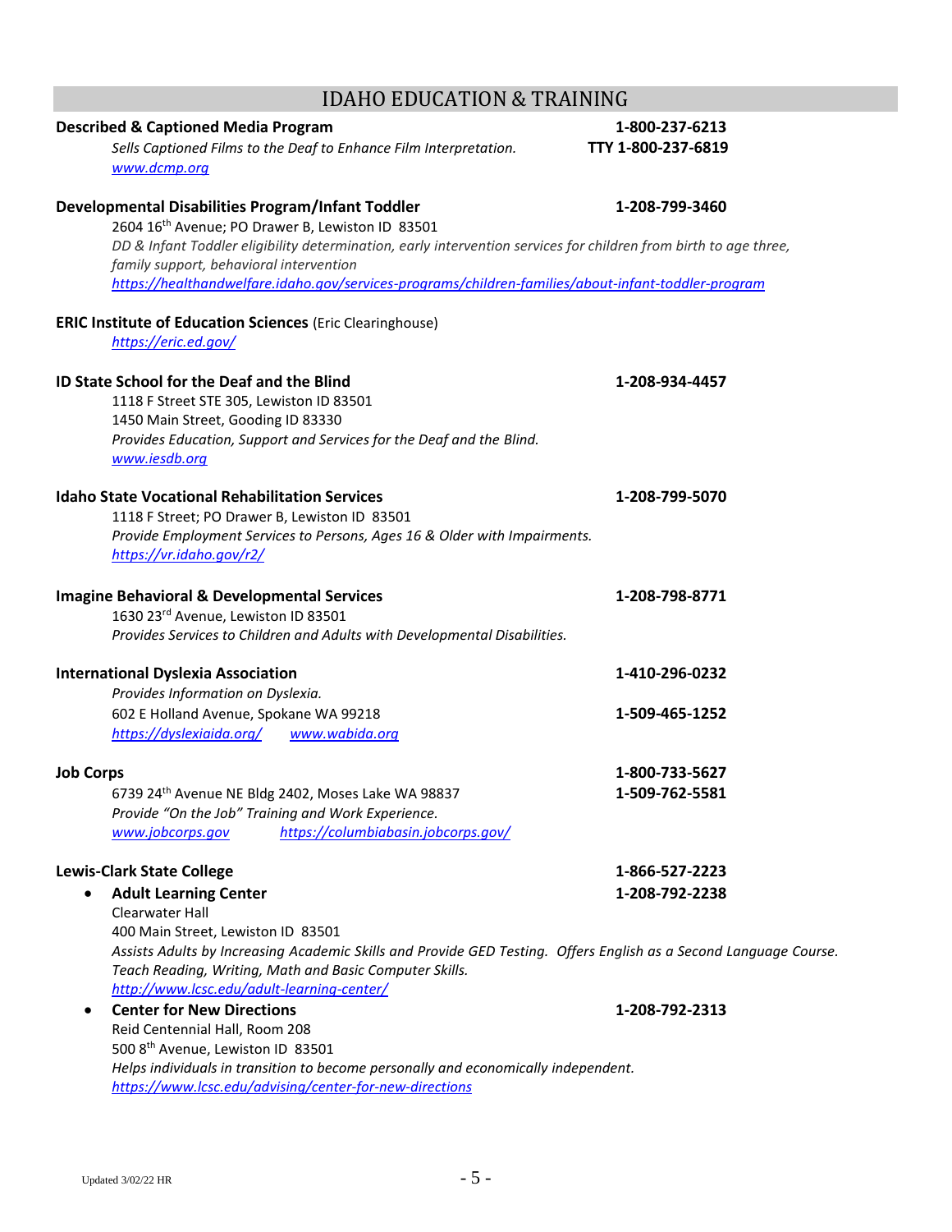## IDAHO EDUCATION & TRAINING

**Described & Captioned Media Program** — 1-800-237-6213 / TTY 1-800-237-6819

*Sells Captioned Films to the Deaf to Enhance Film Interpretation.*
www.dcmp.org

**Developmental Disabilities Program/Infant Toddler** — 1-208-799-3460

2604 16th Avenue; PO Drawer B, Lewiston ID 83501
*DD & Infant Toddler eligibility determination, early intervention services for children from birth to age three, family support, behavioral intervention*
https://healthandwelfare.idaho.gov/services-programs/children-families/about-infant-toddler-program

**ERIC Institute of Education Sciences** (Eric Clearinghouse)

https://eric.ed.gov/

**ID State School for the Deaf and the Blind** — 1-208-934-4457

1118 F Street STE 305, Lewiston ID 83501
1450 Main Street, Gooding ID 83330
*Provides Education, Support and Services for the Deaf and the Blind.*
www.iesdb.org

**Idaho State Vocational Rehabilitation Services** — 1-208-799-5070

1118 F Street; PO Drawer B, Lewiston ID 83501
*Provide Employment Services to Persons, Ages 16 & Older with Impairments.*
https://vr.idaho.gov/r2/

**Imagine Behavioral & Developmental Services** — 1-208-798-8771

1630 23rd Avenue, Lewiston ID 83501
*Provides Services to Children and Adults with Developmental Disabilities.*

**International Dyslexia Association** — 1-410-296-0232

*Provides Information on Dyslexia.*
602 E Holland Avenue, Spokane WA 99218 — 1-509-465-1252
https://dyslexiaida.org/ www.wabida.org

**Job Corps** — 1-800-733-5627

6739 24th Avenue NE Bldg 2402, Moses Lake WA 98837 — 1-509-762-5581
*Provide "On the Job" Training and Work Experience.*
www.jobcorps.gov https://columbiabasin.jobcorps.gov/

**Lewis-Clark State College** — 1-866-527-2223

- **Adult Learning Center** — 1-208-792-2238
  Clearwater Hall
  400 Main Street, Lewiston ID 83501
  *Assists Adults by Increasing Academic Skills and Provide GED Testing. Offers English as a Second Language Course. Teach Reading, Writing, Math and Basic Computer Skills.*
  http://www.lcsc.edu/adult-learning-center/
- **Center for New Directions** — 1-208-792-2313
  Reid Centennial Hall, Room 208
  500 8th Avenue, Lewiston ID 83501
  *Helps individuals in transition to become personally and economically independent.*
  https://www.lcsc.edu/advising/center-for-new-directions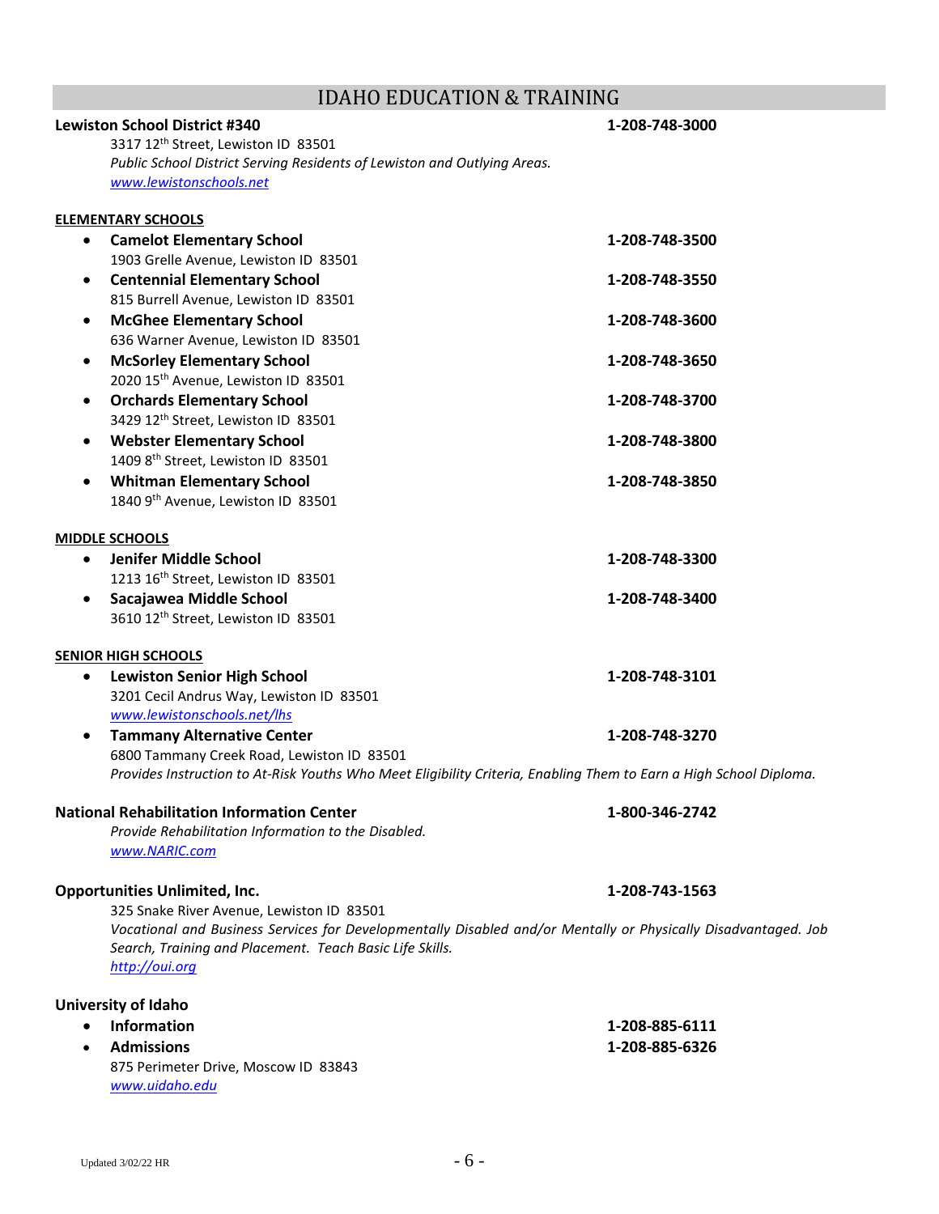# IDAHO EDUCATION & TRAINING

**Lewiston School District #340** — **1-208-748-3000**

3317 12th Street, Lewiston ID 83501

*Public School District Serving Residents of Lewiston and Outlying Areas.*

www.lewistonschools.net

**ELEMENTARY SCHOOLS**

- **Camelot Elementary School** — **1-208-748-3500**
  1903 Grelle Avenue, Lewiston ID 83501
- **Centennial Elementary School** — **1-208-748-3550**
  815 Burrell Avenue, Lewiston ID 83501
- **McGhee Elementary School** — **1-208-748-3600**
  636 Warner Avenue, Lewiston ID 83501
- **McSorley Elementary School** — **1-208-748-3650**
  2020 15th Avenue, Lewiston ID 83501
- **Orchards Elementary School** — **1-208-748-3700**
  3429 12th Street, Lewiston ID 83501
- **Webster Elementary School** — **1-208-748-3800**
  1409 8th Street, Lewiston ID 83501
- **Whitman Elementary School** — **1-208-748-3850**
  1840 9th Avenue, Lewiston ID 83501

**MIDDLE SCHOOLS**

- **Jenifer Middle School** — **1-208-748-3300**
  1213 16th Street, Lewiston ID 83501
- **Sacajawea Middle School** — **1-208-748-3400**
  3610 12th Street, Lewiston ID 83501

**SENIOR HIGH SCHOOLS**

- **Lewiston Senior High School** — **1-208-748-3101**
  3201 Cecil Andrus Way, Lewiston ID 83501
  www.lewistonschools.net/lhs
- **Tammany Alternative Center** — **1-208-748-3270**
  6800 Tammany Creek Road, Lewiston ID 83501
  *Provides Instruction to At-Risk Youths Who Meet Eligibility Criteria, Enabling Them to Earn a High School Diploma.*

**National Rehabilitation Information Center** — **1-800-346-2742**

*Provide Rehabilitation Information to the Disabled.*

www.NARIC.com

**Opportunities Unlimited, Inc.** — **1-208-743-1563**

325 Snake River Avenue, Lewiston ID 83501

*Vocational and Business Services for Developmentally Disabled and/or Mentally or Physically Disadvantaged. Job Search, Training and Placement. Teach Basic Life Skills.*

http://oui.org

**University of Idaho**

- **Information** — **1-208-885-6111**
- **Admissions** — **1-208-885-6326**
  875 Perimeter Drive, Moscow ID 83843
  www.uidaho.edu

Updated 3/02/22 HR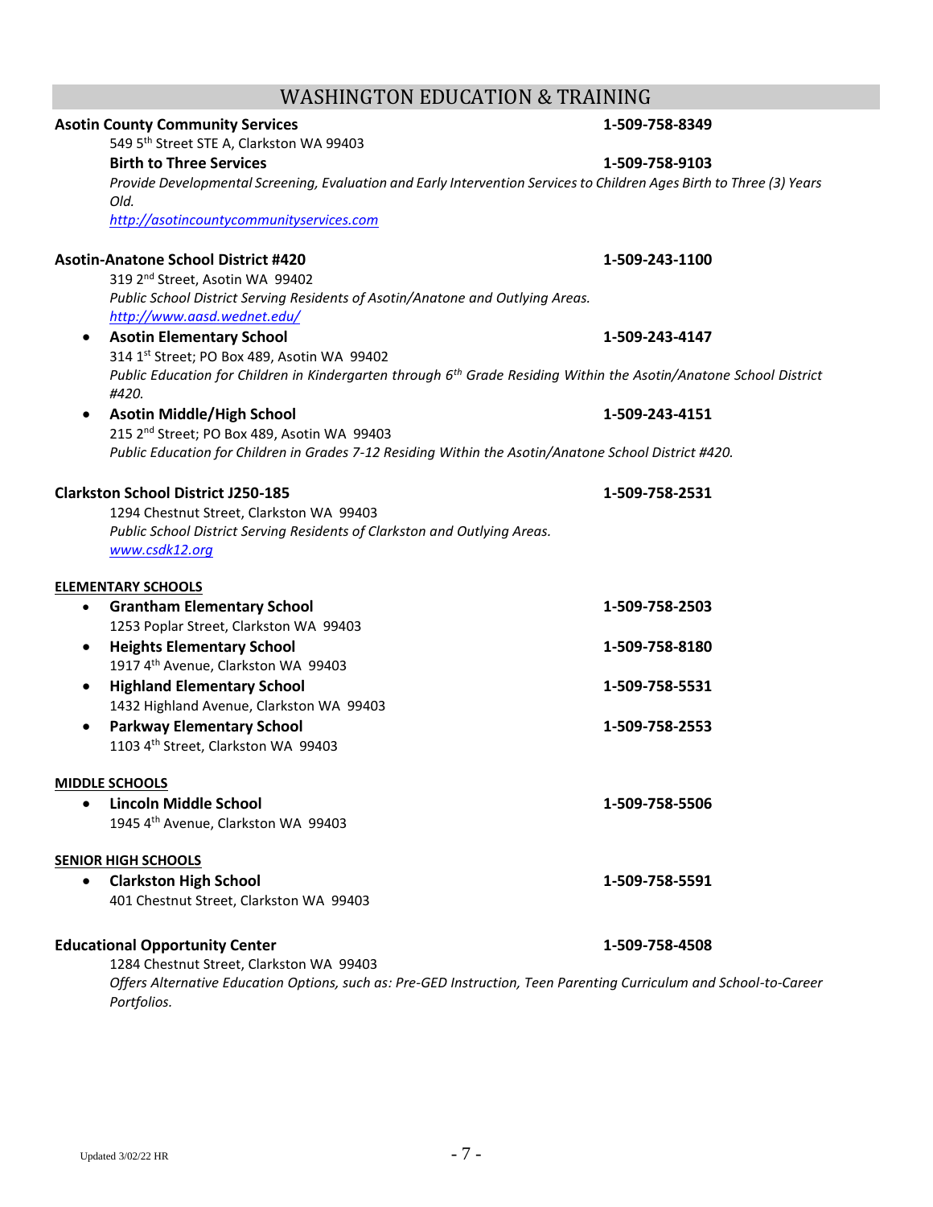# WASHINGTON EDUCATION & TRAINING

**Asotin County Community Services** **1-509-758-8349**
549 5th Street STE A, Clarkston WA 99403

**Birth to Three Services** **1-509-758-9103**
*Provide Developmental Screening, Evaluation and Early Intervention Services to Children Ages Birth to Three (3) Years Old.*
http://asotincountycommunityservices.com

**Asotin-Anatone School District #420** **1-509-243-1100**
319 2nd Street, Asotin WA 99402
*Public School District Serving Residents of Asotin/Anatone and Outlying Areas.*
http://www.aasd.wednet.edu/

- **Asotin Elementary School** **1-509-243-4147**
  314 1st Street; PO Box 489, Asotin WA 99402
  *Public Education for Children in Kindergarten through 6th Grade Residing Within the Asotin/Anatone School District #420.*
- **Asotin Middle/High School** **1-509-243-4151**
  215 2nd Street; PO Box 489, Asotin WA 99403
  *Public Education for Children in Grades 7-12 Residing Within the Asotin/Anatone School District #420.*

**Clarkston School District J250-185** **1-509-758-2531**
1294 Chestnut Street, Clarkston WA 99403
*Public School District Serving Residents of Clarkston and Outlying Areas.*
www.csdk12.org

**ELEMENTARY SCHOOLS**

- **Grantham Elementary School** **1-509-758-2503**
  1253 Poplar Street, Clarkston WA 99403
- **Heights Elementary School** **1-509-758-8180**
  1917 4th Avenue, Clarkston WA 99403
- **Highland Elementary School** **1-509-758-5531**
  1432 Highland Avenue, Clarkston WA 99403
- **Parkway Elementary School** **1-509-758-2553**
  1103 4th Street, Clarkston WA 99403

**MIDDLE SCHOOLS**

- **Lincoln Middle School** **1-509-758-5506**
  1945 4th Avenue, Clarkston WA 99403

**SENIOR HIGH SCHOOLS**

- **Clarkston High School** **1-509-758-5591**
  401 Chestnut Street, Clarkston WA 99403

**Educational Opportunity Center** **1-509-758-4508**
1284 Chestnut Street, Clarkston WA 99403
*Offers Alternative Education Options, such as: Pre-GED Instruction, Teen Parenting Curriculum and School-to-Career Portfolios.*

Updated 3/02/22 HR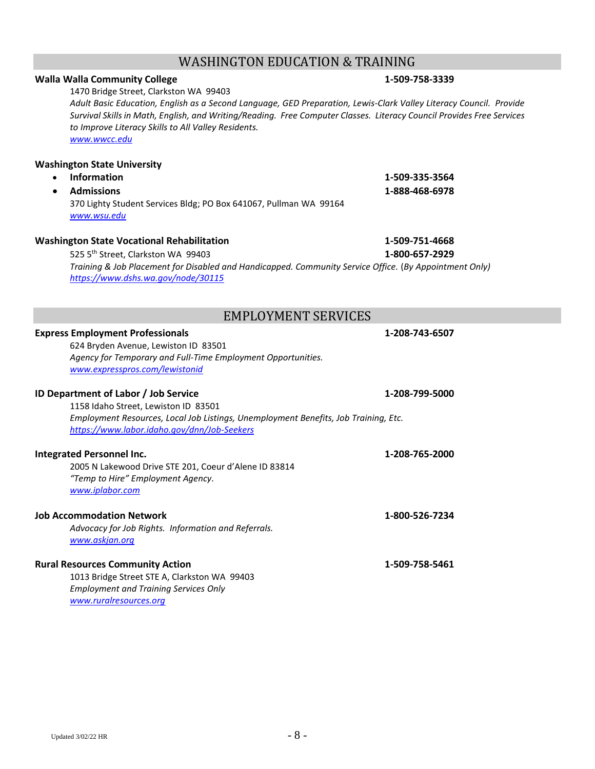## WASHINGTON EDUCATION & TRAINING

**Walla Walla Community College** **1-509-758-3339**

1470 Bridge Street, Clarkston WA 99403

*Adult Basic Education, English as a Second Language, GED Preparation, Lewis-Clark Valley Literacy Council. Provide Survival Skills in Math, English, and Writing/Reading. Free Computer Classes. Literacy Council Provides Free Services to Improve Literacy Skills to All Valley Residents.*

*www.wwcc.edu*

**Washington State University**

- **Information** **1-509-335-3564**
- **Admissions** **1-888-468-6978**

370 Lighty Student Services Bldg; PO Box 641067, Pullman WA 99164

*www.wsu.edu*

**Washington State Vocational Rehabilitation** **1-509-751-4668**

525 5th Street, Clarkston WA 99403 **1-800-657-2929**

*Training & Job Placement for Disabled and Handicapped. Community Service Office.* (*By Appointment Only)*

*https://www.dshs.wa.gov/node/30115*

## EMPLOYMENT SERVICES

**Express Employment Professionals** **1-208-743-6507**

624 Bryden Avenue, Lewiston ID 83501

*Agency for Temporary and Full-Time Employment Opportunities.*

*www.expresspros.com/lewistonid*

**ID Department of Labor / Job Service** **1-208-799-5000**

1158 Idaho Street, Lewiston ID 83501

*Employment Resources, Local Job Listings, Unemployment Benefits, Job Training, Etc.*

*https://www.labor.idaho.gov/dnn/Job-Seekers*

**Integrated Personnel Inc.** **1-208-765-2000**

2005 N Lakewood Drive STE 201, Coeur d'Alene ID 83814

*"Temp to Hire" Employment Agency.*

*www.iplabor.com*

**Job Accommodation Network** **1-800-526-7234**

*Advocacy for Job Rights. Information and Referrals.*

*www.askjan.org*

**Rural Resources Community Action** **1-509-758-5461**

1013 Bridge Street STE A, Clarkston WA 99403

*Employment and Training Services Only*

*www.ruralresources.org*

Updated 3/02/22 HR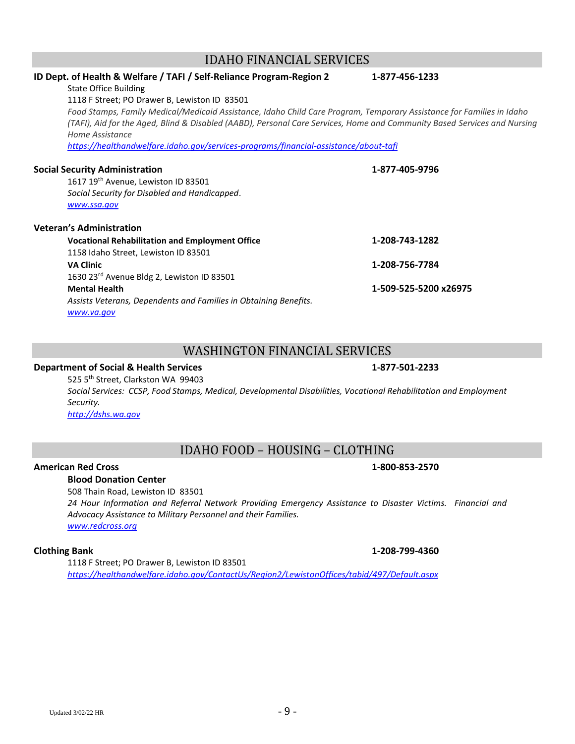## IDAHO FINANCIAL SERVICES

**ID Dept. of Health & Welfare / TAFI / Self-Reliance Program-Region 2** **1-877-456-1233**

State Office Building
1118 F Street; PO Drawer B, Lewiston ID 83501
*Food Stamps, Family Medical/Medicaid Assistance, Idaho Child Care Program, Temporary Assistance for Families in Idaho (TAFI), Aid for the Aged, Blind & Disabled (AABD), Personal Care Services, Home and Community Based Services and Nursing Home Assistance*
*https://healthandwelfare.idaho.gov/services-programs/financial-assistance/about-tafi*

**Social Security Administration** **1-877-405-9796**

1617 19th Avenue, Lewiston ID 83501
*Social Security for Disabled and Handicapped*.
*www.ssa.gov*

**Veteran's Administration**

**Vocational Rehabilitation and Employment Office** **1-208-743-1282**
1158 Idaho Street, Lewiston ID 83501
**VA Clinic** **1-208-756-7784**
1630 23rd Avenue Bldg 2, Lewiston ID 83501
**Mental Health** **1-509-525-5200 x26975**
*Assists Veterans, Dependents and Families in Obtaining Benefits.*
*www.va.gov*

## WASHINGTON FINANCIAL SERVICES

**Department of Social & Health Services** **1-877-501-2233**

525 5th Street, Clarkston WA 99403
*Social Services: CCSP, Food Stamps, Medical, Developmental Disabilities, Vocational Rehabilitation and Employment Security.*
*http://dshs.wa.gov*

## IDAHO FOOD – HOUSING – CLOTHING

**American Red Cross** **1-800-853-2570**

**Blood Donation Center**
508 Thain Road, Lewiston ID 83501
*24 Hour Information and Referral Network Providing Emergency Assistance to Disaster Victims. Financial and Advocacy Assistance to Military Personnel and their Families.*
*www.redcross.org*

**Clothing Bank** **1-208-799-4360**

1118 F Street; PO Drawer B, Lewiston ID 83501
*https://healthandwelfare.idaho.gov/ContactUs/Region2/LewistonOffices/tabid/497/Default.aspx*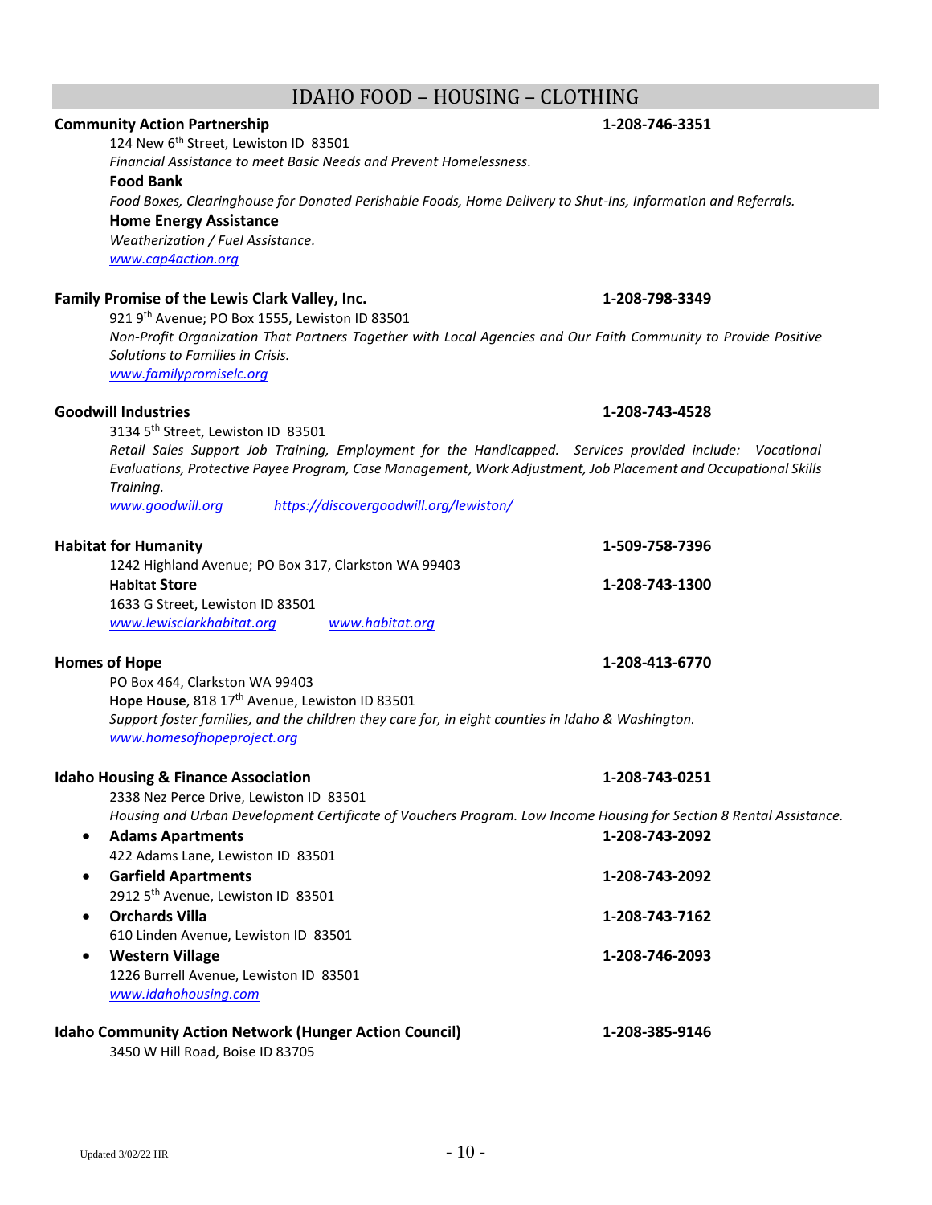# IDAHO FOOD – HOUSING – CLOTHING

**Community Action Partnership** **1-208-746-3351**

124 New 6th Street, Lewiston ID 83501

*Financial Assistance to meet Basic Needs and Prevent Homelessness.*

**Food Bank**

*Food Boxes, Clearinghouse for Donated Perishable Foods, Home Delivery to Shut-Ins, Information and Referrals.*

**Home Energy Assistance**

*Weatherization / Fuel Assistance.*

www.cap4action.org

**Family Promise of the Lewis Clark Valley, Inc.** **1-208-798-3349**

921 9th Avenue; PO Box 1555, Lewiston ID 83501

*Non-Profit Organization That Partners Together with Local Agencies and Our Faith Community to Provide Positive Solutions to Families in Crisis.*

www.familypromiselc.org

**Goodwill Industries** **1-208-743-4528**

3134 5th Street, Lewiston ID 83501

*Retail Sales Support Job Training, Employment for the Handicapped. Services provided include: Vocational Evaluations, Protective Payee Program, Case Management, Work Adjustment, Job Placement and Occupational Skills Training.*

www.goodwill.org https://discovergoodwill.org/lewiston/

**Habitat for Humanity** **1-509-758-7396**

1242 Highland Avenue; PO Box 317, Clarkston WA 99403

**Habitat Store** **1-208-743-1300**

1633 G Street, Lewiston ID 83501

www.lewisclarkhabitat.org www.habitat.org

**Homes of Hope** **1-208-413-6770**

PO Box 464, Clarkston WA 99403

**Hope House**, 818 17th Avenue, Lewiston ID 83501

*Support foster families, and the children they care for, in eight counties in Idaho & Washington.*

www.homesofhopeproject.org

**Idaho Housing & Finance Association** **1-208-743-0251**

2338 Nez Perce Drive, Lewiston ID 83501

*Housing and Urban Development Certificate of Vouchers Program. Low Income Housing for Section 8 Rental Assistance.*

- **Adams Apartments** **1-208-743-2092**
  422 Adams Lane, Lewiston ID 83501
- **Garfield Apartments** **1-208-743-2092**
  2912 5th Avenue, Lewiston ID 83501
- **Orchards Villa** **1-208-743-7162**
  610 Linden Avenue, Lewiston ID 83501
- **Western Village** **1-208-746-2093**
  1226 Burrell Avenue, Lewiston ID 83501
  www.idahohousing.com

**Idaho Community Action Network (Hunger Action Council)** **1-208-385-9146**

3450 W Hill Road, Boise ID 83705

Updated 3/02/22 HR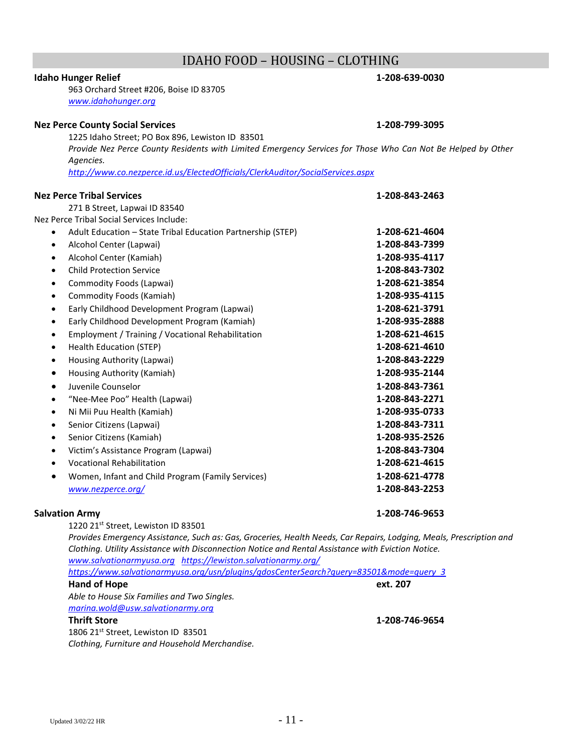# IDAHO FOOD – HOUSING – CLOTHING

**Idaho Hunger Relief** **1-208-639-0030**

963 Orchard Street #206, Boise ID 83705

www.idahohunger.org

**Nez Perce County Social Services** **1-208-799-3095**

1225 Idaho Street; PO Box 896, Lewiston ID 83501

*Provide Nez Perce County Residents with Limited Emergency Services for Those Who Can Not Be Helped by Other Agencies.*

http://www.co.nezperce.id.us/ElectedOfficials/ClerkAuditor/SocialServices.aspx

**Nez Perce Tribal Services** **1-208-843-2463**

271 B Street, Lapwai ID 83540

Nez Perce Tribal Social Services Include:

- Adult Education – State Tribal Education Partnership (STEP) **1-208-621-4604**
- Alcohol Center (Lapwai) **1-208-843-7399**
- Alcohol Center (Kamiah) **1-208-935-4117**
- Child Protection Service **1-208-843-7302**
- Commodity Foods (Lapwai) **1-208-621-3854**
- Commodity Foods (Kamiah) **1-208-935-4115**
- Early Childhood Development Program (Lapwai) **1-208-621-3791**
- Early Childhood Development Program (Kamiah) **1-208-935-2888**
- Employment / Training / Vocational Rehabilitation **1-208-621-4615**
- Health Education (STEP) **1-208-621-4610**
- Housing Authority (Lapwai) **1-208-843-2229**
- Housing Authority (Kamiah) **1-208-935-2144**
- Juvenile Counselor **1-208-843-7361**
- "Nee-Mee Poo" Health (Lapwai) **1-208-843-2271**
- Ni Mii Puu Health (Kamiah) **1-208-935-0733**
- Senior Citizens (Lapwai) **1-208-843-7311**
- Senior Citizens (Kamiah) **1-208-935-2526**
- Victim's Assistance Program (Lapwai) **1-208-843-7304**
- Vocational Rehabilitation **1-208-621-4615**
- Women, Infant and Child Program (Family Services) **1-208-621-4778**

  www.nezperce.org/ **1-208-843-2253**

**Salvation Army** **1-208-746-9653**

1220 21st Street, Lewiston ID 83501

*Provides Emergency Assistance, Such as: Gas, Groceries, Health Needs, Car Repairs, Lodging, Meals, Prescription and Clothing. Utility Assistance with Disconnection Notice and Rental Assistance with Eviction Notice.*

www.salvationarmyusa.org https://lewiston.salvationarmy.org/

https://www.salvationarmyusa.org/usn/plugins/gdosCenterSearch?query=83501&mode=query_3

**Hand of Hope** **ext. 207**

*Able to House Six Families and Two Singles.*

marina.wold@usw.salvationarmy.org

**Thrift Store** **1-208-746-9654**

1806 21st Street, Lewiston ID 83501

*Clothing, Furniture and Household Merchandise.*

Updated 3/02/22 HR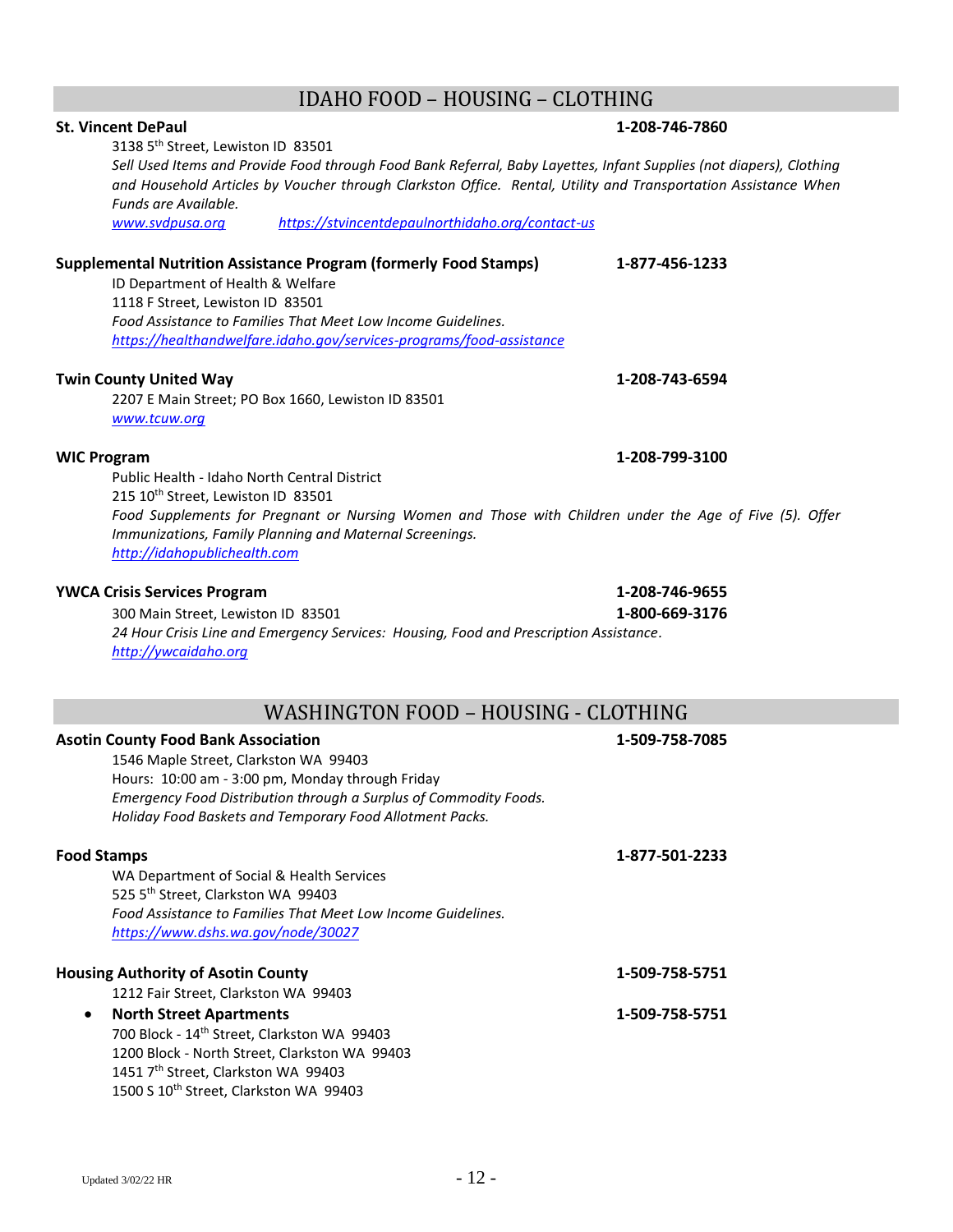## IDAHO FOOD – HOUSING – CLOTHING

**St. Vincent DePaul** **1-208-746-7860**

3138 5th Street, Lewiston ID 83501

*Sell Used Items and Provide Food through Food Bank Referral, Baby Layettes, Infant Supplies (not diapers), Clothing and Household Articles by Voucher through Clarkston Office. Rental, Utility and Transportation Assistance When Funds are Available.*

www.svdpusa.org https://stvincentdepaulnorthidaho.org/contact-us

**Supplemental Nutrition Assistance Program (formerly Food Stamps)** **1-877-456-1233**

ID Department of Health & Welfare
1118 F Street, Lewiston ID 83501

*Food Assistance to Families That Meet Low Income Guidelines.*

https://healthandwelfare.idaho.gov/services-programs/food-assistance

**Twin County United Way** **1-208-743-6594**

2207 E Main Street; PO Box 1660, Lewiston ID 83501

www.tcuw.org

**WIC Program** **1-208-799-3100**

Public Health - Idaho North Central District
215 10th Street, Lewiston ID 83501

*Food Supplements for Pregnant or Nursing Women and Those with Children under the Age of Five (5). Offer Immunizations, Family Planning and Maternal Screenings.*

http://idahopublichealth.com

**YWCA Crisis Services Program** **1-208-746-9655**
**1-800-669-3176**

300 Main Street, Lewiston ID 83501

*24 Hour Crisis Line and Emergency Services: Housing, Food and Prescription Assistance.*

http://ywcaidaho.org

## WASHINGTON FOOD – HOUSING - CLOTHING

**Asotin County Food Bank Association** **1-509-758-7085**

1546 Maple Street, Clarkston WA 99403
Hours: 10:00 am - 3:00 pm, Monday through Friday

*Emergency Food Distribution through a Surplus of Commodity Foods.*
*Holiday Food Baskets and Temporary Food Allotment Packs.*

**Food Stamps** **1-877-501-2233**

WA Department of Social & Health Services
525 5th Street, Clarkston WA 99403

*Food Assistance to Families That Meet Low Income Guidelines.*

https://www.dshs.wa.gov/node/30027

**Housing Authority of Asotin County** **1-509-758-5751**

1212 Fair Street, Clarkston WA 99403

- **North Street Apartments** **1-509-758-5751**
  700 Block - 14th Street, Clarkston WA 99403
  1200 Block - North Street, Clarkston WA 99403
  1451 7th Street, Clarkston WA 99403
  1500 S 10th Street, Clarkston WA 99403

Updated 3/02/22 HR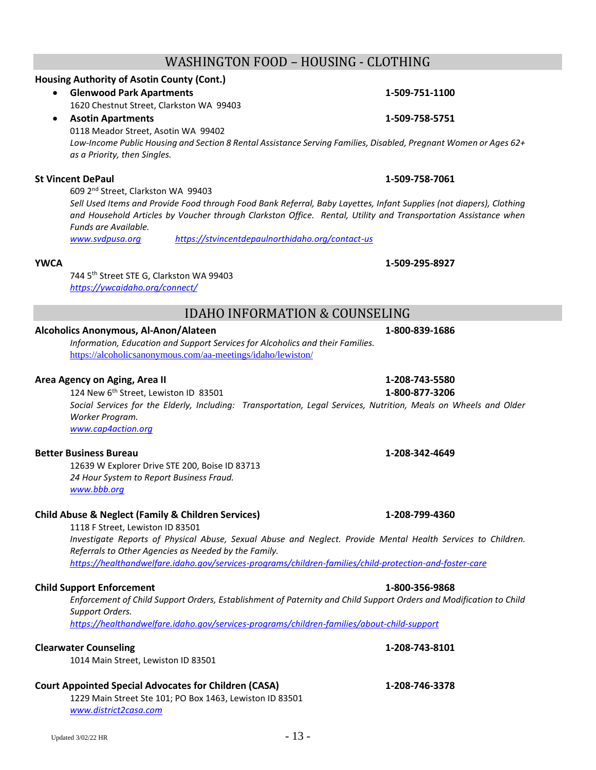## WASHINGTON FOOD – HOUSING - CLOTHING

**Housing Authority of Asotin County (Cont.)**

- **Glenwood Park Apartments** **1-509-751-1100**
  1620 Chestnut Street, Clarkston WA 99403
- **Asotin Apartments** **1-509-758-5751**
  0118 Meador Street, Asotin WA 99402
  *Low-Income Public Housing and Section 8 Rental Assistance Serving Families, Disabled, Pregnant Women or Ages 62+ as a Priority, then Singles.*

**St Vincent DePaul** **1-509-758-7061**
609 2nd Street, Clarkston WA 99403
*Sell Used Items and Provide Food through Food Bank Referral, Baby Layettes, Infant Supplies (not diapers), Clothing and Household Articles by Voucher through Clarkston Office. Rental, Utility and Transportation Assistance when Funds are Available.*
*www.svdpusa.org* *https://stvincentdepaulnorthidaho.org/contact-us*

**YWCA** **1-509-295-8927**
744 5th Street STE G, Clarkston WA 99403
*https://ywcaidaho.org/connect/*

## IDAHO INFORMATION & COUNSELING

**Alcoholics Anonymous, Al-Anon/Alateen** **1-800-839-1686**
*Information, Education and Support Services for Alcoholics and their Families.*
https://alcoholicsanonymous.com/aa-meetings/idaho/lewiston/

**Area Agency on Aging, Area II** **1-208-743-5580**
124 New 6th Street, Lewiston ID 83501 **1-800-877-3206**
*Social Services for the Elderly, Including: Transportation, Legal Services, Nutrition, Meals on Wheels and Older Worker Program.*
*www.cap4action.org*

**Better Business Bureau** **1-208-342-4649**
12639 W Explorer Drive STE 200, Boise ID 83713
*24 Hour System to Report Business Fraud.*
*www.bbb.org*

**Child Abuse & Neglect (Family & Children Services)** **1-208-799-4360**
1118 F Street, Lewiston ID 83501
*Investigate Reports of Physical Abuse, Sexual Abuse and Neglect. Provide Mental Health Services to Children. Referrals to Other Agencies as Needed by the Family.*
*https://healthandwelfare.idaho.gov/services-programs/children-families/child-protection-and-foster-care*

**Child Support Enforcement** **1-800-356-9868**
*Enforcement of Child Support Orders, Establishment of Paternity and Child Support Orders and Modification to Child Support Orders.*
*https://healthandwelfare.idaho.gov/services-programs/children-families/about-child-support*

**Clearwater Counseling** **1-208-743-8101**
1014 Main Street, Lewiston ID 83501

**Court Appointed Special Advocates for Children (CASA)** **1-208-746-3378**
1229 Main Street Ste 101; PO Box 1463, Lewiston ID 83501
*www.district2casa.com*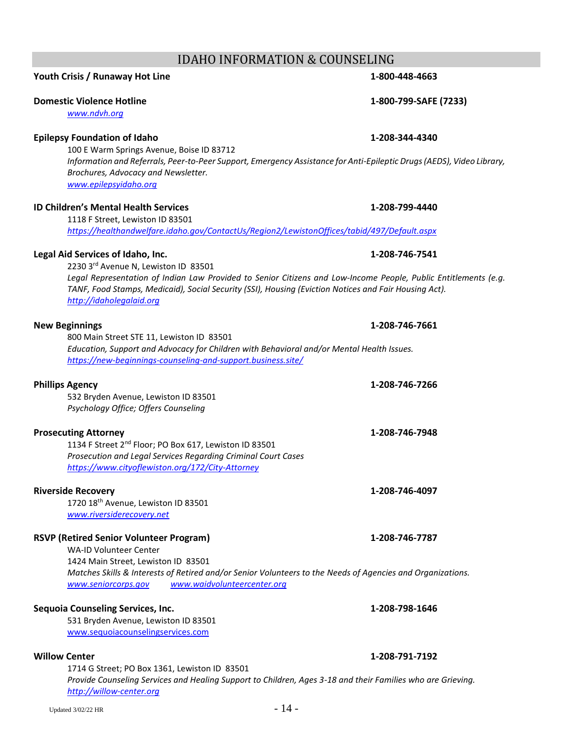## IDAHO INFORMATION & COUNSELING

**Youth Crisis / Runaway Hot Line** **1-800-448-4663**

**Domestic Violence Hotline** **1-800-799-SAFE (7233)**

www.ndvh.org

**Epilepsy Foundation of Idaho** **1-208-344-4340**

100 E Warm Springs Avenue, Boise ID 83712

*Information and Referrals, Peer-to-Peer Support, Emergency Assistance for Anti-Epileptic Drugs (AEDS), Video Library, Brochures, Advocacy and Newsletter.*

www.epilepsyidaho.org

**ID Children's Mental Health Services** **1-208-799-4440**

1118 F Street, Lewiston ID 83501

https://healthandwelfare.idaho.gov/ContactUs/Region2/LewistonOffices/tabid/497/Default.aspx

**Legal Aid Services of Idaho, Inc.** **1-208-746-7541**

2230 3rd Avenue N, Lewiston ID 83501

*Legal Representation of Indian Law Provided to Senior Citizens and Low-Income People, Public Entitlements (e.g. TANF, Food Stamps, Medicaid), Social Security (SSI), Housing (Eviction Notices and Fair Housing Act).*

http://idaholegalaid.org

**New Beginnings** **1-208-746-7661**

800 Main Street STE 11, Lewiston ID 83501

*Education, Support and Advocacy for Children with Behavioral and/or Mental Health Issues.*

https://new-beginnings-counseling-and-support.business.site/

**Phillips Agency** **1-208-746-7266**

532 Bryden Avenue, Lewiston ID 83501

*Psychology Office; Offers Counseling*

**Prosecuting Attorney** **1-208-746-7948**

1134 F Street 2nd Floor; PO Box 617, Lewiston ID 83501

*Prosecution and Legal Services Regarding Criminal Court Cases*

https://www.cityoflewiston.org/172/City-Attorney

**Riverside Recovery** **1-208-746-4097**

1720 18th Avenue, Lewiston ID 83501

www.riversiderecovery.net

**RSVP (Retired Senior Volunteer Program)** **1-208-746-7787**

WA-ID Volunteer Center

1424 Main Street, Lewiston ID 83501

*Matches Skills & Interests of Retired and/or Senior Volunteers to the Needs of Agencies and Organizations.*

www.seniorcorps.gov www.waidvolunteercenter.org

**Sequoia Counseling Services, Inc.** **1-208-798-1646**

531 Bryden Avenue, Lewiston ID 83501

www.sequoiacounselingservices.com

**Willow Center** **1-208-791-7192**

1714 G Street; PO Box 1361, Lewiston ID 83501

*Provide Counseling Services and Healing Support to Children, Ages 3-18 and their Families who are Grieving.*

http://willow-center.org

Updated 3/02/22 HR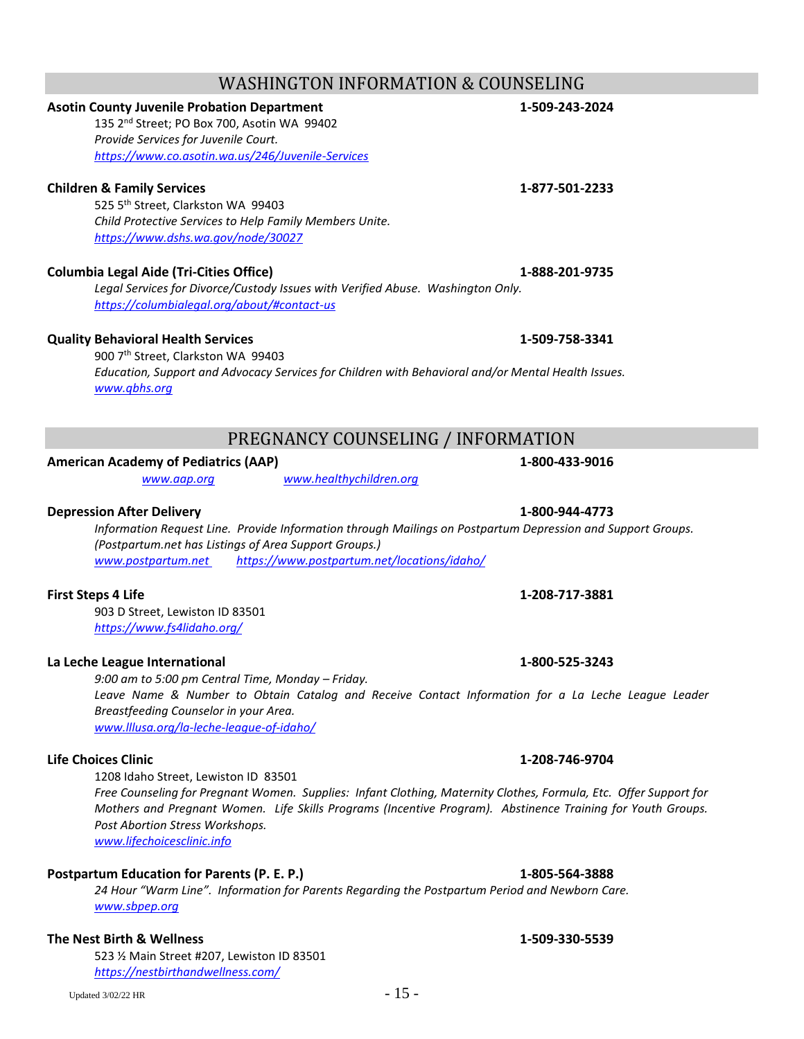## WASHINGTON INFORMATION & COUNSELING

**Asotin County Juvenile Probation Department** **1-509-243-2024**

135 2nd Street; PO Box 700, Asotin WA 99402
*Provide Services for Juvenile Court.*
*https://www.co.asotin.wa.us/246/Juvenile-Services*

**Children & Family Services** **1-877-501-2233**

525 5th Street, Clarkston WA 99403
*Child Protective Services to Help Family Members Unite.*
*https://www.dshs.wa.gov/node/30027*

**Columbia Legal Aide (Tri-Cities Office)** **1-888-201-9735**

*Legal Services for Divorce/Custody Issues with Verified Abuse. Washington Only.*
*https://columbialegal.org/about/#contact-us*

**Quality Behavioral Health Services** **1-509-758-3341**

900 7th Street, Clarkston WA 99403
*Education, Support and Advocacy Services for Children with Behavioral and/or Mental Health Issues.*
*www.qbhs.org*

## PREGNANCY COUNSELING / INFORMATION

**American Academy of Pediatrics (AAP)** **1-800-433-9016**

*www.aap.org* *www.healthychildren.org*

**Depression After Delivery** **1-800-944-4773**

*Information Request Line. Provide Information through Mailings on Postpartum Depression and Support Groups. (Postpartum.net has Listings of Area Support Groups.)*
*www.postpartum.net* *https://www.postpartum.net/locations/idaho/*

**First Steps 4 Life** **1-208-717-3881**

903 D Street, Lewiston ID 83501
*https://www.fs4lidaho.org/*

**La Leche League International** **1-800-525-3243**

*9:00 am to 5:00 pm Central Time, Monday – Friday.*
*Leave Name & Number to Obtain Catalog and Receive Contact Information for a La Leche League Leader Breastfeeding Counselor in your Area.*
*www.lllusa.org/la-leche-league-of-idaho/*

**Life Choices Clinic** **1-208-746-9704**

1208 Idaho Street, Lewiston ID 83501
*Free Counseling for Pregnant Women. Supplies: Infant Clothing, Maternity Clothes, Formula, Etc. Offer Support for Mothers and Pregnant Women. Life Skills Programs (Incentive Program). Abstinence Training for Youth Groups. Post Abortion Stress Workshops.*
*www.lifechoicesclinic.info*

**Postpartum Education for Parents (P. E. P.)** **1-805-564-3888**

*24 Hour "Warm Line". Information for Parents Regarding the Postpartum Period and Newborn Care.*
*www.sbpep.org*

**The Nest Birth & Wellness** **1-509-330-5539**

523 ½ Main Street #207, Lewiston ID 83501
*https://nestbirthandwellness.com/*

Updated 3/02/22 HR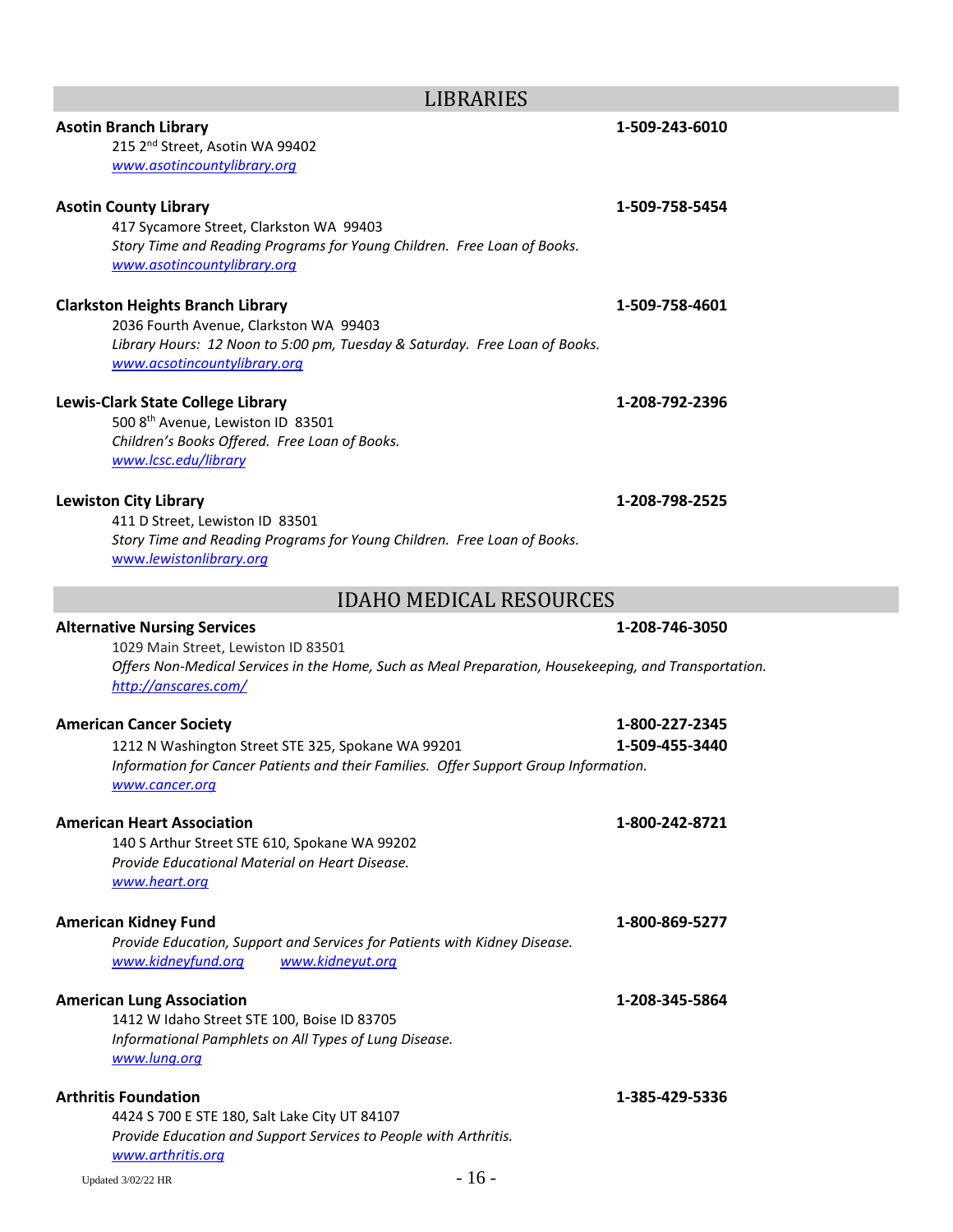## LIBRARIES

**Asotin Branch Library** **1-509-243-6010**
215 2nd Street, Asotin WA 99402
www.asotincountylibrary.org

**Asotin County Library** **1-509-758-5454**
417 Sycamore Street, Clarkston WA 99403
*Story Time and Reading Programs for Young Children. Free Loan of Books.*
www.asotincountylibrary.org

**Clarkston Heights Branch Library** **1-509-758-4601**
2036 Fourth Avenue, Clarkston WA 99403
*Library Hours: 12 Noon to 5:00 pm, Tuesday & Saturday. Free Loan of Books.*
www.acsotincountylibrary.org

**Lewis-Clark State College Library** **1-208-792-2396**
500 8th Avenue, Lewiston ID 83501
*Children's Books Offered. Free Loan of Books.*
www.lcsc.edu/library

**Lewiston City Library** **1-208-798-2525**
411 D Street, Lewiston ID 83501
*Story Time and Reading Programs for Young Children. Free Loan of Books.*
www.lewistonlibrary.org

## IDAHO MEDICAL RESOURCES

**Alternative Nursing Services** **1-208-746-3050**
1029 Main Street, Lewiston ID 83501
*Offers Non-Medical Services in the Home, Such as Meal Preparation, Housekeeping, and Transportation.*
http://anscares.com/

**American Cancer Society** **1-800-227-2345**
1212 N Washington Street STE 325, Spokane WA 99201 **1-509-455-3440**
*Information for Cancer Patients and their Families. Offer Support Group Information.*
www.cancer.org

**American Heart Association** **1-800-242-8721**
140 S Arthur Street STE 610, Spokane WA 99202
*Provide Educational Material on Heart Disease.*
www.heart.org

**American Kidney Fund** **1-800-869-5277**
*Provide Education, Support and Services for Patients with Kidney Disease.*
www.kidneyfund.org www.kidneyut.org

**American Lung Association** **1-208-345-5864**
1412 W Idaho Street STE 100, Boise ID 83705
*Informational Pamphlets on All Types of Lung Disease.*
www.lung.org

**Arthritis Foundation** **1-385-429-5336**
4424 S 700 E STE 180, Salt Lake City UT 84107
*Provide Education and Support Services to People with Arthritis.*
www.arthritis.org

Updated 3/02/22 HR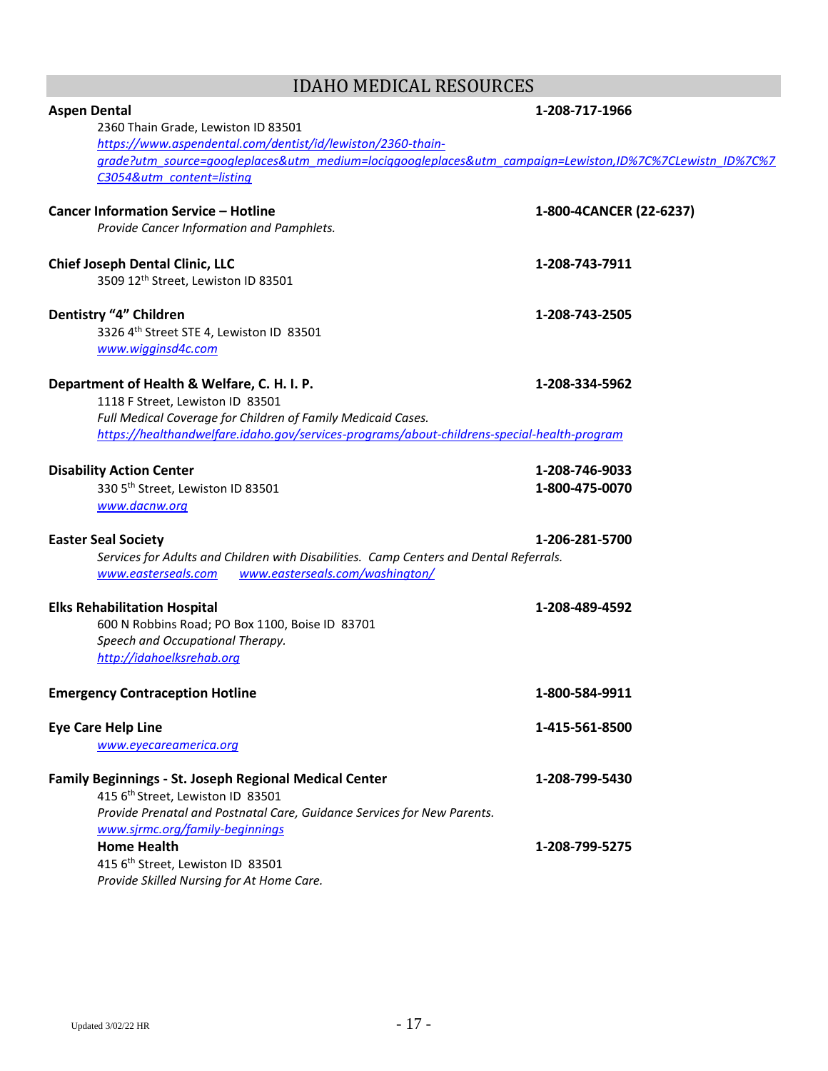## IDAHO MEDICAL RESOURCES

**Aspen Dental** — **1-208-717-1966**
2360 Thain Grade, Lewiston ID 83501
*https://www.aspendental.com/dentist/id/lewiston/2360-thain-grade?utm_source=googleplaces&utm_medium=lociqgoogleplaces&utm_campaign=Lewiston,ID%7C%7CLewistn_ID%7C%7C3054&utm_content=listing*

**Cancer Information Service – Hotline** — **1-800-4CANCER (22-6237)**
*Provide Cancer Information and Pamphlets.*

**Chief Joseph Dental Clinic, LLC** — **1-208-743-7911**
3509 12th Street, Lewiston ID 83501

**Dentistry "4" Children** — **1-208-743-2505**
3326 4th Street STE 4, Lewiston ID 83501
*www.wigginsd4c.com*

**Department of Health & Welfare, C. H. I. P.** — **1-208-334-5962**
1118 F Street, Lewiston ID 83501
*Full Medical Coverage for Children of Family Medicaid Cases.*
*https://healthandwelfare.idaho.gov/services-programs/about-childrens-special-health-program*

**Disability Action Center** — **1-208-746-9033** / **1-800-475-0070**
330 5th Street, Lewiston ID 83501
*www.dacnw.org*

**Easter Seal Society** — **1-206-281-5700**
*Services for Adults and Children with Disabilities. Camp Centers and Dental Referrals.*
*www.easterseals.com* *www.easterseals.com/washington/*

**Elks Rehabilitation Hospital** — **1-208-489-4592**
600 N Robbins Road; PO Box 1100, Boise ID 83701
*Speech and Occupational Therapy.*
*http://idahoelksrehab.org*

**Emergency Contraception Hotline** — **1-800-584-9911**

**Eye Care Help Line** — **1-415-561-8500**
*www.eyecareamerica.org*

**Family Beginnings - St. Joseph Regional Medical Center** — **1-208-799-5430**
415 6th Street, Lewiston ID 83501
*Provide Prenatal and Postnatal Care, Guidance Services for New Parents.*
*www.sjrmc.org/family-beginnings*

**Home Health** — **1-208-799-5275**
415 6th Street, Lewiston ID 83501
*Provide Skilled Nursing for At Home Care.*

Updated 3/02/22 HR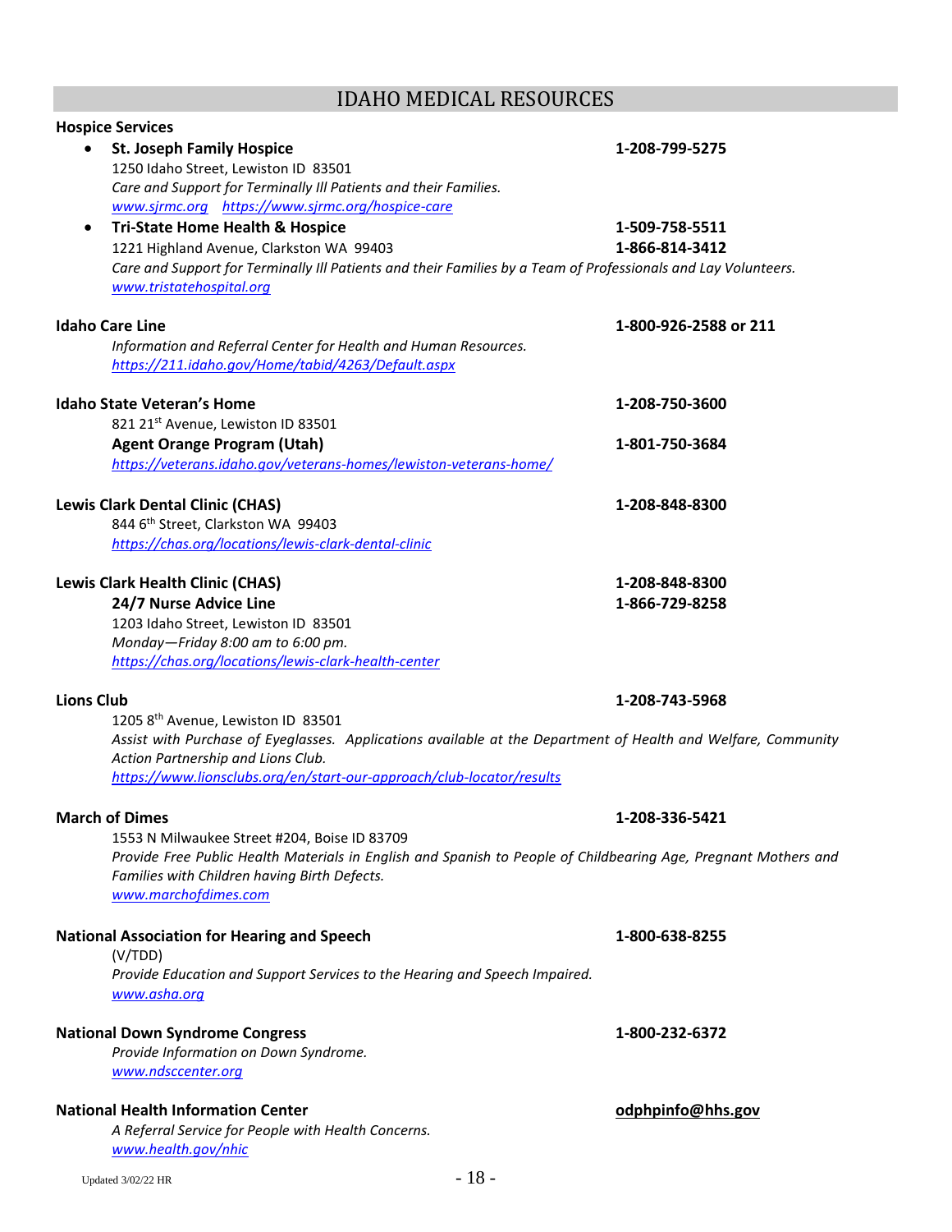## IDAHO MEDICAL RESOURCES

**Hospice Services**

- **St. Joseph Family Hospice** — **1-208-799-5275**
  1250 Idaho Street, Lewiston ID 83501
  *Care and Support for Terminally Ill Patients and their Families.*
  *www.sjrmc.org* *https://www.sjrmc.org/hospice-care*
- **Tri-State Home Health & Hospice** — **1-509-758-5511** / **1-866-814-3412**
  1221 Highland Avenue, Clarkston WA 99403
  *Care and Support for Terminally Ill Patients and their Families by a Team of Professionals and Lay Volunteers.*
  *www.tristatehospital.org*

**Idaho Care Line** — **1-800-926-2588 or 211**
*Information and Referral Center for Health and Human Resources.*
*https://211.idaho.gov/Home/tabid/4263/Default.aspx*

**Idaho State Veteran's Home** — **1-208-750-3600**
821 21st Avenue, Lewiston ID 83501
**Agent Orange Program (Utah)** — **1-801-750-3684**
*https://veterans.idaho.gov/veterans-homes/lewiston-veterans-home/*

**Lewis Clark Dental Clinic (CHAS)** — **1-208-848-8300**
844 6th Street, Clarkston WA 99403
*https://chas.org/locations/lewis-clark-dental-clinic*

**Lewis Clark Health Clinic (CHAS)** — **1-208-848-8300**
**24/7 Nurse Advice Line** — **1-866-729-8258**
1203 Idaho Street, Lewiston ID 83501
*Monday—Friday 8:00 am to 6:00 pm.*
*https://chas.org/locations/lewis-clark-health-center*

**Lions Club** — **1-208-743-5968**
1205 8th Avenue, Lewiston ID 83501
*Assist with Purchase of Eyeglasses. Applications available at the Department of Health and Welfare, Community Action Partnership and Lions Club.*
*https://www.lionsclubs.org/en/start-our-approach/club-locator/results*

**March of Dimes** — **1-208-336-5421**
1553 N Milwaukee Street #204, Boise ID 83709
*Provide Free Public Health Materials in English and Spanish to People of Childbearing Age, Pregnant Mothers and Families with Children having Birth Defects.*
*www.marchofdimes.com*

**National Association for Hearing and Speech** — **1-800-638-8255**
(V/TDD)
*Provide Education and Support Services to the Hearing and Speech Impaired.*
*www.asha.org*

**National Down Syndrome Congress** — **1-800-232-6372**
*Provide Information on Down Syndrome.*
*www.ndsccenter.org*

**National Health Information Center** — **odphpinfo@hhs.gov**
*A Referral Service for People with Health Concerns.*
*www.health.gov/nhic*

Updated 3/02/22 HR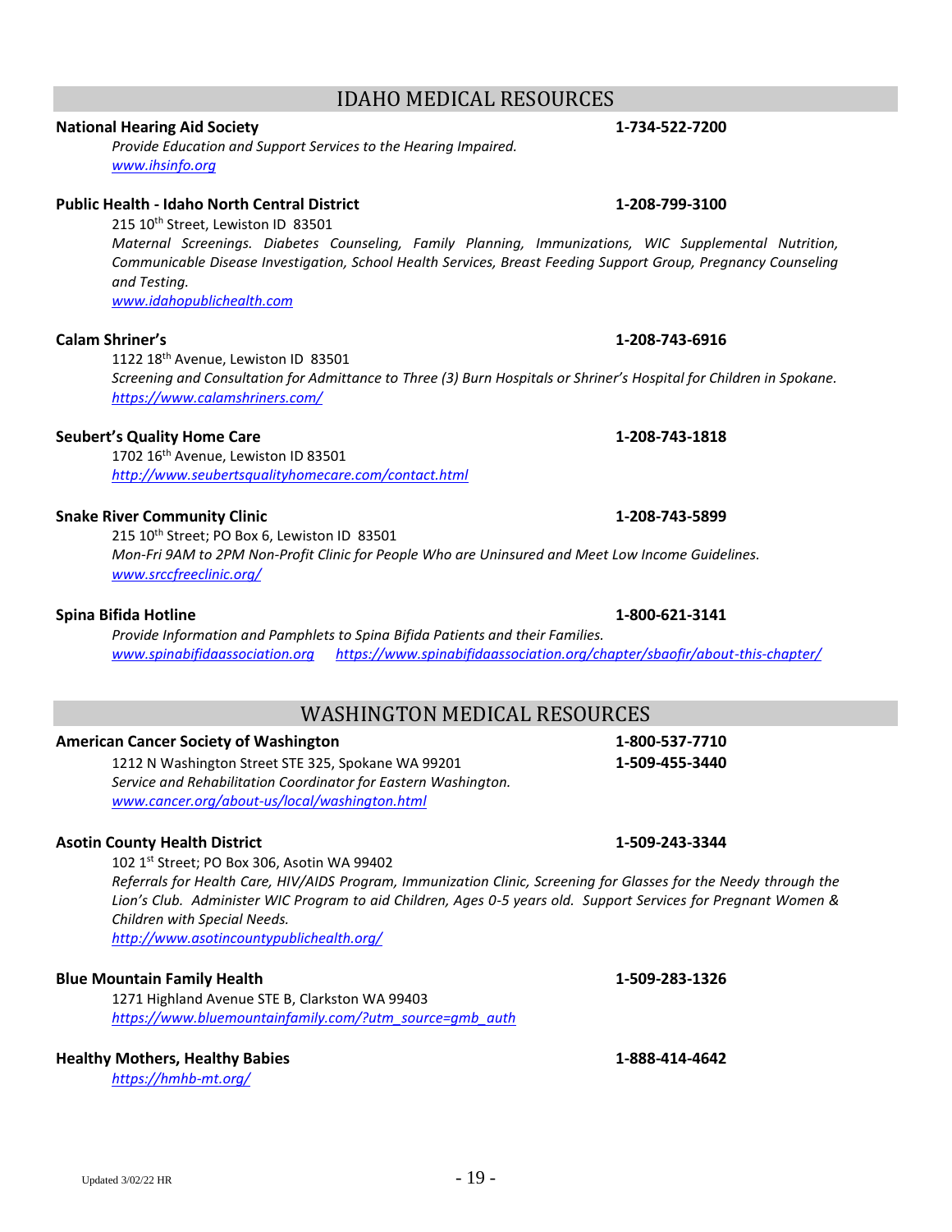## IDAHO MEDICAL RESOURCES

**National Hearing Aid Society** **1-734-522-7200**

*Provide Education and Support Services to the Hearing Impaired.*
www.ihsinfo.org

**Public Health - Idaho North Central District** **1-208-799-3100**

215 10th Street, Lewiston ID 83501
*Maternal Screenings. Diabetes Counseling, Family Planning, Immunizations, WIC Supplemental Nutrition, Communicable Disease Investigation, School Health Services, Breast Feeding Support Group, Pregnancy Counseling and Testing.*
www.idahopublichealth.com

**Calam Shriner's** **1-208-743-6916**

1122 18th Avenue, Lewiston ID 83501
*Screening and Consultation for Admittance to Three (3) Burn Hospitals or Shriner's Hospital for Children in Spokane.*
https://www.calamshriners.com/

**Seubert's Quality Home Care** **1-208-743-1818**

1702 16th Avenue, Lewiston ID 83501
http://www.seubertsqualityhomecare.com/contact.html

**Snake River Community Clinic** **1-208-743-5899**

215 10th Street; PO Box 6, Lewiston ID 83501
*Mon-Fri 9AM to 2PM Non-Profit Clinic for People Who are Uninsured and Meet Low Income Guidelines.*
www.srccfreeclinic.org/

**Spina Bifida Hotline** **1-800-621-3141**

*Provide Information and Pamphlets to Spina Bifida Patients and their Families.*
www.spinabifidaassociation.org https://www.spinabifidaassociation.org/chapter/sbaofir/about-this-chapter/

## WASHINGTON MEDICAL RESOURCES

**American Cancer Society of Washington** **1-800-537-7710**

1212 N Washington Street STE 325, Spokane WA 99201 **1-509-455-3440**
*Service and Rehabilitation Coordinator for Eastern Washington.*
www.cancer.org/about-us/local/washington.html

**Asotin County Health District** **1-509-243-3344**

102 1st Street; PO Box 306, Asotin WA 99402
*Referrals for Health Care, HIV/AIDS Program, Immunization Clinic, Screening for Glasses for the Needy through the Lion's Club. Administer WIC Program to aid Children, Ages 0-5 years old. Support Services for Pregnant Women & Children with Special Needs.*
http://www.asotincountypublichealth.org/

**Blue Mountain Family Health** **1-509-283-1326**

1271 Highland Avenue STE B, Clarkston WA 99403
https://www.bluemountainfamily.com/?utm_source=gmb_auth

**Healthy Mothers, Healthy Babies** **1-888-414-4642**

https://hmhb-mt.org/

Updated 3/02/22 HR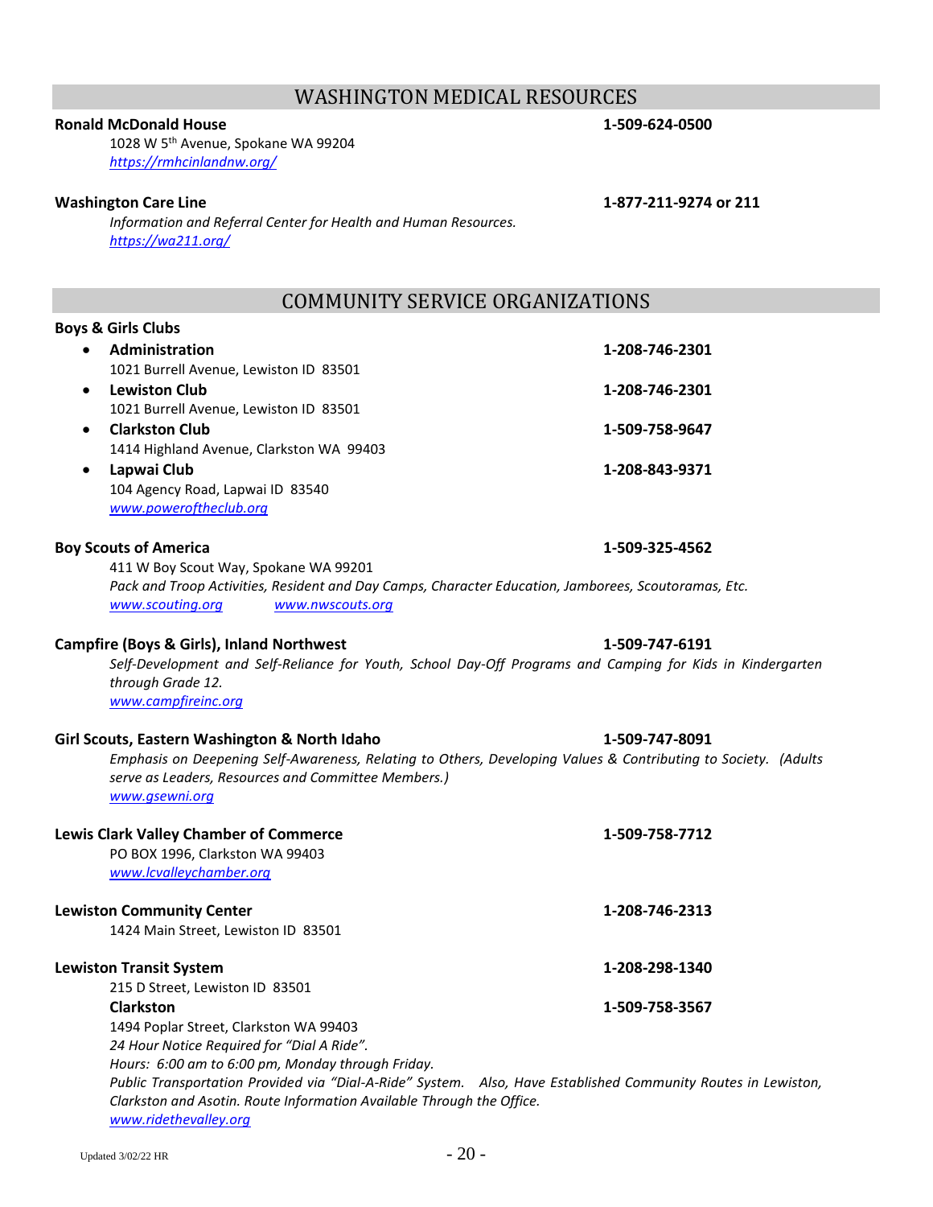## WASHINGTON MEDICAL RESOURCES

**Ronald McDonald House** **1-509-624-0500**

1028 W 5th Avenue, Spokane WA 99204
*https://rmhcinlandnw.org/*

**Washington Care Line** **1-877-211-9274 or 211**

*Information and Referral Center for Health and Human Resources.*
*https://wa211.org/*

## COMMUNITY SERVICE ORGANIZATIONS

**Boys & Girls Clubs**

- **Administration** **1-208-746-2301**
  1021 Burrell Avenue, Lewiston ID 83501
- **Lewiston Club** **1-208-746-2301**
  1021 Burrell Avenue, Lewiston ID 83501
- **Clarkston Club** **1-509-758-9647**
  1414 Highland Avenue, Clarkston WA 99403
- **Lapwai Club** **1-208-843-9371**
  104 Agency Road, Lapwai ID 83540
  *www.poweroftheclub.org*

**Boy Scouts of America** **1-509-325-4562**

411 W Boy Scout Way, Spokane WA 99201
*Pack and Troop Activities, Resident and Day Camps, Character Education, Jamborees, Scoutoramas, Etc.*
*www.scouting.org* *www.nwscouts.org*

**Campfire (Boys & Girls), Inland Northwest** **1-509-747-6191**

*Self-Development and Self-Reliance for Youth, School Day-Off Programs and Camping for Kids in Kindergarten through Grade 12.*
*www.campfireinc.org*

**Girl Scouts, Eastern Washington & North Idaho** **1-509-747-8091**

*Emphasis on Deepening Self-Awareness, Relating to Others, Developing Values & Contributing to Society. (Adults serve as Leaders, Resources and Committee Members.)*
*www.gsewni.org*

**Lewis Clark Valley Chamber of Commerce** **1-509-758-7712**

PO BOX 1996, Clarkston WA 99403
*www.lcvalleychamber.org*

**Lewiston Community Center** **1-208-746-2313**

1424 Main Street, Lewiston ID 83501

**Lewiston Transit System** **1-208-298-1340**

215 D Street, Lewiston ID 83501

**Clarkston** **1-509-758-3567**

1494 Poplar Street, Clarkston WA 99403
*24 Hour Notice Required for "Dial A Ride".*
*Hours: 6:00 am to 6:00 pm, Monday through Friday.*
*Public Transportation Provided via "Dial-A-Ride" System. Also, Have Established Community Routes in Lewiston, Clarkston and Asotin. Route Information Available Through the Office.*
*www.ridethevalley.org*

Updated 3/02/22 HR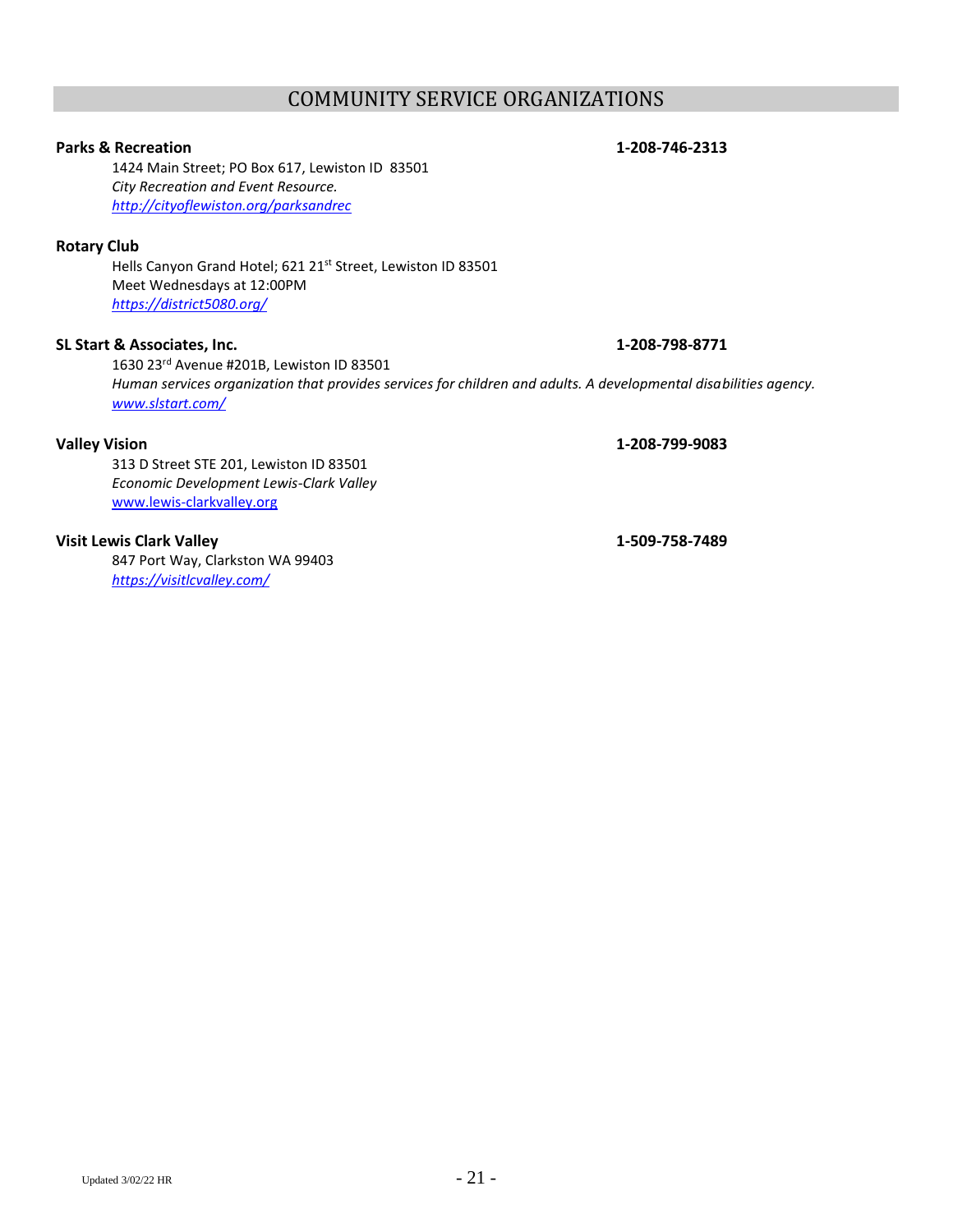## COMMUNITY SERVICE ORGANIZATIONS

**Parks & Recreation** **1-208-746-2313**

1424 Main Street; PO Box 617, Lewiston ID 83501
*City Recreation and Event Resource.*
*http://cityoflewiston.org/parksandrec*

**Rotary Club**

Hells Canyon Grand Hotel; 621 21st Street, Lewiston ID 83501
Meet Wednesdays at 12:00PM
*https://district5080.org/*

**SL Start & Associates, Inc.** **1-208-798-8771**

1630 23rd Avenue #201B, Lewiston ID 83501
*Human services organization that provides services for children and adults. A developmental disabilities agency.*
*www.slstart.com/*

**Valley Vision** **1-208-799-9083**

313 D Street STE 201, Lewiston ID 83501
*Economic Development Lewis-Clark Valley*
www.lewis-clarkvalley.org

**Visit Lewis Clark Valley** **1-509-758-7489**

847 Port Way, Clarkston WA 99403
*https://visitlcvalley.com/*

Updated 3/02/22 HR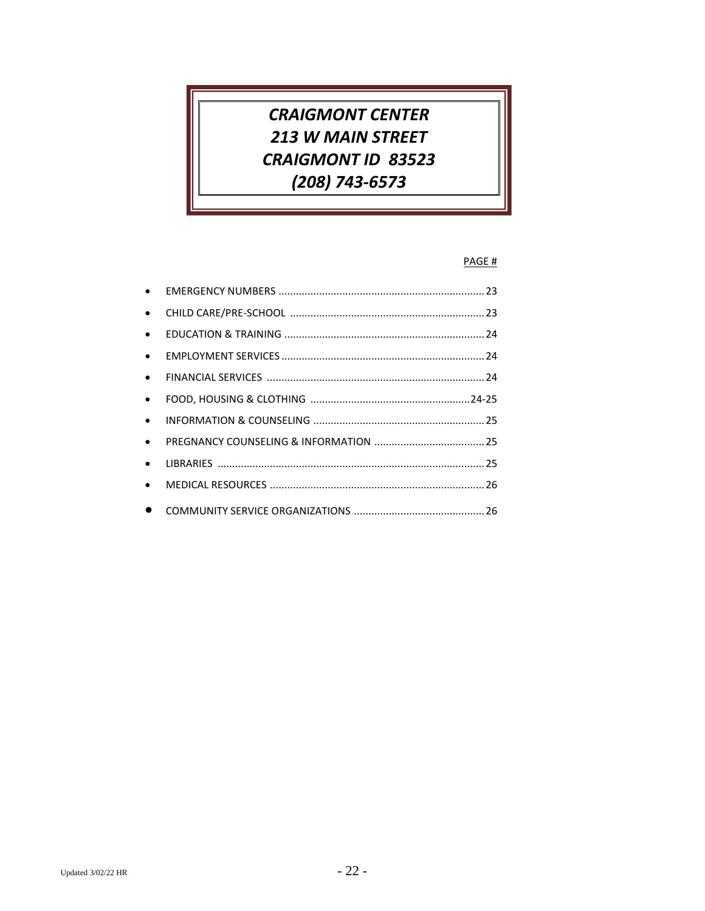# *CRAIGMONT CENTER*
# *213 W MAIN STREET*
# *CRAIGMONT ID 83523*
# *(208) 743-6573*

PAGE #

- EMERGENCY NUMBERS ....................................................................... 23
- CHILD CARE/PRE-SCHOOL ................................................................... 23
- EDUCATION & TRAINING ..................................................................... 24
- EMPLOYMENT SERVICES ...................................................................... 24
- FINANCIAL SERVICES ........................................................................... 24
- FOOD, HOUSING & CLOTHING .......................................................24-25
- INFORMATION & COUNSELING ............................................................ 25
- PREGNANCY COUNSELING & INFORMATION ...................................... 25
- LIBRARIES ............................................................................................ 25
- MEDICAL RESOURCES .......................................................................... 26
- COMMUNITY SERVICE ORGANIZATIONS ............................................. 26

Updated 3/02/22 HR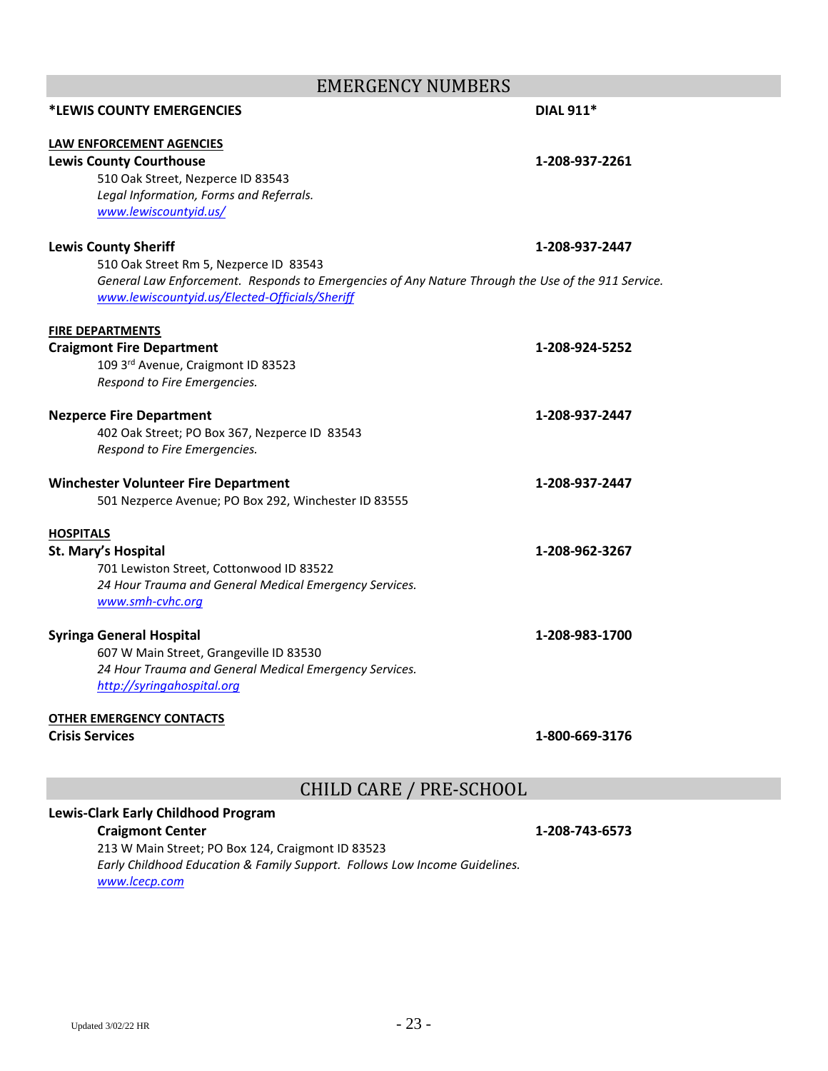## EMERGENCY NUMBERS

**\*LEWIS COUNTY EMERGENCIES** **DIAL 911\***

**LAW ENFORCEMENT AGENCIES**

**Lewis County Courthouse** **1-208-937-2261**
510 Oak Street, Nezperce ID 83543
*Legal Information, Forms and Referrals.*
www.lewiscountyid.us/

**Lewis County Sheriff** **1-208-937-2447**
510 Oak Street Rm 5, Nezperce ID 83543
*General Law Enforcement. Responds to Emergencies of Any Nature Through the Use of the 911 Service.*
www.lewiscountyid.us/Elected-Officials/Sheriff

**FIRE DEPARTMENTS**

**Craigmont Fire Department** **1-208-924-5252**
109 3rd Avenue, Craigmont ID 83523
*Respond to Fire Emergencies.*

**Nezperce Fire Department** **1-208-937-2447**
402 Oak Street; PO Box 367, Nezperce ID 83543
*Respond to Fire Emergencies.*

**Winchester Volunteer Fire Department** **1-208-937-2447**
501 Nezperce Avenue; PO Box 292, Winchester ID 83555

**HOSPITALS**

**St. Mary's Hospital** **1-208-962-3267**
701 Lewiston Street, Cottonwood ID 83522
*24 Hour Trauma and General Medical Emergency Services.*
www.smh-cvhc.org

**Syringa General Hospital** **1-208-983-1700**
607 W Main Street, Grangeville ID 83530
*24 Hour Trauma and General Medical Emergency Services.*
http://syringahospital.org

**OTHER EMERGENCY CONTACTS**

**Crisis Services** **1-800-669-3176**

## CHILD CARE / PRE-SCHOOL

**Lewis-Clark Early Childhood Program**

**Craigmont Center** **1-208-743-6573**
213 W Main Street; PO Box 124, Craigmont ID 83523
*Early Childhood Education & Family Support. Follows Low Income Guidelines.*
www.lcecp.com

Updated 3/02/22 HR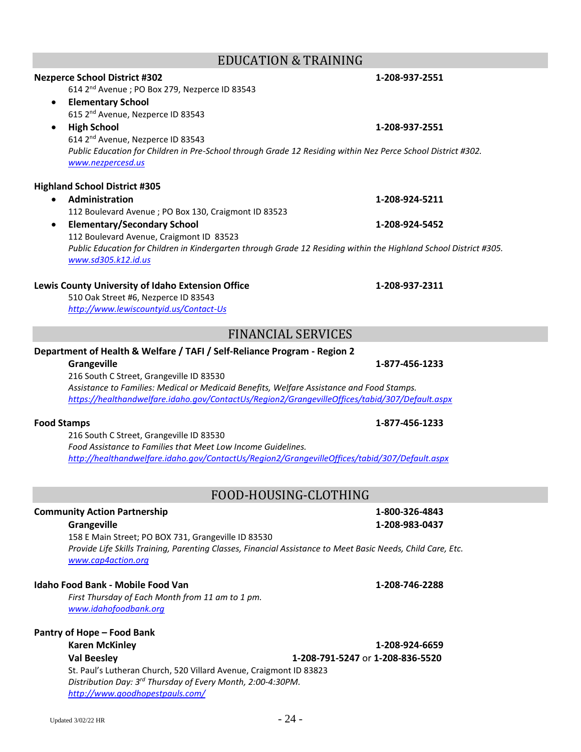## EDUCATION & TRAINING

**Nezperce School District #302** **1-208-937-2551**

614 2nd Avenue ; PO Box 279, Nezperce ID 83543

- **Elementary School**
  615 2nd Avenue, Nezperce ID 83543
- **High School** **1-208-937-2551**
  614 2nd Avenue, Nezperce ID 83543

*Public Education for Children in Pre-School through Grade 12 Residing within Nez Perce School District #302.*
*www.nezpercesd.us*

**Highland School District #305**

- **Administration** **1-208-924-5211**
  112 Boulevard Avenue ; PO Box 130, Craigmont ID 83523
- **Elementary/Secondary School** **1-208-924-5452**
  112 Boulevard Avenue, Craigmont ID 83523

*Public Education for Children in Kindergarten through Grade 12 Residing within the Highland School District #305.*
*www.sd305.k12.id.us*

**Lewis County University of Idaho Extension Office** **1-208-937-2311**

510 Oak Street #6, Nezperce ID 83543
*http://www.lewiscountyid.us/Contact-Us*

## FINANCIAL SERVICES

**Department of Health & Welfare / TAFI / Self-Reliance Program - Region 2**

**Grangeville** **1-877-456-1233**

216 South C Street, Grangeville ID 83530
*Assistance to Families: Medical or Medicaid Benefits, Welfare Assistance and Food Stamps.*
*https://healthandwelfare.idaho.gov/ContactUs/Region2/GrangevilleOffices/tabid/307/Default.aspx*

**Food Stamps** **1-877-456-1233**

216 South C Street, Grangeville ID 83530
*Food Assistance to Families that Meet Low Income Guidelines.*
*http://healthandwelfare.idaho.gov/ContactUs/Region2/GrangevilleOffices/tabid/307/Default.aspx*

## FOOD-HOUSING-CLOTHING

**Community Action Partnership** **1-800-326-4843**

**Grangeville** **1-208-983-0437**

158 E Main Street; PO BOX 731, Grangeville ID 83530
*Provide Life Skills Training, Parenting Classes, Financial Assistance to Meet Basic Needs, Child Care, Etc.*
*www.cap4action.org*

**Idaho Food Bank - Mobile Food Van** **1-208-746-2288**

*First Thursday of Each Month from 11 am to 1 pm.*
*www.idahofoodbank.org*

**Pantry of Hope – Food Bank**

**Karen McKinley** **1-208-924-6659**

**Val Beesley** **1-208-791-5247** or **1-208-836-5520**

St. Paul's Lutheran Church, 520 Villard Avenue, Craigmont ID 83823
*Distribution Day: 3rd Thursday of Every Month, 2:00-4:30PM.*
*http://www.goodhopestpauls.com/*

Updated 3/02/22 HR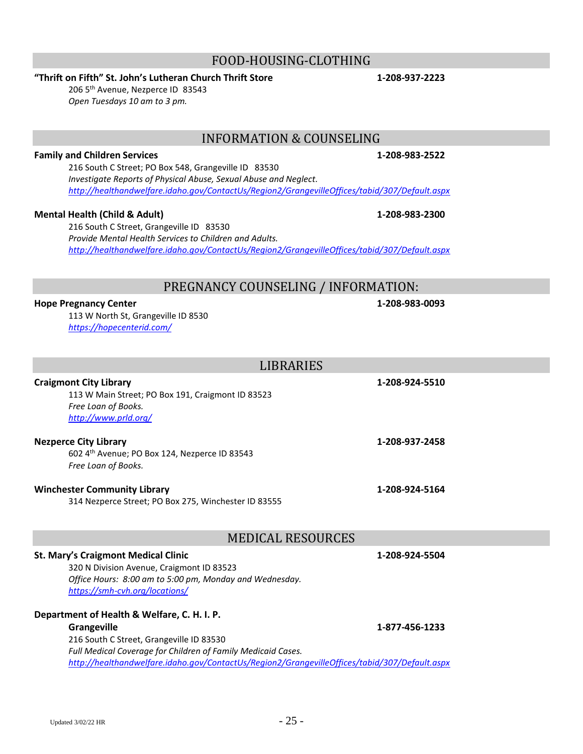## FOOD-HOUSING-CLOTHING

**"Thrift on Fifth" St. John's Lutheran Church Thrift Store** **1-208-937-2223**
206 5th Avenue, Nezperce ID 83543
*Open Tuesdays 10 am to 3 pm.*

## INFORMATION & COUNSELING

**Family and Children Services** **1-208-983-2522**
216 South C Street; PO Box 548, Grangeville ID 83530
*Investigate Reports of Physical Abuse, Sexual Abuse and Neglect.*
*http://healthandwelfare.idaho.gov/ContactUs/Region2/GrangevilleOffices/tabid/307/Default.aspx*

**Mental Health (Child & Adult)** **1-208-983-2300**
216 South C Street, Grangeville ID 83530
*Provide Mental Health Services to Children and Adults.*
*http://healthandwelfare.idaho.gov/ContactUs/Region2/GrangevilleOffices/tabid/307/Default.aspx*

## PREGNANCY COUNSELING / INFORMATION:

**Hope Pregnancy Center** **1-208-983-0093**
113 W North St, Grangeville ID 8530
*https://hopecenterid.com/*

## LIBRARIES

**Craigmont City Library** **1-208-924-5510**
113 W Main Street; PO Box 191, Craigmont ID 83523
*Free Loan of Books.*
*http://www.prld.org/*

**Nezperce City Library** **1-208-937-2458**
602 4th Avenue; PO Box 124, Nezperce ID 83543
*Free Loan of Books.*

**Winchester Community Library** **1-208-924-5164**
314 Nezperce Street; PO Box 275, Winchester ID 83555

## MEDICAL RESOURCES

**St. Mary's Craigmont Medical Clinic** **1-208-924-5504**
320 N Division Avenue, Craigmont ID 83523
*Office Hours: 8:00 am to 5:00 pm, Monday and Wednesday.*
*https://smh-cvh.org/locations/*

**Department of Health & Welfare, C. H. I. P.**
**Grangeville** **1-877-456-1233**
216 South C Street, Grangeville ID 83530
*Full Medical Coverage for Children of Family Medicaid Cases.*
*http://healthandwelfare.idaho.gov/ContactUs/Region2/GrangevilleOffices/tabid/307/Default.aspx*

Updated 3/02/22 HR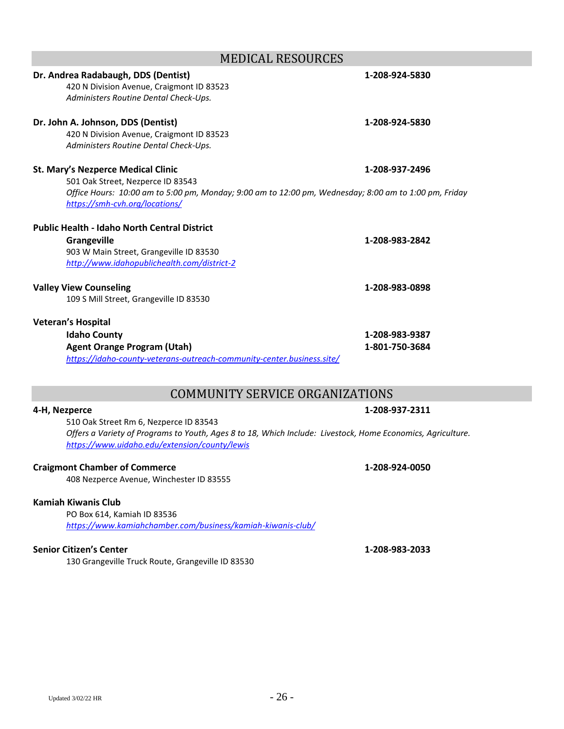## MEDICAL RESOURCES

**Dr. Andrea Radabaugh, DDS (Dentist)** **1-208-924-5830**
420 N Division Avenue, Craigmont ID 83523
*Administers Routine Dental Check-Ups.*

**Dr. John A. Johnson, DDS (Dentist)** **1-208-924-5830**
420 N Division Avenue, Craigmont ID 83523
*Administers Routine Dental Check-Ups.*

**St. Mary's Nezperce Medical Clinic** **1-208-937-2496**
501 Oak Street, Nezperce ID 83543
*Office Hours: 10:00 am to 5:00 pm, Monday; 9:00 am to 12:00 pm, Wednesday; 8:00 am to 1:00 pm, Friday*
*https://smh-cvh.org/locations/*

**Public Health - Idaho North Central District**
**Grangeville** **1-208-983-2842**
903 W Main Street, Grangeville ID 83530
*http://www.idahopublichealth.com/district-2*

**Valley View Counseling** **1-208-983-0898**
109 S Mill Street, Grangeville ID 83530

**Veteran's Hospital**
**Idaho County** **1-208-983-9387**
**Agent Orange Program (Utah)** **1-801-750-3684**
*https://idaho-county-veterans-outreach-community-center.business.site/*

## COMMUNITY SERVICE ORGANIZATIONS

**4-H, Nezperce** **1-208-937-2311**
510 Oak Street Rm 6, Nezperce ID 83543
*Offers a Variety of Programs to Youth, Ages 8 to 18, Which Include: Livestock, Home Economics, Agriculture.*
*https://www.uidaho.edu/extension/county/lewis*

**Craigmont Chamber of Commerce** **1-208-924-0050**
408 Nezperce Avenue, Winchester ID 83555

**Kamiah Kiwanis Club**
PO Box 614, Kamiah ID 83536
*https://www.kamiahchamber.com/business/kamiah-kiwanis-club/*

**Senior Citizen's Center** **1-208-983-2033**
130 Grangeville Truck Route, Grangeville ID 83530

Updated 3/02/22 HR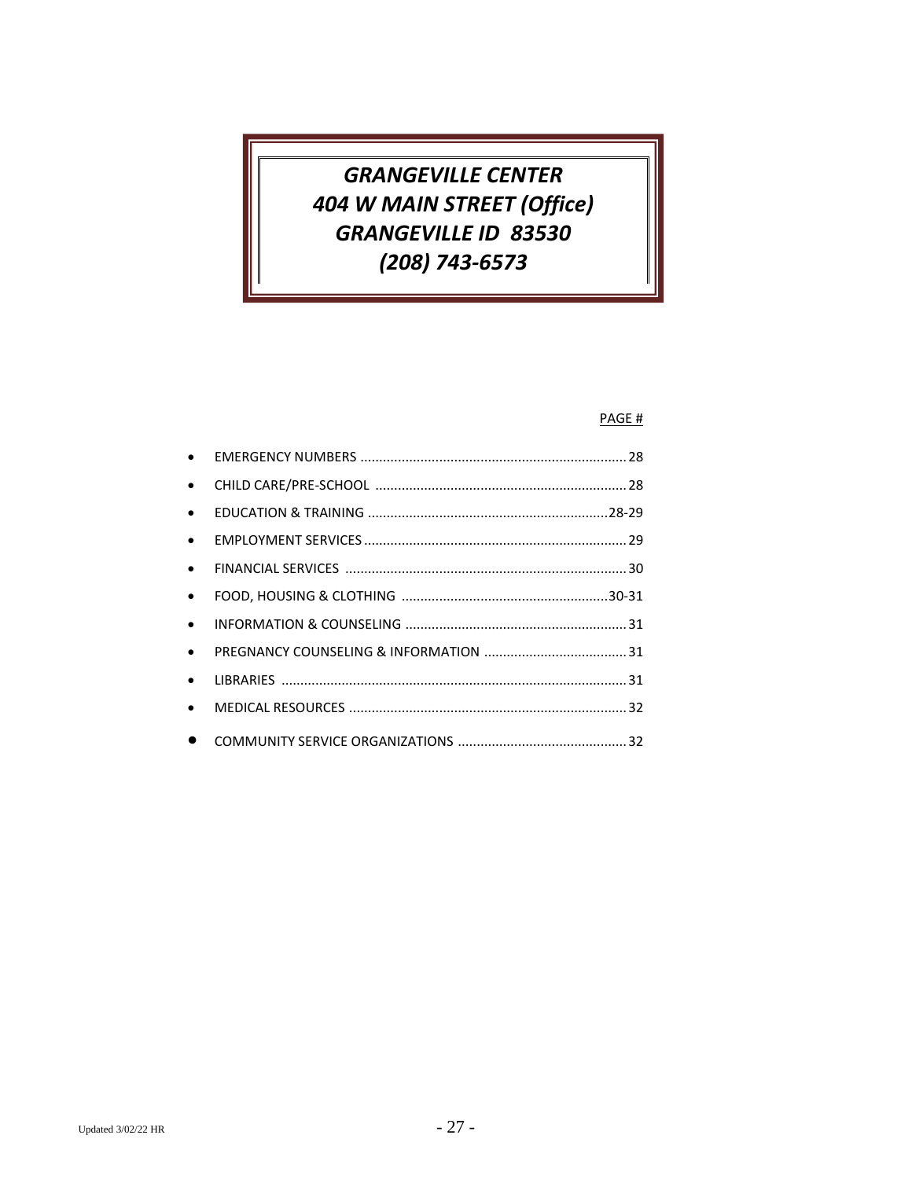# *GRANGEVILLE CENTER*
# *404 W MAIN STREET (Office)*
# *GRANGEVILLE ID 83530*
# *(208) 743-6573*

PAGE #

- EMERGENCY NUMBERS ....................................................................... 28
- CHILD CARE/PRE-SCHOOL ................................................................... 28
- EDUCATION & TRAINING ................................................................. 28-29
- EMPLOYMENT SERVICES ...................................................................... 29
- FINANCIAL SERVICES ........................................................................... 30
- FOOD, HOUSING & CLOTHING ....................................................... 30-31
- INFORMATION & COUNSELING ........................................................... 31
- PREGNANCY COUNSELING & INFORMATION ...................................... 31
- LIBRARIES ............................................................................................ 31
- MEDICAL RESOURCES .......................................................................... 32
- COMMUNITY SERVICE ORGANIZATIONS ............................................. 32

Updated 3/02/22 HR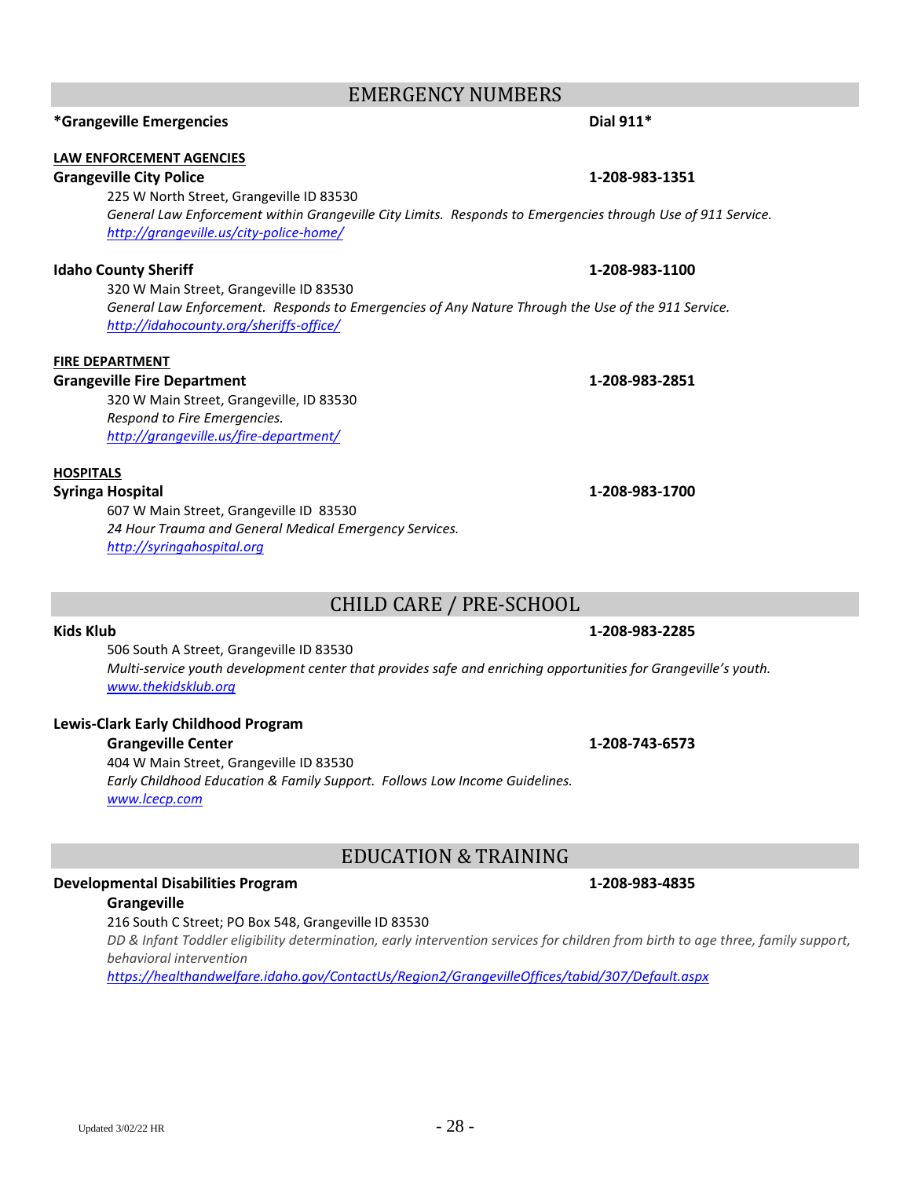## EMERGENCY NUMBERS

**\*Grangeville Emergencies** **Dial 911\***

**LAW ENFORCEMENT AGENCIES**

**Grangeville City Police** **1-208-983-1351**

225 W North Street, Grangeville ID 83530

*General Law Enforcement within Grangeville City Limits. Responds to Emergencies through Use of 911 Service.*

http://grangeville.us/city-police-home/

**Idaho County Sheriff** **1-208-983-1100**

320 W Main Street, Grangeville ID 83530

*General Law Enforcement. Responds to Emergencies of Any Nature Through the Use of the 911 Service.*

http://idahocounty.org/sheriffs-office/

**FIRE DEPARTMENT**

**Grangeville Fire Department** **1-208-983-2851**

320 W Main Street, Grangeville, ID 83530

*Respond to Fire Emergencies.*

http://grangeville.us/fire-department/

**HOSPITALS**

**Syringa Hospital** **1-208-983-1700**

607 W Main Street, Grangeville ID 83530

*24 Hour Trauma and General Medical Emergency Services.*

http://syringahospital.org

## CHILD CARE / PRE-SCHOOL

**Kids Klub** **1-208-983-2285**

506 South A Street, Grangeville ID 83530

*Multi-service youth development center that provides safe and enriching opportunities for Grangeville's youth.*

www.thekidsklub.org

**Lewis-Clark Early Childhood Program**

**Grangeville Center** **1-208-743-6573**

404 W Main Street, Grangeville ID 83530

*Early Childhood Education & Family Support. Follows Low Income Guidelines.*

www.lcecp.com

## EDUCATION & TRAINING

**Developmental Disabilities Program** **1-208-983-4835**

**Grangeville**

216 South C Street; PO Box 548, Grangeville ID 83530

*DD & Infant Toddler eligibility determination, early intervention services for children from birth to age three, family support, behavioral intervention*

https://healthandwelfare.idaho.gov/ContactUs/Region2/GrangevilleOffices/tabid/307/Default.aspx

Updated 3/02/22 HR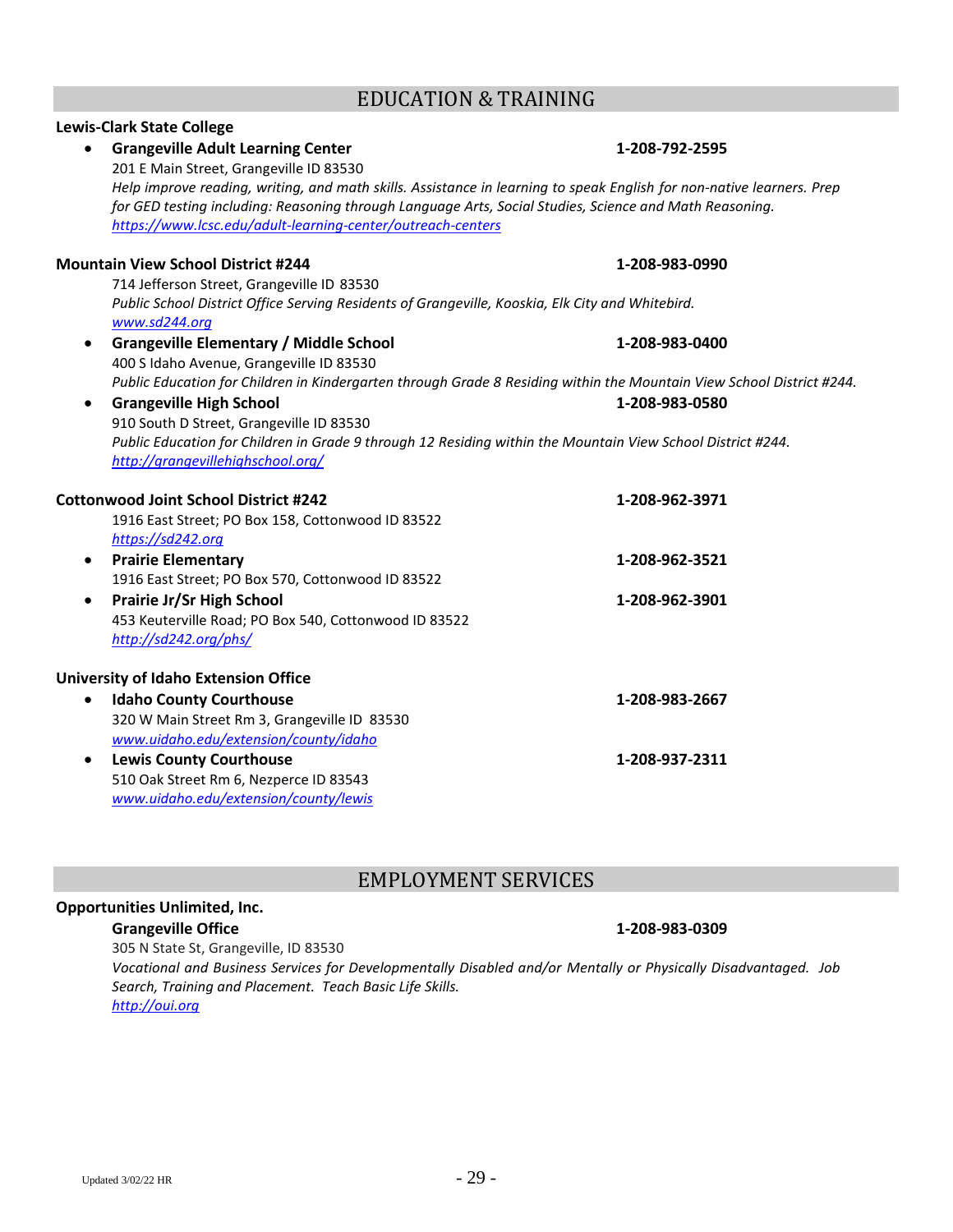## EDUCATION & TRAINING

**Lewis-Clark State College**

- **Grangeville Adult Learning Center** **1-208-792-2595**
  201 E Main Street, Grangeville ID 83530
  *Help improve reading, writing, and math skills. Assistance in learning to speak English for non-native learners. Prep for GED testing including: Reasoning through Language Arts, Social Studies, Science and Math Reasoning.*
  https://www.lcsc.edu/adult-learning-center/outreach-centers

**Mountain View School District #244** **1-208-983-0990**
714 Jefferson Street, Grangeville ID 83530
*Public School District Office Serving Residents of Grangeville, Kooskia, Elk City and Whitebird.*
www.sd244.org

- **Grangeville Elementary / Middle School** **1-208-983-0400**
  400 S Idaho Avenue, Grangeville ID 83530
  *Public Education for Children in Kindergarten through Grade 8 Residing within the Mountain View School District #244.*
- **Grangeville High School** **1-208-983-0580**
  910 South D Street, Grangeville ID 83530
  *Public Education for Children in Grade 9 through 12 Residing within the Mountain View School District #244.*
  http://grangevillehighschool.org/

**Cottonwood Joint School District #242** **1-208-962-3971**
1916 East Street; PO Box 158, Cottonwood ID 83522
https://sd242.org

- **Prairie Elementary** **1-208-962-3521**
  1916 East Street; PO Box 570, Cottonwood ID 83522
- **Prairie Jr/Sr High School** **1-208-962-3901**
  453 Keuterville Road; PO Box 540, Cottonwood ID 83522
  http://sd242.org/phs/

**University of Idaho Extension Office**

- **Idaho County Courthouse** **1-208-983-2667**
  320 W Main Street Rm 3, Grangeville ID 83530
  www.uidaho.edu/extension/county/idaho
- **Lewis County Courthouse** **1-208-937-2311**
  510 Oak Street Rm 6, Nezperce ID 83543
  www.uidaho.edu/extension/county/lewis

## EMPLOYMENT SERVICES

**Opportunities Unlimited, Inc.**

**Grangeville Office** **1-208-983-0309**
305 N State St, Grangeville, ID 83530
*Vocational and Business Services for Developmentally Disabled and/or Mentally or Physically Disadvantaged. Job Search, Training and Placement. Teach Basic Life Skills.*
http://oui.org

Updated 3/02/22 HR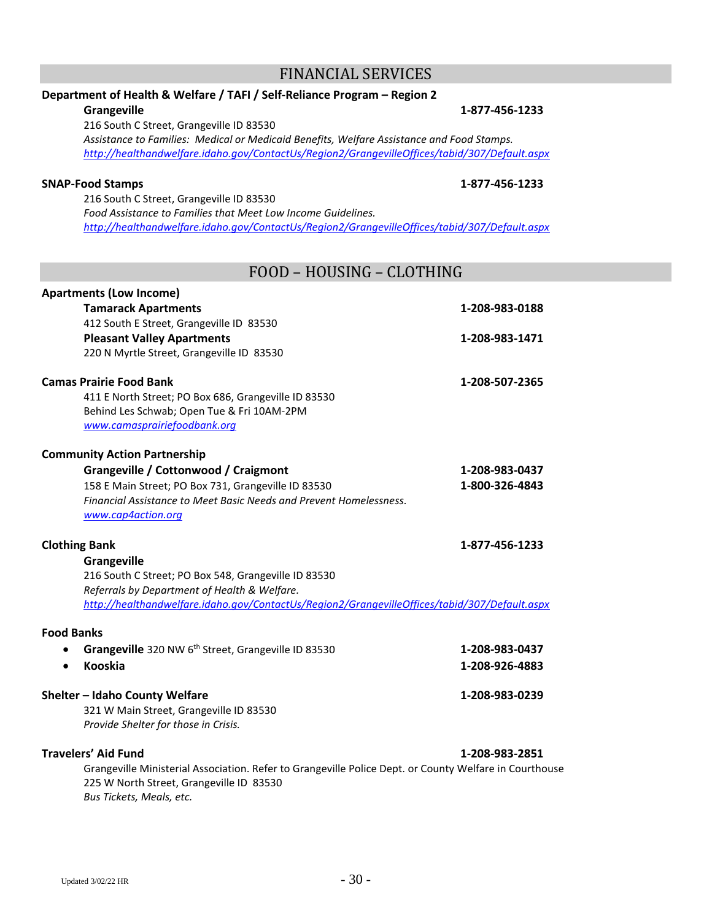## FINANCIAL SERVICES

**Department of Health & Welfare / TAFI / Self-Reliance Program – Region 2**

**Grangeville** **1-877-456-1233**
216 South C Street, Grangeville ID 83530
*Assistance to Families: Medical or Medicaid Benefits, Welfare Assistance and Food Stamps.*
*http://healthandwelfare.idaho.gov/ContactUs/Region2/GrangevilleOffices/tabid/307/Default.aspx*

**SNAP-Food Stamps** **1-877-456-1233**
216 South C Street, Grangeville ID 83530
*Food Assistance to Families that Meet Low Income Guidelines.*
*http://healthandwelfare.idaho.gov/ContactUs/Region2/GrangevilleOffices/tabid/307/Default.aspx*

## FOOD – HOUSING – CLOTHING

**Apartments (Low Income)**

**Tamarack Apartments** **1-208-983-0188**
412 South E Street, Grangeville ID 83530

**Pleasant Valley Apartments** **1-208-983-1471**
220 N Myrtle Street, Grangeville ID 83530

**Camas Prairie Food Bank** **1-208-507-2365**
411 E North Street; PO Box 686, Grangeville ID 83530
Behind Les Schwab; Open Tue & Fri 10AM-2PM
www.camasprairiefoodbank.org

**Community Action Partnership**

**Grangeville / Cottonwood / Craigmont** **1-208-983-0437**
158 E Main Street; PO Box 731, Grangeville ID 83530 **1-800-326-4843**
*Financial Assistance to Meet Basic Needs and Prevent Homelessness.*
www.cap4action.org

**Clothing Bank** **1-877-456-1233**

**Grangeville**
216 South C Street; PO Box 548, Grangeville ID 83530
*Referrals by Department of Health & Welfare.*
*http://healthandwelfare.idaho.gov/ContactUs/Region2/GrangevilleOffices/tabid/307/Default.aspx*

**Food Banks**

- **Grangeville** 320 NW 6th Street, Grangeville ID 83530 **1-208-983-0437**
- **Kooskia** **1-208-926-4883**

**Shelter – Idaho County Welfare** **1-208-983-0239**
321 W Main Street, Grangeville ID 83530
*Provide Shelter for those in Crisis.*

**Travelers' Aid Fund** **1-208-983-2851**
Grangeville Ministerial Association. Refer to Grangeville Police Dept. or County Welfare in Courthouse
225 W North Street, Grangeville ID 83530
*Bus Tickets, Meals, etc.*

Updated 3/02/22 HR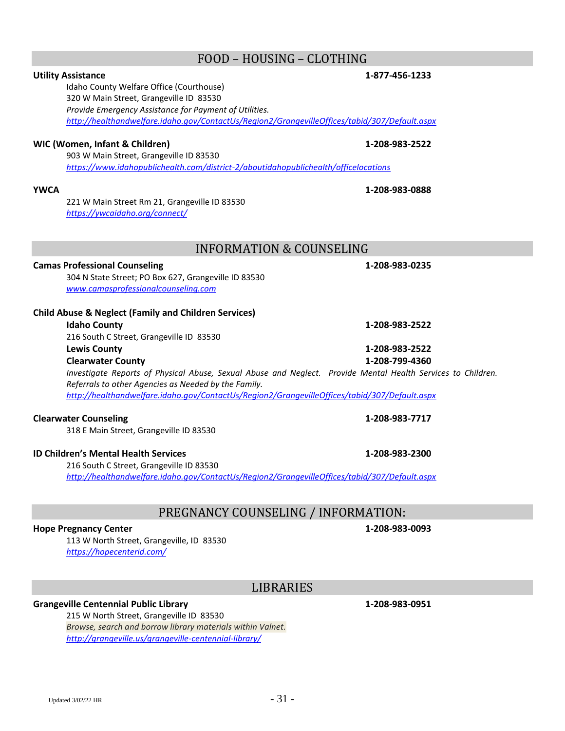## FOOD – HOUSING – CLOTHING

**Utility Assistance** **1-877-456-1233**

Idaho County Welfare Office (Courthouse)
320 W Main Street, Grangeville ID 83530
*Provide Emergency Assistance for Payment of Utilities.*
*http://healthandwelfare.idaho.gov/ContactUs/Region2/GrangevilleOffices/tabid/307/Default.aspx*

**WIC (Women, Infant & Children)** **1-208-983-2522**

903 W Main Street, Grangeville ID 83530
*https://www.idahopublichealth.com/district-2/aboutidahopublichealth/officelocations*

**YWCA** **1-208-983-0888**

221 W Main Street Rm 21, Grangeville ID 83530
*https://ywcaidaho.org/connect/*

## INFORMATION & COUNSELING

**Camas Professional Counseling** **1-208-983-0235**

304 N State Street; PO Box 627, Grangeville ID 83530
*www.camasprofessionalcounseling.com*

**Child Abuse & Neglect (Family and Children Services)**

**Idaho County** **1-208-983-2522**
216 South C Street, Grangeville ID 83530
**Lewis County** **1-208-983-2522**
**Clearwater County** **1-208-799-4360**
*Investigate Reports of Physical Abuse, Sexual Abuse and Neglect. Provide Mental Health Services to Children. Referrals to other Agencies as Needed by the Family.*
*http://healthandwelfare.idaho.gov/ContactUs/Region2/GrangevilleOffices/tabid/307/Default.aspx*

**Clearwater Counseling** **1-208-983-7717**

318 E Main Street, Grangeville ID 83530

**ID Children's Mental Health Services** **1-208-983-2300**

216 South C Street, Grangeville ID 83530
*http://healthandwelfare.idaho.gov/ContactUs/Region2/GrangevilleOffices/tabid/307/Default.aspx*

## PREGNANCY COUNSELING / INFORMATION:

**Hope Pregnancy Center** **1-208-983-0093**

113 W North Street, Grangeville, ID 83530
*https://hopecenterid.com/*

## LIBRARIES

**Grangeville Centennial Public Library** **1-208-983-0951**

215 W North Street, Grangeville ID 83530
*Browse, search and borrow library materials within Valnet.*
*http://grangeville.us/grangeville-centennial-library/*

Updated 3/02/22 HR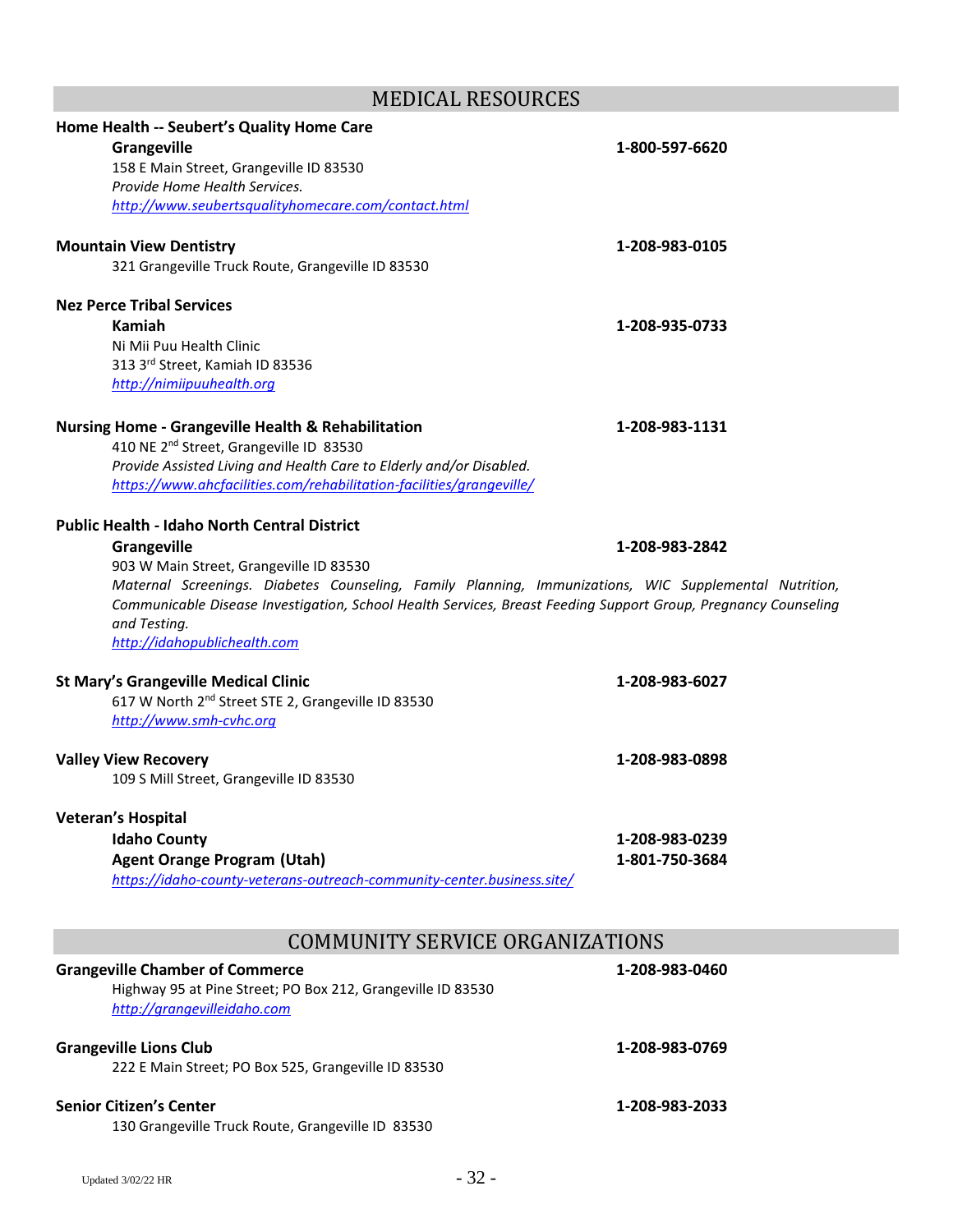## MEDICAL RESOURCES

**Home Health -- Seubert's Quality Home Care**

**Grangeville** **1-800-597-6620**

158 E Main Street, Grangeville ID 83530

*Provide Home Health Services.*

*http://www.seubertsqualityhomecare.com/contact.html*

**Mountain View Dentistry** **1-208-983-0105**

321 Grangeville Truck Route, Grangeville ID 83530

**Nez Perce Tribal Services**

**Kamiah** **1-208-935-0733**

Ni Mii Puu Health Clinic

313 3rd Street, Kamiah ID 83536

*http://nimiipuuhealth.org*

**Nursing Home - Grangeville Health & Rehabilitation** **1-208-983-1131**

410 NE 2nd Street, Grangeville ID 83530

*Provide Assisted Living and Health Care to Elderly and/or Disabled.*

*https://www.ahcfacilities.com/rehabilitation-facilities/grangeville/*

**Public Health - Idaho North Central District**

**Grangeville** **1-208-983-2842**

903 W Main Street, Grangeville ID 83530

*Maternal Screenings. Diabetes Counseling, Family Planning, Immunizations, WIC Supplemental Nutrition, Communicable Disease Investigation, School Health Services, Breast Feeding Support Group, Pregnancy Counseling and Testing.*

*http://idahopublichealth.com*

**St Mary's Grangeville Medical Clinic** **1-208-983-6027**

617 W North 2nd Street STE 2, Grangeville ID 83530

*http://www.smh-cvhc.org*

**Valley View Recovery** **1-208-983-0898**

109 S Mill Street, Grangeville ID 83530

**Veteran's Hospital**

**Idaho County** **1-208-983-0239**

**Agent Orange Program (Utah)** **1-801-750-3684**

*https://idaho-county-veterans-outreach-community-center.business.site/*

## COMMUNITY SERVICE ORGANIZATIONS

**Grangeville Chamber of Commerce** **1-208-983-0460**

Highway 95 at Pine Street; PO Box 212, Grangeville ID 83530

*http://grangevilleidaho.com*

**Grangeville Lions Club** **1-208-983-0769**

222 E Main Street; PO Box 525, Grangeville ID 83530

**Senior Citizen's Center** **1-208-983-2033**

130 Grangeville Truck Route, Grangeville ID 83530

Updated 3/02/22 HR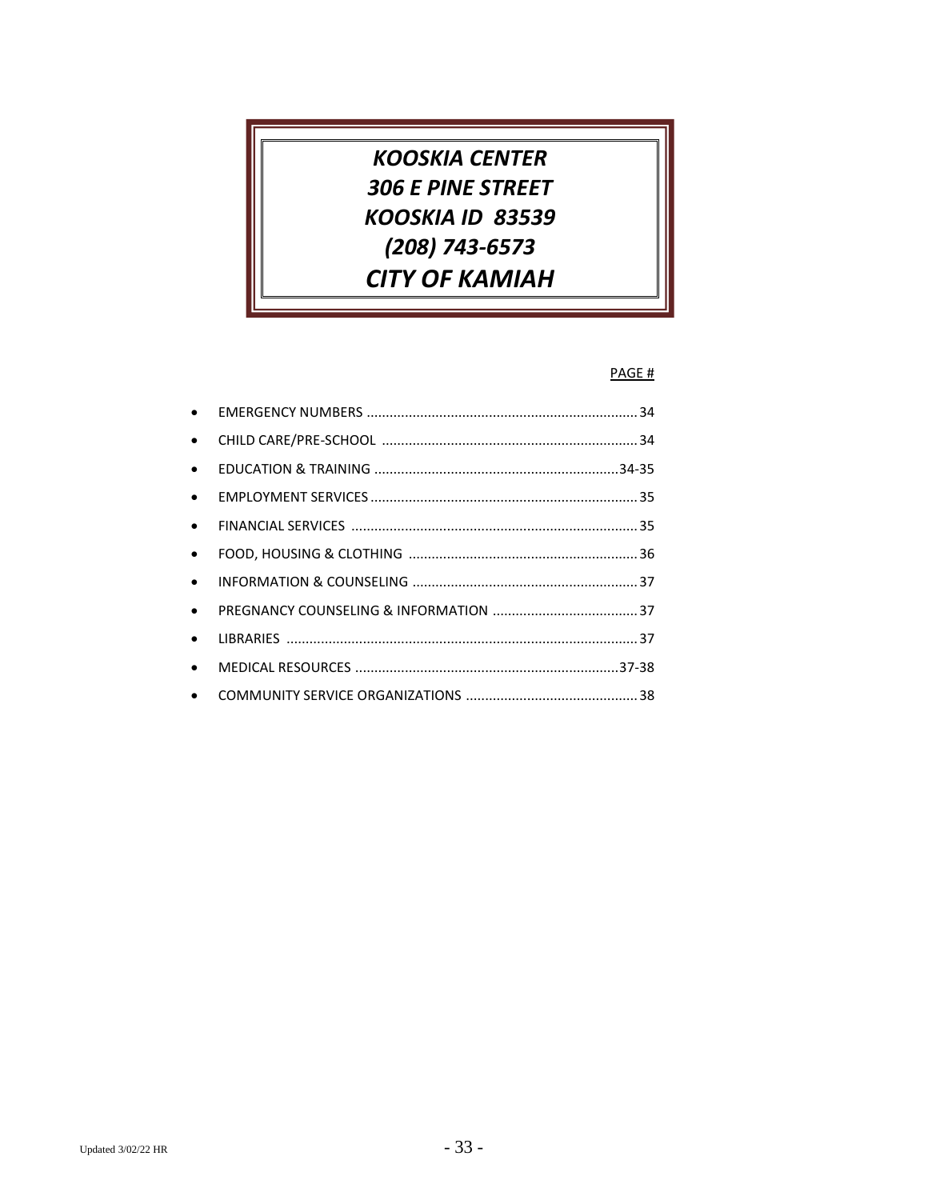# *KOOSKIA CENTER*
# *306 E PINE STREET*
# *KOOSKIA ID 83539*
# *(208) 743-6573*
# *CITY OF KAMIAH*

PAGE #

- EMERGENCY NUMBERS ........................................................................ 34
- CHILD CARE/PRE-SCHOOL .................................................................... 34
- EDUCATION & TRAINING ................................................................34-35
- EMPLOYMENT SERVICES ...................................................................... 35
- FINANCIAL SERVICES ........................................................................... 35
- FOOD, HOUSING & CLOTHING ............................................................. 36
- INFORMATION & COUNSELING ............................................................ 37
- PREGNANCY COUNSELING & INFORMATION ....................................... 37
- LIBRARIES ............................................................................................ 37
- MEDICAL RESOURCES .....................................................................37-38
- COMMUNITY SERVICE ORGANIZATIONS ............................................. 38

Updated 3/02/22 HR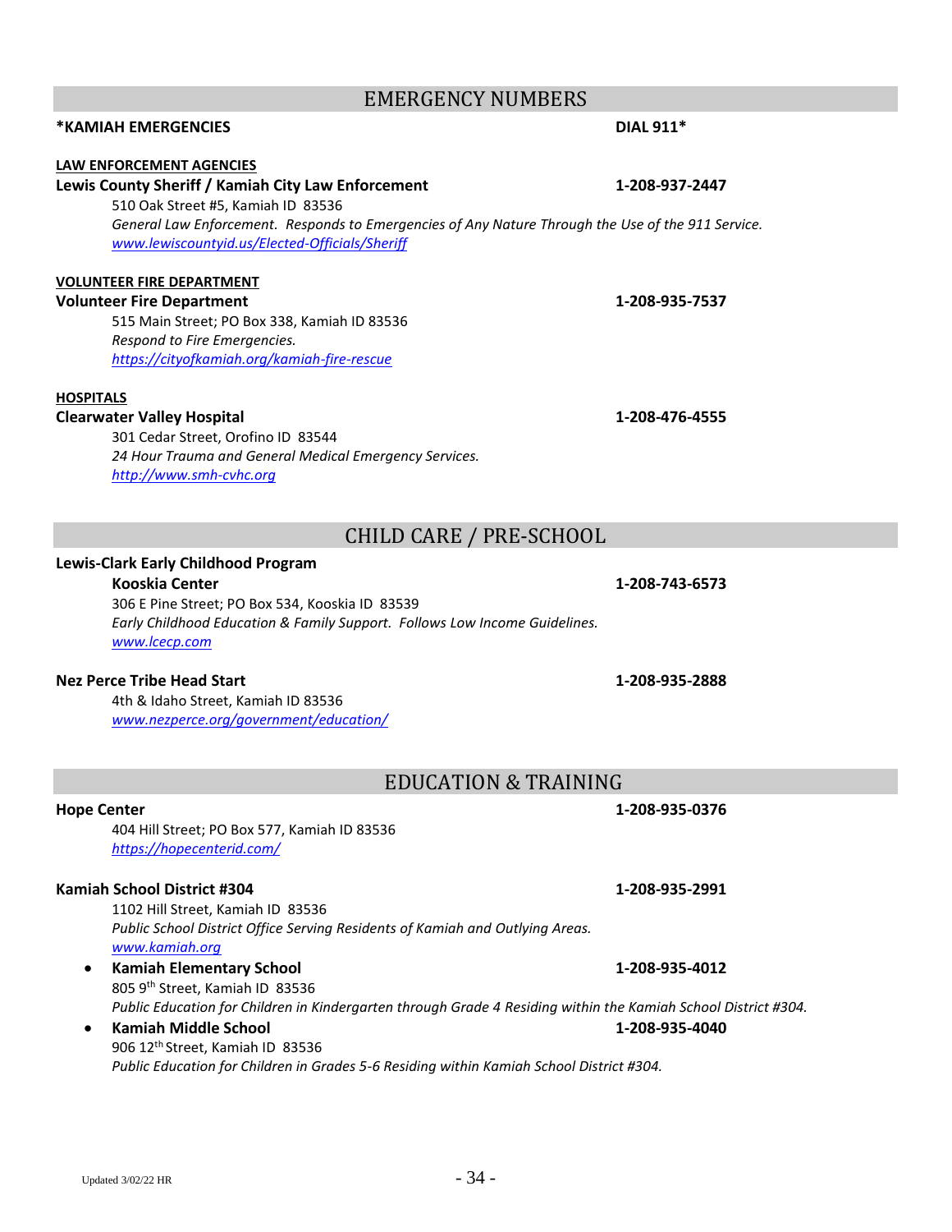## EMERGENCY NUMBERS

**\*KAMIAH EMERGENCIES** **DIAL 911\***

**LAW ENFORCEMENT AGENCIES**

**Lewis County Sheriff / Kamiah City Law Enforcement** **1-208-937-2447**

510 Oak Street #5, Kamiah ID 83536

*General Law Enforcement. Responds to Emergencies of Any Nature Through the Use of the 911 Service.*

[www.lewiscountyid.us/Elected-Officials/Sheriff](www.lewiscountyid.us/Elected-Officials/Sheriff)

**VOLUNTEER FIRE DEPARTMENT**

**Volunteer Fire Department** **1-208-935-7537**

515 Main Street; PO Box 338, Kamiah ID 83536

*Respond to Fire Emergencies.*

[https://cityofkamiah.org/kamiah-fire-rescue](https://cityofkamiah.org/kamiah-fire-rescue)

**HOSPITALS**

**Clearwater Valley Hospital** **1-208-476-4555**

301 Cedar Street, Orofino ID 83544

*24 Hour Trauma and General Medical Emergency Services.*

[http://www.smh-cvhc.org](http://www.smh-cvhc.org)

## CHILD CARE / PRE-SCHOOL

**Lewis-Clark Early Childhood Program**

**Kooskia Center** **1-208-743-6573**

306 E Pine Street; PO Box 534, Kooskia ID 83539

*Early Childhood Education & Family Support. Follows Low Income Guidelines.*

[www.lcecp.com](www.lcecp.com)

**Nez Perce Tribe Head Start** **1-208-935-2888**

4th & Idaho Street, Kamiah ID 83536

[www.nezperce.org/government/education/](www.nezperce.org/government/education/)

## EDUCATION & TRAINING

**Hope Center** **1-208-935-0376**

404 Hill Street; PO Box 577, Kamiah ID 83536

[https://hopecenterid.com/](https://hopecenterid.com/)

**Kamiah School District #304** **1-208-935-2991**

1102 Hill Street, Kamiah ID 83536

*Public School District Office Serving Residents of Kamiah and Outlying Areas.*

[www.kamiah.org](www.kamiah.org)

- **Kamiah Elementary School** **1-208-935-4012**

  805 9th Street, Kamiah ID 83536

  *Public Education for Children in Kindergarten through Grade 4 Residing within the Kamiah School District #304.*
- **Kamiah Middle School** **1-208-935-4040**

  906 12th Street, Kamiah ID 83536

  *Public Education for Children in Grades 5-6 Residing within Kamiah School District #304.*

Updated 3/02/22 HR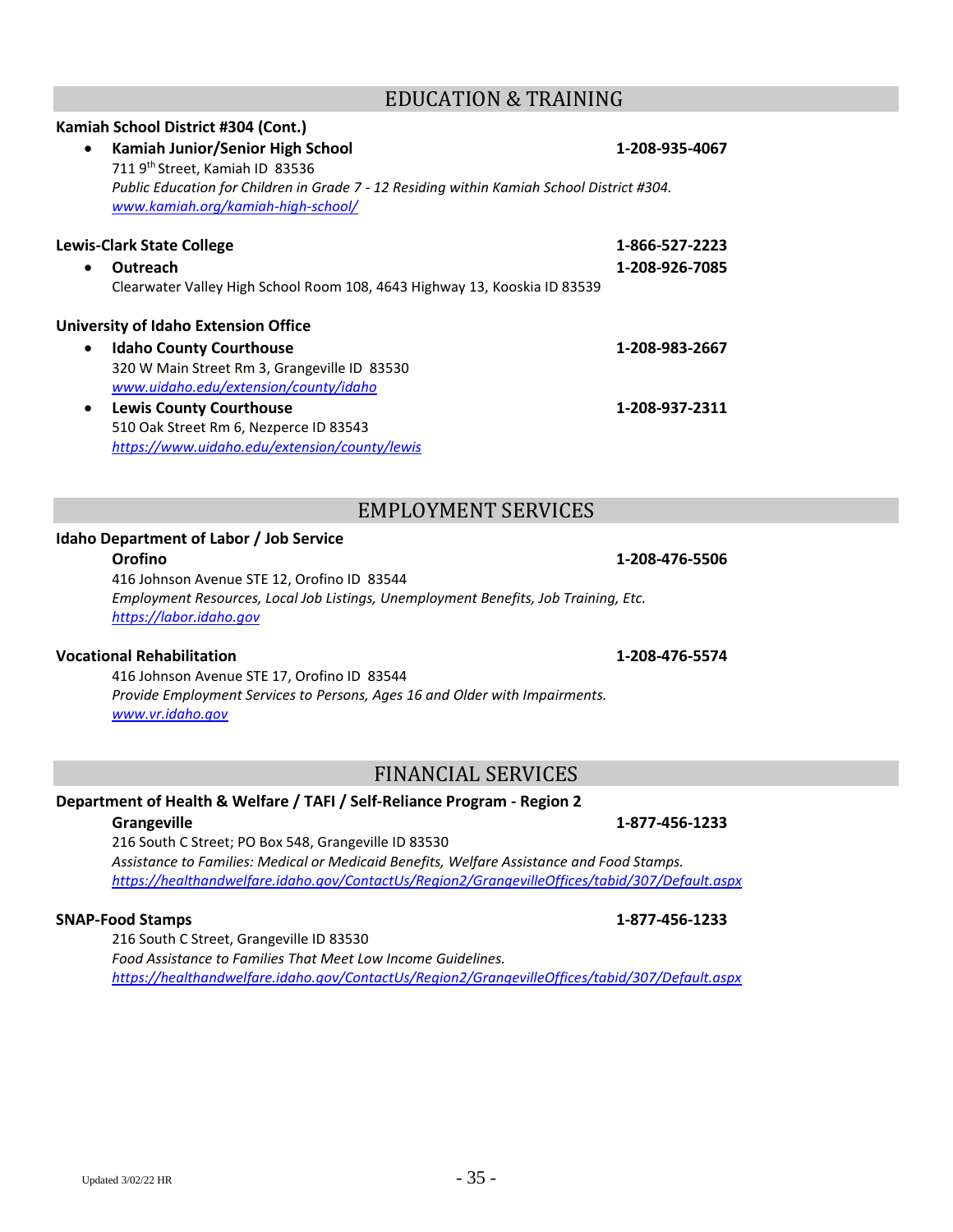## EDUCATION & TRAINING

**Kamiah School District #304 (Cont.)**

- **Kamiah Junior/Senior High School** **1-208-935-4067**
  711 9th Street, Kamiah ID 83536
  *Public Education for Children in Grade 7 - 12 Residing within Kamiah School District #304.*
  *www.kamiah.org/kamiah-high-school/*

**Lewis-Clark State College** **1-866-527-2223**

- **Outreach** **1-208-926-7085**
  Clearwater Valley High School Room 108, 4643 Highway 13, Kooskia ID 83539

**University of Idaho Extension Office**

- **Idaho County Courthouse** **1-208-983-2667**
  320 W Main Street Rm 3, Grangeville ID 83530
  *www.uidaho.edu/extension/county/idaho*
- **Lewis County Courthouse** **1-208-937-2311**
  510 Oak Street Rm 6, Nezperce ID 83543
  *https://www.uidaho.edu/extension/county/lewis*

## EMPLOYMENT SERVICES

**Idaho Department of Labor / Job Service**

**Orofino** **1-208-476-5506**
416 Johnson Avenue STE 12, Orofino ID 83544
*Employment Resources, Local Job Listings, Unemployment Benefits, Job Training, Etc.*
*https://labor.idaho.gov*

**Vocational Rehabilitation** **1-208-476-5574**
416 Johnson Avenue STE 17, Orofino ID 83544
*Provide Employment Services to Persons, Ages 16 and Older with Impairments.*
*www.vr.idaho.gov*

## FINANCIAL SERVICES

**Department of Health & Welfare / TAFI / Self-Reliance Program - Region 2**

**Grangeville** **1-877-456-1233**
216 South C Street; PO Box 548, Grangeville ID 83530
*Assistance to Families: Medical or Medicaid Benefits, Welfare Assistance and Food Stamps.*
*https://healthandwelfare.idaho.gov/ContactUs/Region2/GrangevilleOffices/tabid/307/Default.aspx*

**SNAP-Food Stamps** **1-877-456-1233**
216 South C Street, Grangeville ID 83530
*Food Assistance to Families That Meet Low Income Guidelines.*
*https://healthandwelfare.idaho.gov/ContactUs/Region2/GrangevilleOffices/tabid/307/Default.aspx*

Updated 3/02/22 HR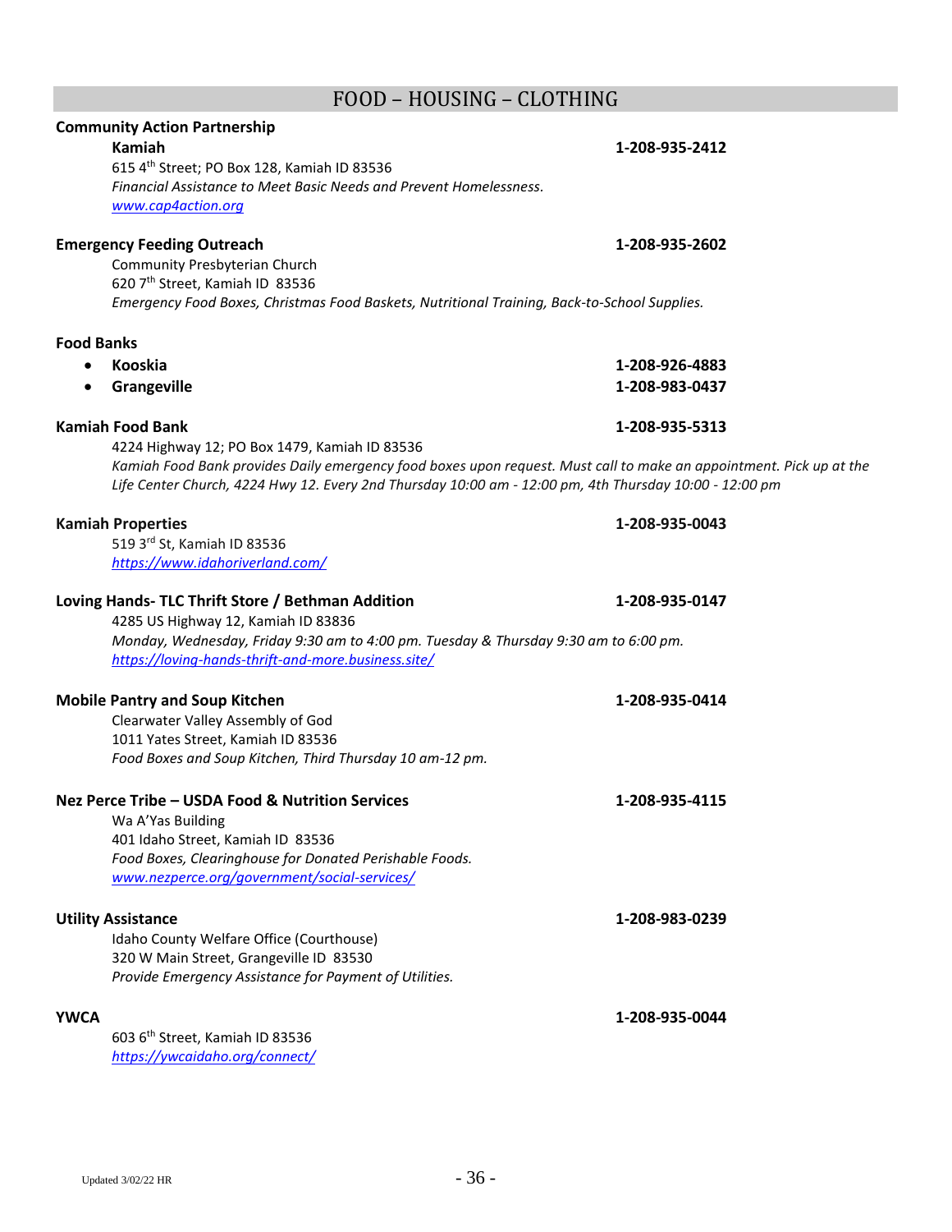# FOOD – HOUSING – CLOTHING

**Community Action Partnership**

**Kamiah** **1-208-935-2412**
615 4th Street; PO Box 128, Kamiah ID 83536
*Financial Assistance to Meet Basic Needs and Prevent Homelessness.*
[www.cap4action.org](www.cap4action.org)

**Emergency Feeding Outreach** **1-208-935-2602**
Community Presbyterian Church
620 7th Street, Kamiah ID 83536
*Emergency Food Boxes, Christmas Food Baskets, Nutritional Training, Back-to-School Supplies.*

**Food Banks**

- **Kooskia** **1-208-926-4883**
- **Grangeville** **1-208-983-0437**

**Kamiah Food Bank** **1-208-935-5313**
4224 Highway 12; PO Box 1479, Kamiah ID 83536
*Kamiah Food Bank provides Daily emergency food boxes upon request. Must call to make an appointment. Pick up at the Life Center Church, 4224 Hwy 12. Every 2nd Thursday 10:00 am - 12:00 pm, 4th Thursday 10:00 - 12:00 pm*

**Kamiah Properties** **1-208-935-0043**
519 3rd St, Kamiah ID 83536
[https://www.idahoriverland.com/](https://www.idahoriverland.com/)

**Loving Hands- TLC Thrift Store / Bethman Addition** **1-208-935-0147**
4285 US Highway 12, Kamiah ID 83836
*Monday, Wednesday, Friday 9:30 am to 4:00 pm. Tuesday & Thursday 9:30 am to 6:00 pm.*
[https://loving-hands-thrift-and-more.business.site/](https://loving-hands-thrift-and-more.business.site/)

**Mobile Pantry and Soup Kitchen** **1-208-935-0414**
Clearwater Valley Assembly of God
1011 Yates Street, Kamiah ID 83536
*Food Boxes and Soup Kitchen, Third Thursday 10 am-12 pm.*

**Nez Perce Tribe – USDA Food & Nutrition Services** **1-208-935-4115**
Wa A'Yas Building
401 Idaho Street, Kamiah ID 83536
*Food Boxes, Clearinghouse for Donated Perishable Foods.*
[www.nezperce.org/government/social-services/](www.nezperce.org/government/social-services/)

**Utility Assistance** **1-208-983-0239**
Idaho County Welfare Office (Courthouse)
320 W Main Street, Grangeville ID 83530
*Provide Emergency Assistance for Payment of Utilities.*

**YWCA** **1-208-935-0044**
603 6th Street, Kamiah ID 83536
[https://ywcaidaho.org/connect/](https://ywcaidaho.org/connect/)

Updated 3/02/22 HR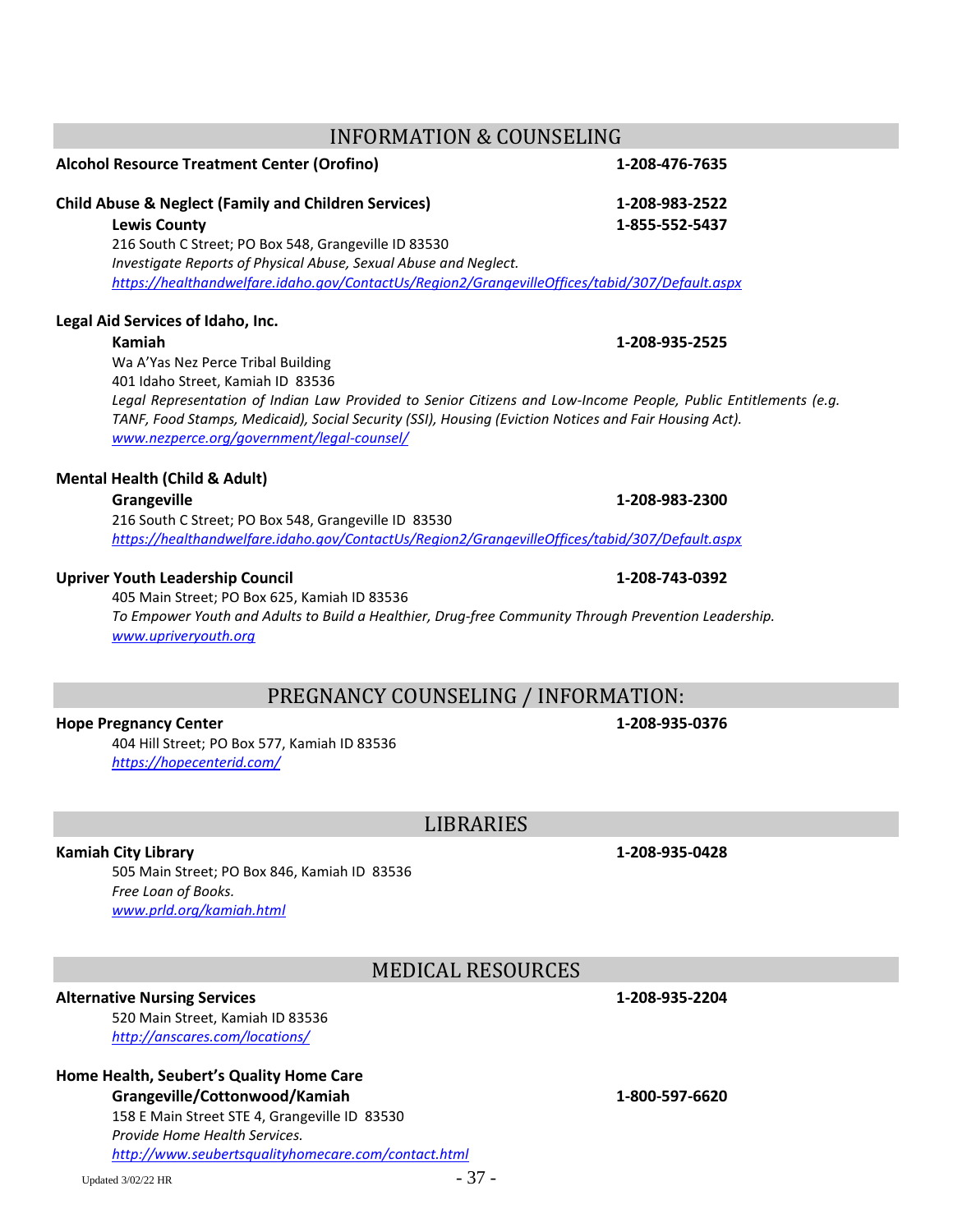## INFORMATION & COUNSELING

**Alcohol Resource Treatment Center (Orofino)** **1-208-476-7635**

**Child Abuse & Neglect (Family and Children Services)** **1-208-983-2522**

**Lewis County** **1-855-552-5437**

216 South C Street; PO Box 548, Grangeville ID 83530

*Investigate Reports of Physical Abuse, Sexual Abuse and Neglect.*

*https://healthandwelfare.idaho.gov/ContactUs/Region2/GrangevilleOffices/tabid/307/Default.aspx*

**Legal Aid Services of Idaho, Inc.**

**Kamiah** **1-208-935-2525**

Wa A'Yas Nez Perce Tribal Building

401 Idaho Street, Kamiah ID 83536

*Legal Representation of Indian Law Provided to Senior Citizens and Low-Income People, Public Entitlements (e.g. TANF, Food Stamps, Medicaid), Social Security (SSI), Housing (Eviction Notices and Fair Housing Act).*

*www.nezperce.org/government/legal-counsel/*

**Mental Health (Child & Adult)**

**Grangeville** **1-208-983-2300**

216 South C Street; PO Box 548, Grangeville ID 83530

*https://healthandwelfare.idaho.gov/ContactUs/Region2/GrangevilleOffices/tabid/307/Default.aspx*

**Upriver Youth Leadership Council** **1-208-743-0392**

405 Main Street; PO Box 625, Kamiah ID 83536

*To Empower Youth and Adults to Build a Healthier, Drug-free Community Through Prevention Leadership.*

*www.upriveryouth.org*

## PREGNANCY COUNSELING / INFORMATION:

**Hope Pregnancy Center** **1-208-935-0376**

404 Hill Street; PO Box 577, Kamiah ID 83536

*https://hopecenterid.com/*

## LIBRARIES

**Kamiah City Library** **1-208-935-0428**

505 Main Street; PO Box 846, Kamiah ID 83536

*Free Loan of Books.*

*www.prld.org/kamiah.html*

## MEDICAL RESOURCES

**Alternative Nursing Services** **1-208-935-2204**

520 Main Street, Kamiah ID 83536

*http://anscares.com/locations/*

**Home Health, Seubert's Quality Home Care**

**Grangeville/Cottonwood/Kamiah** **1-800-597-6620**

158 E Main Street STE 4, Grangeville ID 83530

*Provide Home Health Services.*

*http://www.seubertsqualityhomecare.com/contact.html*

Updated 3/02/22 HR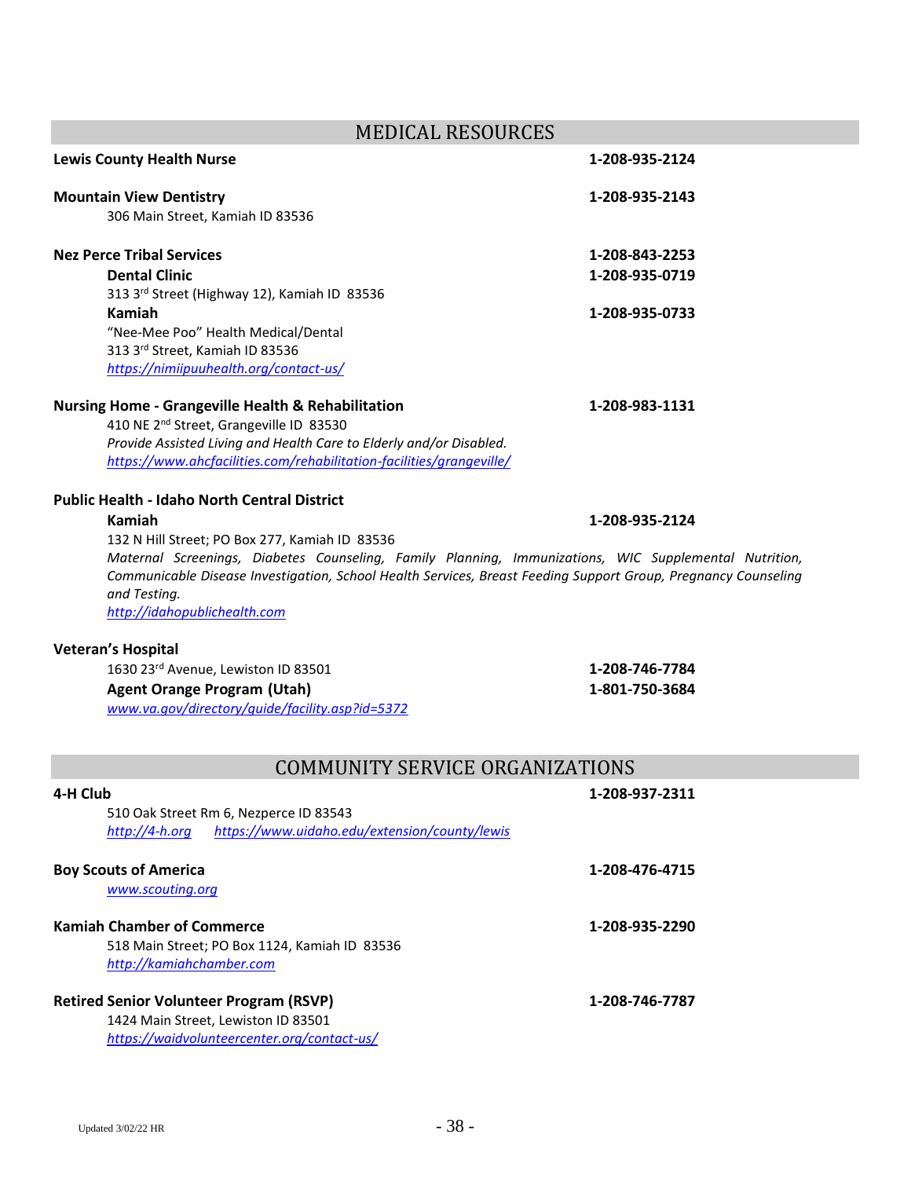## MEDICAL RESOURCES

**Lewis County Health Nurse** **1-208-935-2124**

**Mountain View Dentistry** **1-208-935-2143**
306 Main Street, Kamiah ID 83536

**Nez Perce Tribal Services** **1-208-843-2253**

**Dental Clinic** **1-208-935-0719**
313 3rd Street (Highway 12), Kamiah ID 83536

**Kamiah** **1-208-935-0733**
"Nee-Mee Poo" Health Medical/Dental
313 3rd Street, Kamiah ID 83536
*https://nimiipuuhealth.org/contact-us/*

**Nursing Home - Grangeville Health & Rehabilitation** **1-208-983-1131**
410 NE 2nd Street, Grangeville ID 83530
*Provide Assisted Living and Health Care to Elderly and/or Disabled.*
*https://www.ahcfacilities.com/rehabilitation-facilities/grangeville/*

**Public Health - Idaho North Central District**

**Kamiah** **1-208-935-2124**
132 N Hill Street; PO Box 277, Kamiah ID 83536
*Maternal Screenings, Diabetes Counseling, Family Planning, Immunizations, WIC Supplemental Nutrition, Communicable Disease Investigation, School Health Services, Breast Feeding Support Group, Pregnancy Counseling and Testing.*
*http://idahopublichealth.com*

**Veteran's Hospital**
1630 23rd Avenue, Lewiston ID 83501 **1-208-746-7784**
**Agent Orange Program (Utah)** **1-801-750-3684**
*www.va.gov/directory/guide/facility.asp?id=5372*

## COMMUNITY SERVICE ORGANIZATIONS

**4-H Club** **1-208-937-2311**
510 Oak Street Rm 6, Nezperce ID 83543
*http://4-h.org* *https://www.uidaho.edu/extension/county/lewis*

**Boy Scouts of America** **1-208-476-4715**
*www.scouting.org*

**Kamiah Chamber of Commerce** **1-208-935-2290**
518 Main Street; PO Box 1124, Kamiah ID 83536
*http://kamiahchamber.com*

**Retired Senior Volunteer Program (RSVP)** **1-208-746-7787**
1424 Main Street, Lewiston ID 83501
*https://waidvolunteercenter.org/contact-us/*

Updated 3/02/22 HR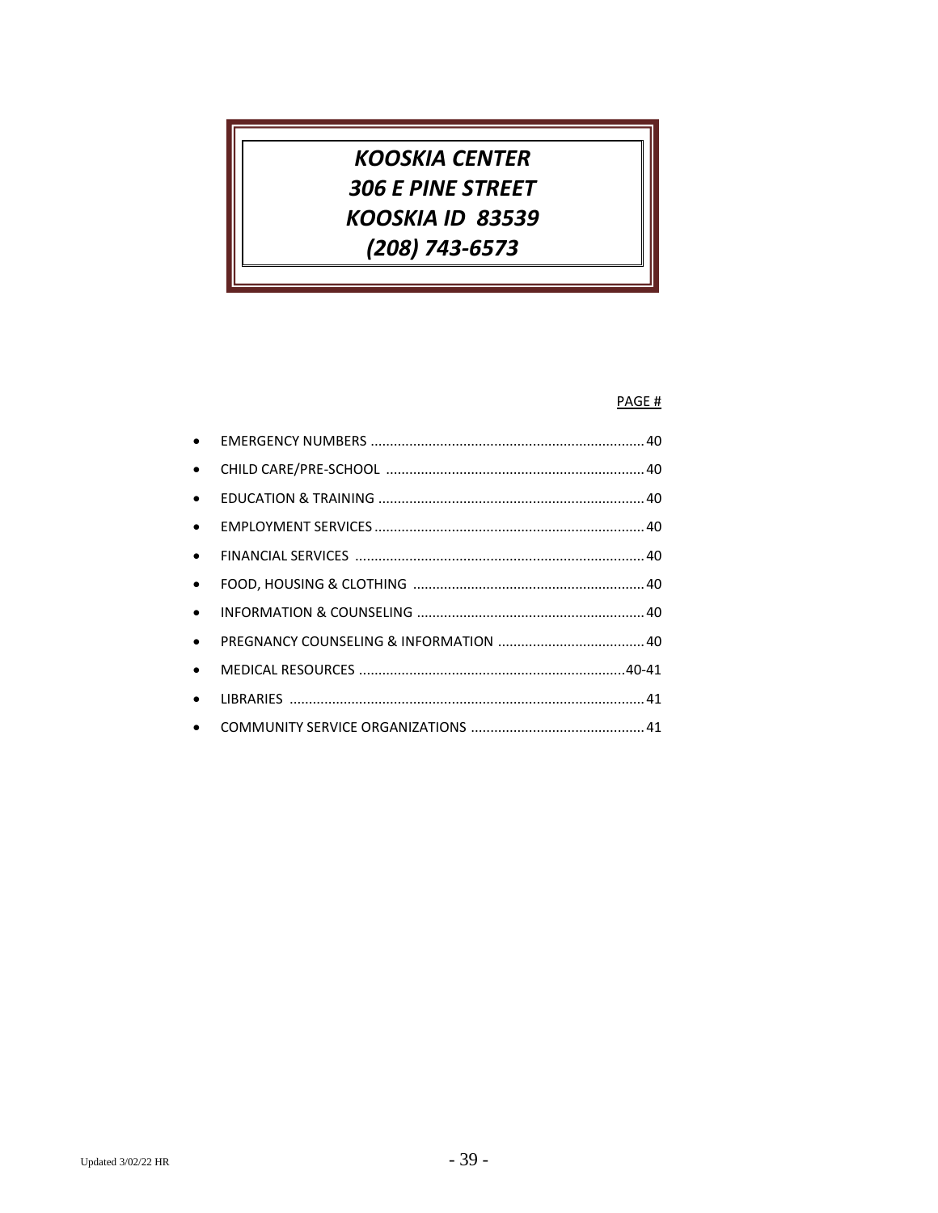# *KOOSKIA CENTER*
# *306 E PINE STREET*
# *KOOSKIA ID 83539*
# *(208) 743-6573*

PAGE #

- EMERGENCY NUMBERS ........................................................................ 40
- CHILD CARE/PRE-SCHOOL ................................................................... 40
- EDUCATION & TRAINING .................................................................... 40
- EMPLOYMENT SERVICES ..................................................................... 40
- FINANCIAL SERVICES ......................................................................... 40
- FOOD, HOUSING & CLOTHING ............................................................ 40
- INFORMATION & COUNSELING ........................................................... 40
- PREGNANCY COUNSELING & INFORMATION ...................................... 40
- MEDICAL RESOURCES .................................................................... 40-41
- LIBRARIES ......................................................................................... 41
- COMMUNITY SERVICE ORGANIZATIONS ............................................ 41

Updated 3/02/22 HR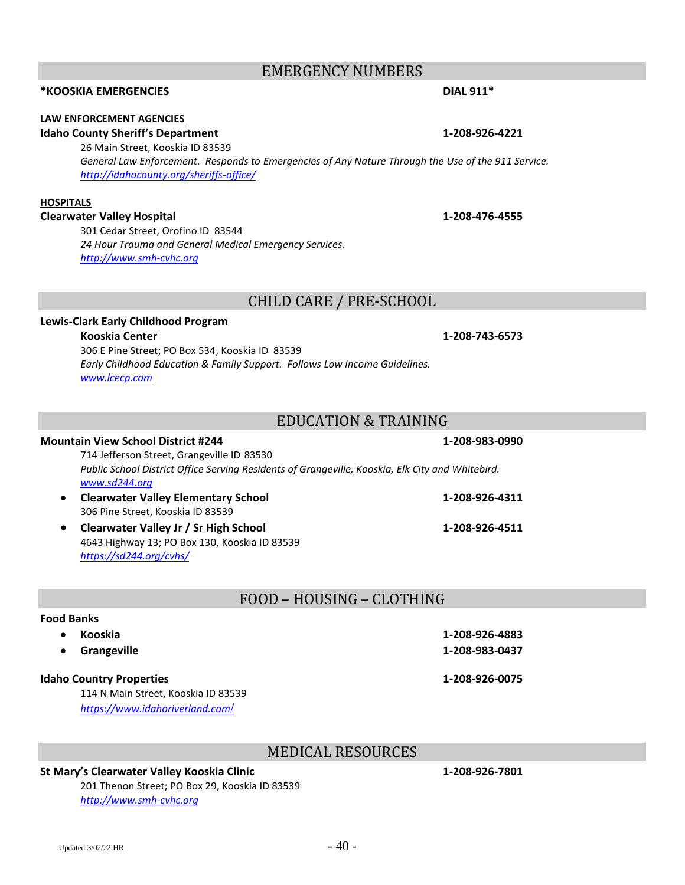## EMERGENCY NUMBERS

**\*KOOSKIA EMERGENCIES** **DIAL 911\***

**LAW ENFORCEMENT AGENCIES**

**Idaho County Sheriff's Department** **1-208-926-4221**
26 Main Street, Kooskia ID 83539
*General Law Enforcement. Responds to Emergencies of Any Nature Through the Use of the 911 Service.*
*http://idahocounty.org/sheriffs-office/*

**HOSPITALS**

**Clearwater Valley Hospital** **1-208-476-4555**
301 Cedar Street, Orofino ID 83544
*24 Hour Trauma and General Medical Emergency Services.*
*http://www.smh-cvhc.org*

## CHILD CARE / PRE-SCHOOL

**Lewis-Clark Early Childhood Program**

**Kooskia Center** **1-208-743-6573**
306 E Pine Street; PO Box 534, Kooskia ID 83539
*Early Childhood Education & Family Support. Follows Low Income Guidelines.*
*www.lcecp.com*

## EDUCATION & TRAINING

**Mountain View School District #244** **1-208-983-0990**
714 Jefferson Street, Grangeville ID 83530
*Public School District Office Serving Residents of Grangeville, Kooskia, Elk City and Whitebird.*
*www.sd244.org*

- **Clearwater Valley Elementary School** **1-208-926-4311**
  306 Pine Street, Kooskia ID 83539
- **Clearwater Valley Jr / Sr High School** **1-208-926-4511**
  4643 Highway 13; PO Box 130, Kooskia ID 83539
  *https://sd244.org/cvhs/*

## FOOD – HOUSING – CLOTHING

**Food Banks**

- **Kooskia** **1-208-926-4883**
- **Grangeville** **1-208-983-0437**

**Idaho Country Properties** **1-208-926-0075**
114 N Main Street, Kooskia ID 83539
*https://www.idahoriverland.com/*

## MEDICAL RESOURCES

**St Mary's Clearwater Valley Kooskia Clinic** **1-208-926-7801**
201 Thenon Street; PO Box 29, Kooskia ID 83539
*http://www.smh-cvhc.org*

Updated 3/02/22 HR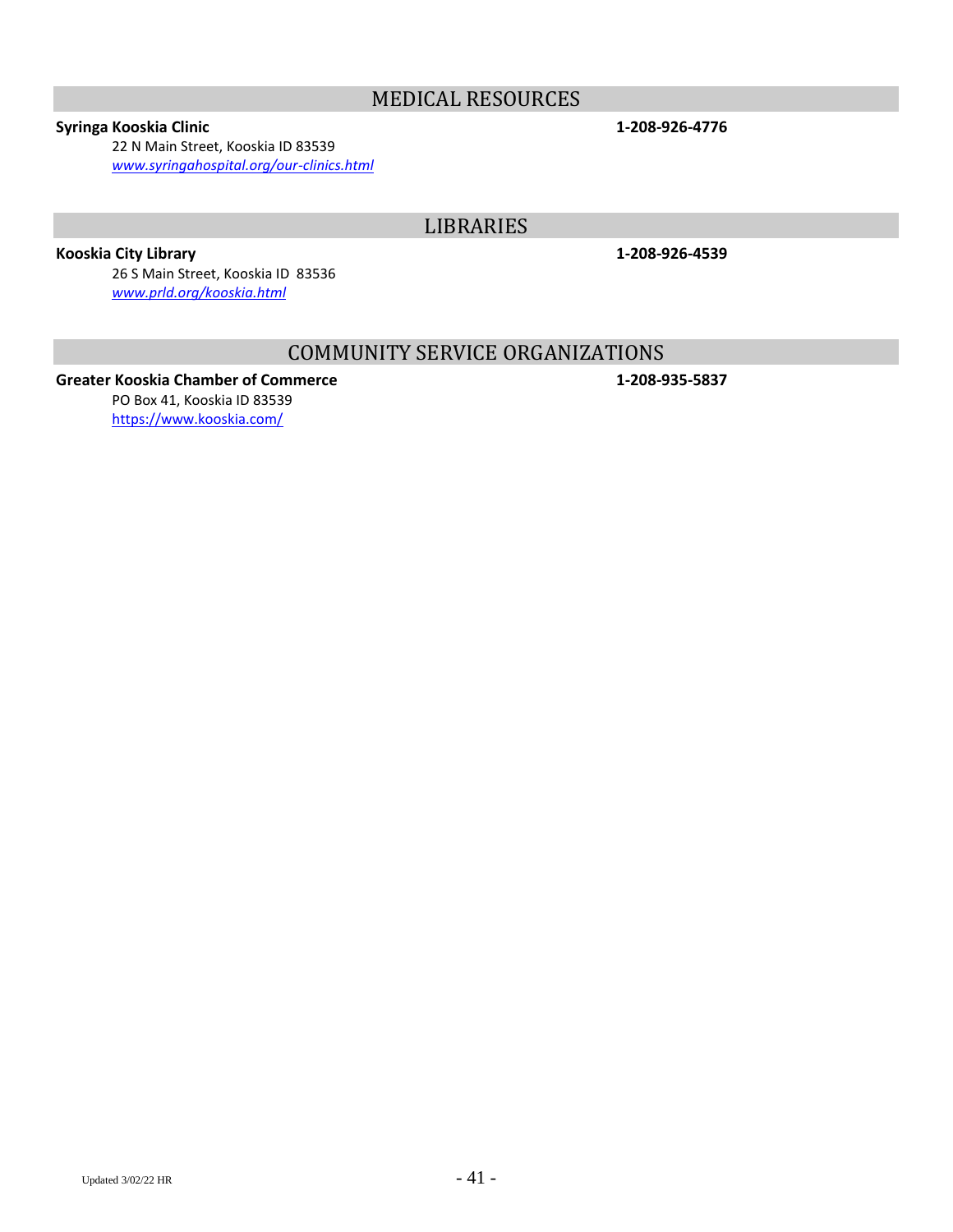## MEDICAL RESOURCES

**Syringa Kooskia Clinic** **1-208-926-4776**

22 N Main Street, Kooskia ID 83539
*www.syringahospital.org/our-clinics.html*

## LIBRARIES

**Kooskia City Library** **1-208-926-4539**

26 S Main Street, Kooskia ID 83536
*www.prld.org/kooskia.html*

## COMMUNITY SERVICE ORGANIZATIONS

**Greater Kooskia Chamber of Commerce** **1-208-935-5837**

PO Box 41, Kooskia ID 83539
https://www.kooskia.com/

Updated 3/02/22 HR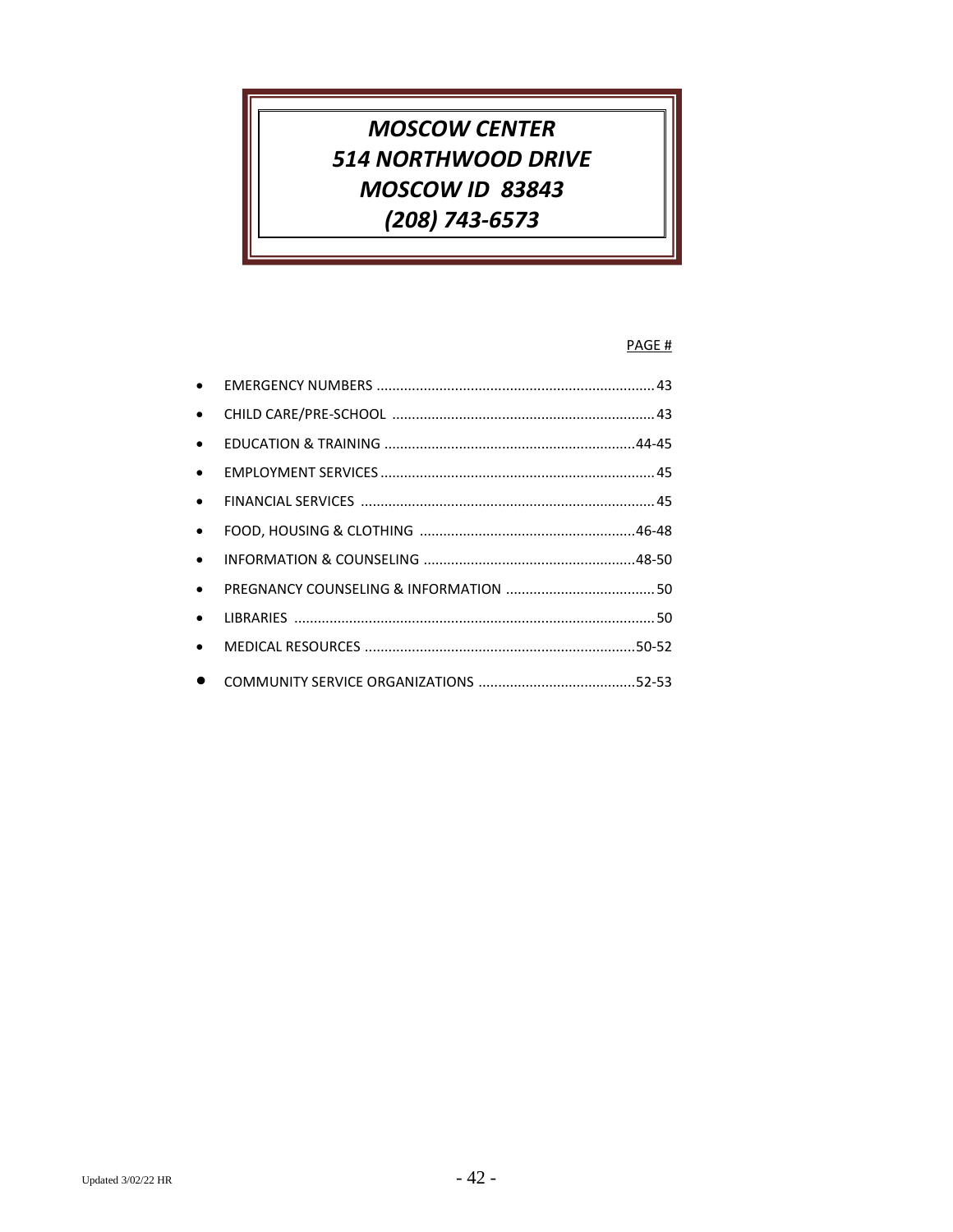# *MOSCOW CENTER*
# *514 NORTHWOOD DRIVE*
# *MOSCOW ID 83843*
# *(208) 743-6573*

PAGE #

- EMERGENCY NUMBERS ....................................................................... 43
- CHILD CARE/PRE-SCHOOL ................................................................... 43
- EDUCATION & TRAINING ................................................................44-45
- EMPLOYMENT SERVICES ...................................................................... 45
- FINANCIAL SERVICES ............................................................................ 45
- FOOD, HOUSING & CLOTHING .......................................................46-48
- INFORMATION & COUNSELING ......................................................48-50
- PREGNANCY COUNSELING & INFORMATION ...................................... 50
- LIBRARIES .............................................................................................. 50
- MEDICAL RESOURCES .....................................................................50-52
- COMMUNITY SERVICE ORGANIZATIONS ........................................52-53

Updated 3/02/22 HR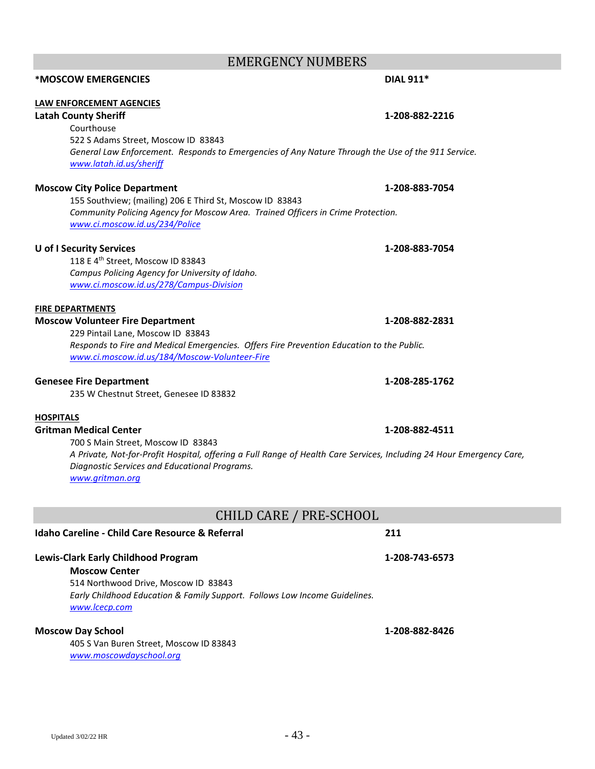## EMERGENCY NUMBERS

**\*MOSCOW EMERGENCIES** **DIAL 911\***

**LAW ENFORCEMENT AGENCIES**

**Latah County Sheriff** **1-208-882-2216**

Courthouse
522 S Adams Street, Moscow ID 83843
*General Law Enforcement. Responds to Emergencies of Any Nature Through the Use of the 911 Service.*
*www.latah.id.us/sheriff*

**Moscow City Police Department** **1-208-883-7054**

155 Southview; (mailing) 206 E Third St, Moscow ID 83843
*Community Policing Agency for Moscow Area. Trained Officers in Crime Protection.*
*www.ci.moscow.id.us/234/Police*

**U of I Security Services** **1-208-883-7054**

118 E 4th Street, Moscow ID 83843
*Campus Policing Agency for University of Idaho.*
*www.ci.moscow.id.us/278/Campus-Division*

**FIRE DEPARTMENTS**

**Moscow Volunteer Fire Department** **1-208-882-2831**

229 Pintail Lane, Moscow ID 83843
*Responds to Fire and Medical Emergencies. Offers Fire Prevention Education to the Public.*
*www.ci.moscow.id.us/184/Moscow-Volunteer-Fire*

**Genesee Fire Department** **1-208-285-1762**

235 W Chestnut Street, Genesee ID 83832

**HOSPITALS**

**Gritman Medical Center** **1-208-882-4511**

700 S Main Street, Moscow ID 83843
*A Private, Not-for-Profit Hospital, offering a Full Range of Health Care Services, Including 24 Hour Emergency Care, Diagnostic Services and Educational Programs.*
*www.gritman.org*

## CHILD CARE / PRE-SCHOOL

**Idaho Careline - Child Care Resource & Referral** **211**

**Lewis-Clark Early Childhood Program** **1-208-743-6573**

**Moscow Center**
514 Northwood Drive, Moscow ID 83843
*Early Childhood Education & Family Support. Follows Low Income Guidelines.*
*www.lcecp.com*

**Moscow Day School** **1-208-882-8426**

405 S Van Buren Street, Moscow ID 83843
*www.moscowdayschool.org*

Updated 3/02/22 HR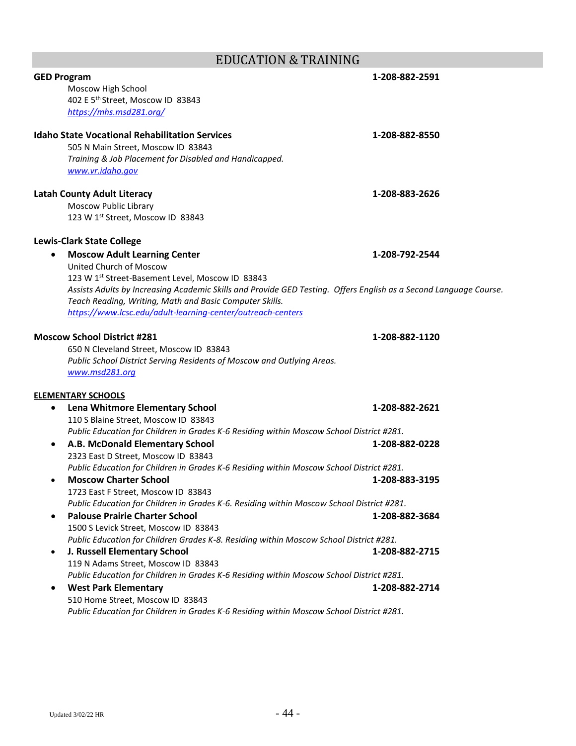# EDUCATION & TRAINING

**GED Program** **1-208-882-2591**

Moscow High School
402 E 5th Street, Moscow ID 83843
https://mhs.msd281.org/

**Idaho State Vocational Rehabilitation Services** **1-208-882-8550**

505 N Main Street, Moscow ID 83843
*Training & Job Placement for Disabled and Handicapped.*
www.vr.idaho.gov

**Latah County Adult Literacy** **1-208-883-2626**

Moscow Public Library
123 W 1st Street, Moscow ID 83843

**Lewis-Clark State College**

- **Moscow Adult Learning Center** **1-208-792-2544**
  United Church of Moscow
  123 W 1st Street-Basement Level, Moscow ID 83843
  *Assists Adults by Increasing Academic Skills and Provide GED Testing. Offers English as a Second Language Course. Teach Reading, Writing, Math and Basic Computer Skills.*
  https://www.lcsc.edu/adult-learning-center/outreach-centers

**Moscow School District #281** **1-208-882-1120**

650 N Cleveland Street, Moscow ID 83843
*Public School District Serving Residents of Moscow and Outlying Areas.*
www.msd281.org

**ELEMENTARY SCHOOLS**

- **Lena Whitmore Elementary School** **1-208-882-2621**
  110 S Blaine Street, Moscow ID 83843
  *Public Education for Children in Grades K-6 Residing within Moscow School District #281.*
- **A.B. McDonald Elementary School** **1-208-882-0228**
  2323 East D Street, Moscow ID 83843
  *Public Education for Children in Grades K-6 Residing within Moscow School District #281.*
- **Moscow Charter School** **1-208-883-3195**
  1723 East F Street, Moscow ID 83843
  *Public Education for Children in Grades K-6. Residing within Moscow School District #281.*
- **Palouse Prairie Charter School** **1-208-882-3684**
  1500 S Levick Street, Moscow ID 83843
  *Public Education for Children Grades K-8. Residing within Moscow School District #281.*
- **J. Russell Elementary School** **1-208-882-2715**
  119 N Adams Street, Moscow ID 83843
  *Public Education for Children in Grades K-6 Residing within Moscow School District #281.*
- **West Park Elementary** **1-208-882-2714**
  510 Home Street, Moscow ID 83843
  *Public Education for Children in Grades K-6 Residing within Moscow School District #281.*

Updated 3/02/22 HR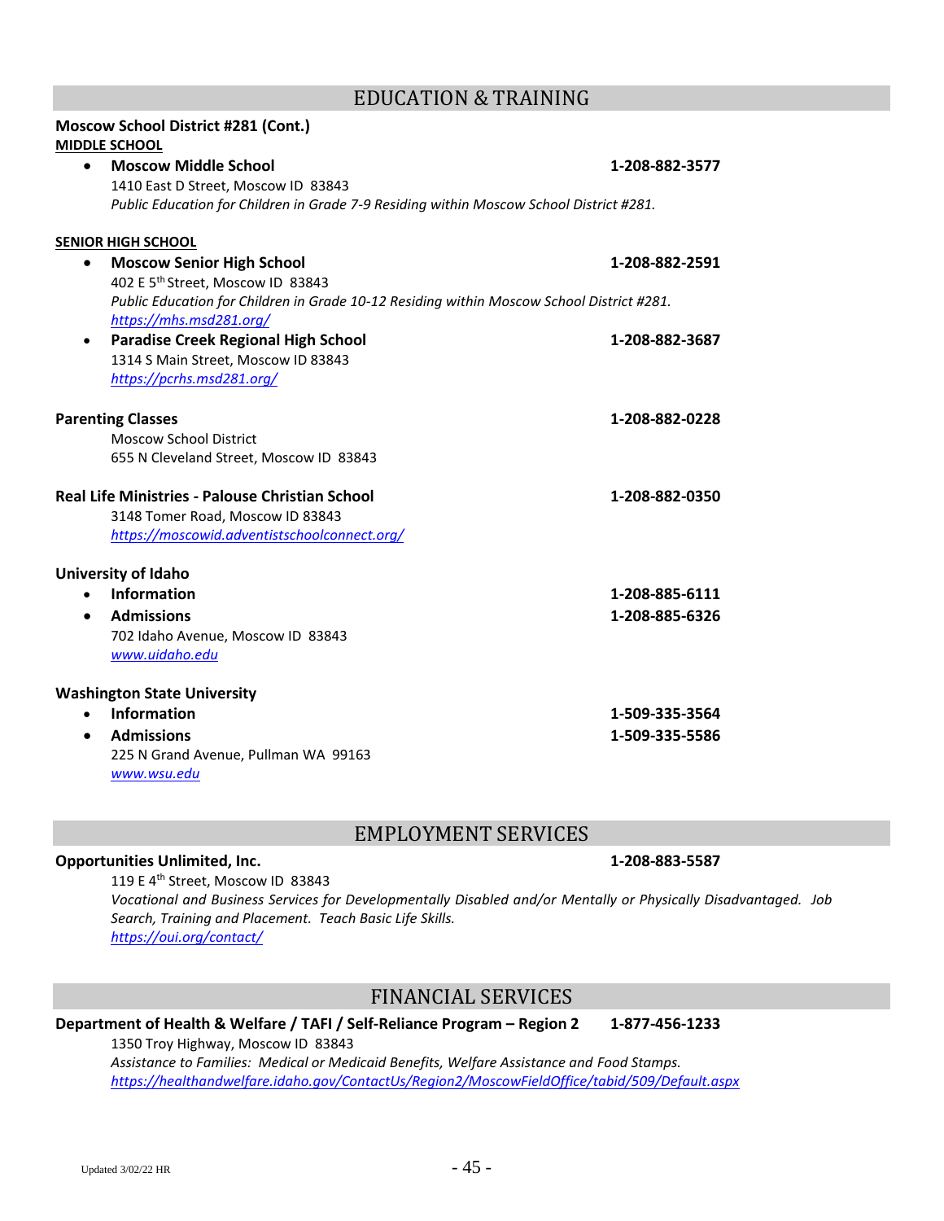## EDUCATION & TRAINING

**Moscow School District #281 (Cont.)**

**MIDDLE SCHOOL**

- **Moscow Middle School** **1-208-882-3577**
  1410 East D Street, Moscow ID 83843
  *Public Education for Children in Grade 7-9 Residing within Moscow School District #281.*

**SENIOR HIGH SCHOOL**

- **Moscow Senior High School** **1-208-882-2591**
  402 E 5th Street, Moscow ID 83843
  *Public Education for Children in Grade 10-12 Residing within Moscow School District #281.*
  https://mhs.msd281.org/
- **Paradise Creek Regional High School** **1-208-882-3687**
  1314 S Main Street, Moscow ID 83843
  https://pcrhs.msd281.org/

**Parenting Classes** **1-208-882-0228**
Moscow School District
655 N Cleveland Street, Moscow ID 83843

**Real Life Ministries - Palouse Christian School** **1-208-882-0350**
3148 Tomer Road, Moscow ID 83843
https://moscowid.adventistschoolconnect.org/

**University of Idaho**

- **Information** **1-208-885-6111**
- **Admissions** **1-208-885-6326**
  702 Idaho Avenue, Moscow ID 83843
  www.uidaho.edu

**Washington State University**

- **Information** **1-509-335-3564**
- **Admissions** **1-509-335-5586**
  225 N Grand Avenue, Pullman WA 99163
  www.wsu.edu

## EMPLOYMENT SERVICES

**Opportunities Unlimited, Inc.** **1-208-883-5587**
119 E 4th Street, Moscow ID 83843
*Vocational and Business Services for Developmentally Disabled and/or Mentally or Physically Disadvantaged. Job Search, Training and Placement. Teach Basic Life Skills.*
https://oui.org/contact/

## FINANCIAL SERVICES

**Department of Health & Welfare / TAFI / Self-Reliance Program – Region 2** **1-877-456-1233**
1350 Troy Highway, Moscow ID 83843
*Assistance to Families: Medical or Medicaid Benefits, Welfare Assistance and Food Stamps.*
https://healthandwelfare.idaho.gov/ContactUs/Region2/MoscowFieldOffice/tabid/509/Default.aspx

Updated 3/02/22 HR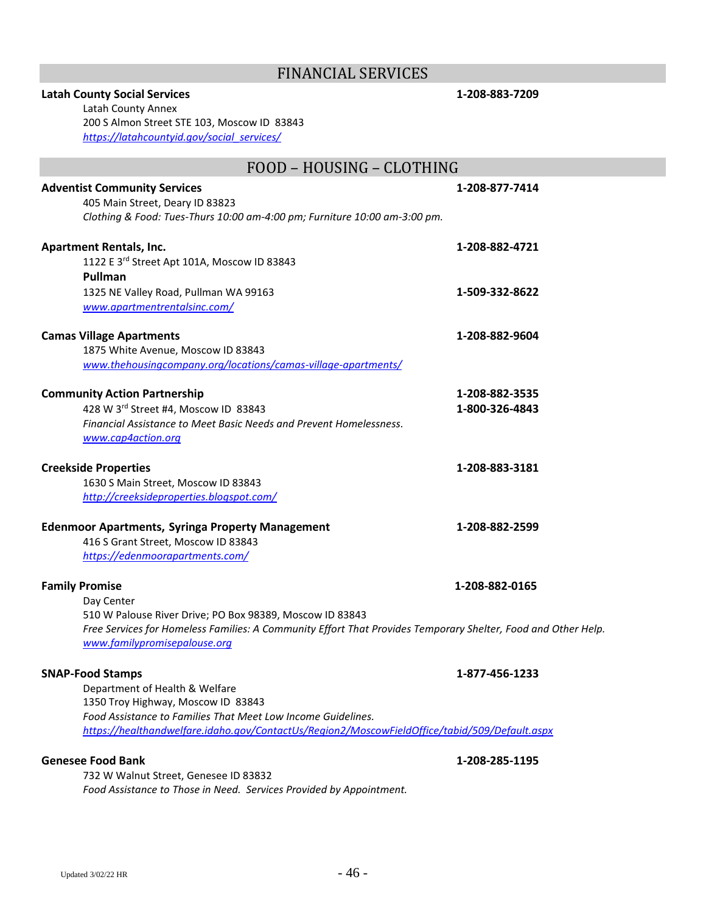## FINANCIAL SERVICES

**Latah County Social Services** **1-208-883-7209**
Latah County Annex
200 S Almon Street STE 103, Moscow ID 83843
https://latahcountyid.gov/social_services/

## FOOD – HOUSING – CLOTHING

**Adventist Community Services** **1-208-877-7414**
405 Main Street, Deary ID 83823
*Clothing & Food: Tues-Thurs 10:00 am-4:00 pm; Furniture 10:00 am-3:00 pm.*

**Apartment Rentals, Inc.** **1-208-882-4721**
1122 E 3rd Street Apt 101A, Moscow ID 83843
**Pullman**
1325 NE Valley Road, Pullman WA 99163 **1-509-332-8622**
www.apartmentrentalsinc.com/

**Camas Village Apartments** **1-208-882-9604**
1875 White Avenue, Moscow ID 83843
www.thehousingcompany.org/locations/camas-village-apartments/

**Community Action Partnership** **1-208-882-3535**
428 W 3rd Street #4, Moscow ID 83843 **1-800-326-4843**
*Financial Assistance to Meet Basic Needs and Prevent Homelessness.*
www.cap4action.org

**Creekside Properties** **1-208-883-3181**
1630 S Main Street, Moscow ID 83843
http://creeksideproperties.blogspot.com/

**Edenmoor Apartments, Syringa Property Management** **1-208-882-2599**
416 S Grant Street, Moscow ID 83843
https://edenmoorapartments.com/

**Family Promise** **1-208-882-0165**
Day Center
510 W Palouse River Drive; PO Box 98389, Moscow ID 83843
*Free Services for Homeless Families: A Community Effort That Provides Temporary Shelter, Food and Other Help.*
www.familypromisepalouse.org

**SNAP-Food Stamps** **1-877-456-1233**
Department of Health & Welfare
1350 Troy Highway, Moscow ID 83843
*Food Assistance to Families That Meet Low Income Guidelines.*
https://healthandwelfare.idaho.gov/ContactUs/Region2/MoscowFieldOffice/tabid/509/Default.aspx

**Genesee Food Bank** **1-208-285-1195**
732 W Walnut Street, Genesee ID 83832
*Food Assistance to Those in Need. Services Provided by Appointment.*

Updated 3/02/22 HR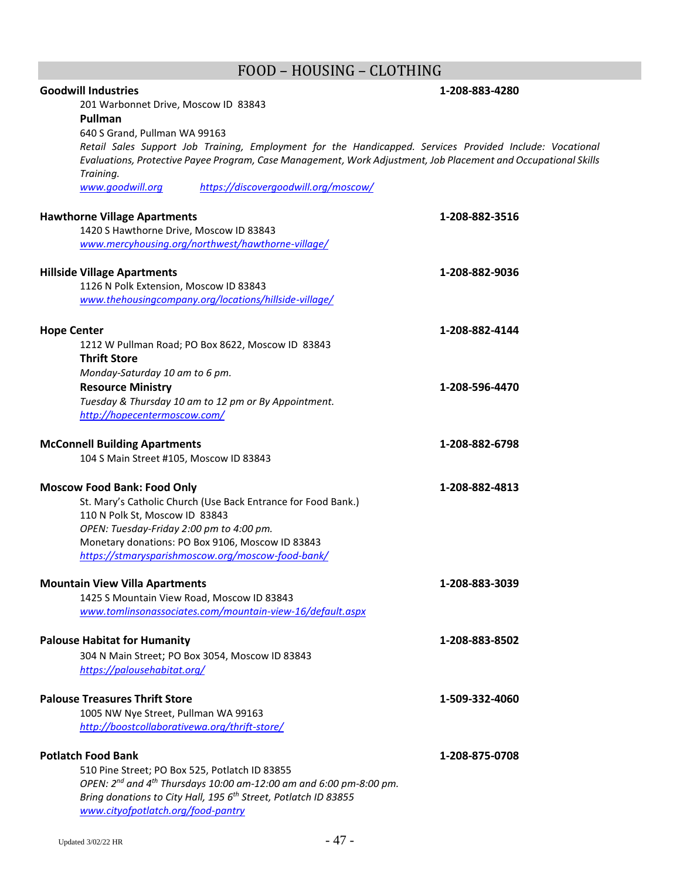# FOOD – HOUSING – CLOTHING

**Goodwill Industries** **1-208-883-4280**

201 Warbonnet Drive, Moscow ID 83843

**Pullman**

640 S Grand, Pullman WA 99163

*Retail Sales Support Job Training, Employment for the Handicapped. Services Provided Include: Vocational Evaluations, Protective Payee Program, Case Management, Work Adjustment, Job Placement and Occupational Skills Training.*

*www.goodwill.org* *https://discovergoodwill.org/moscow/*

**Hawthorne Village Apartments** **1-208-882-3516**

1420 S Hawthorne Drive, Moscow ID 83843

*www.mercyhousing.org/northwest/hawthorne-village/*

**Hillside Village Apartments** **1-208-882-9036**

1126 N Polk Extension, Moscow ID 83843

*www.thehousingcompany.org/locations/hillside-village/*

**Hope Center** **1-208-882-4144**

1212 W Pullman Road; PO Box 8622, Moscow ID 83843

**Thrift Store**

*Monday-Saturday 10 am to 6 pm.*

**Resource Ministry** **1-208-596-4470**

*Tuesday & Thursday 10 am to 12 pm or By Appointment.*

*http://hopecentermoscow.com/*

**McConnell Building Apartments** **1-208-882-6798**

104 S Main Street #105, Moscow ID 83843

**Moscow Food Bank: Food Only** **1-208-882-4813**

St. Mary's Catholic Church (Use Back Entrance for Food Bank.)

110 N Polk St, Moscow ID 83843

*OPEN: Tuesday-Friday 2:00 pm to 4:00 pm.*

Monetary donations: PO Box 9106, Moscow ID 83843

*https://stmarysparishmoscow.org/moscow-food-bank/*

**Mountain View Villa Apartments** **1-208-883-3039**

1425 S Mountain View Road, Moscow ID 83843

*www.tomlinsonassociates.com/mountain-view-16/default.aspx*

**Palouse Habitat for Humanity** **1-208-883-8502**

304 N Main Street; PO Box 3054, Moscow ID 83843

*https://palousehabitat.org/*

**Palouse Treasures Thrift Store** **1-509-332-4060**

1005 NW Nye Street, Pullman WA 99163

*http://boostcollaborativewa.org/thrift-store/*

**Potlatch Food Bank** **1-208-875-0708**

510 Pine Street; PO Box 525, Potlatch ID 83855

*OPEN: 2nd and 4th Thursdays 10:00 am-12:00 am and 6:00 pm-8:00 pm.*

*Bring donations to City Hall, 195 6th Street, Potlatch ID 83855*

*www.cityofpotlatch.org/food-pantry*

Updated 3/02/22 HR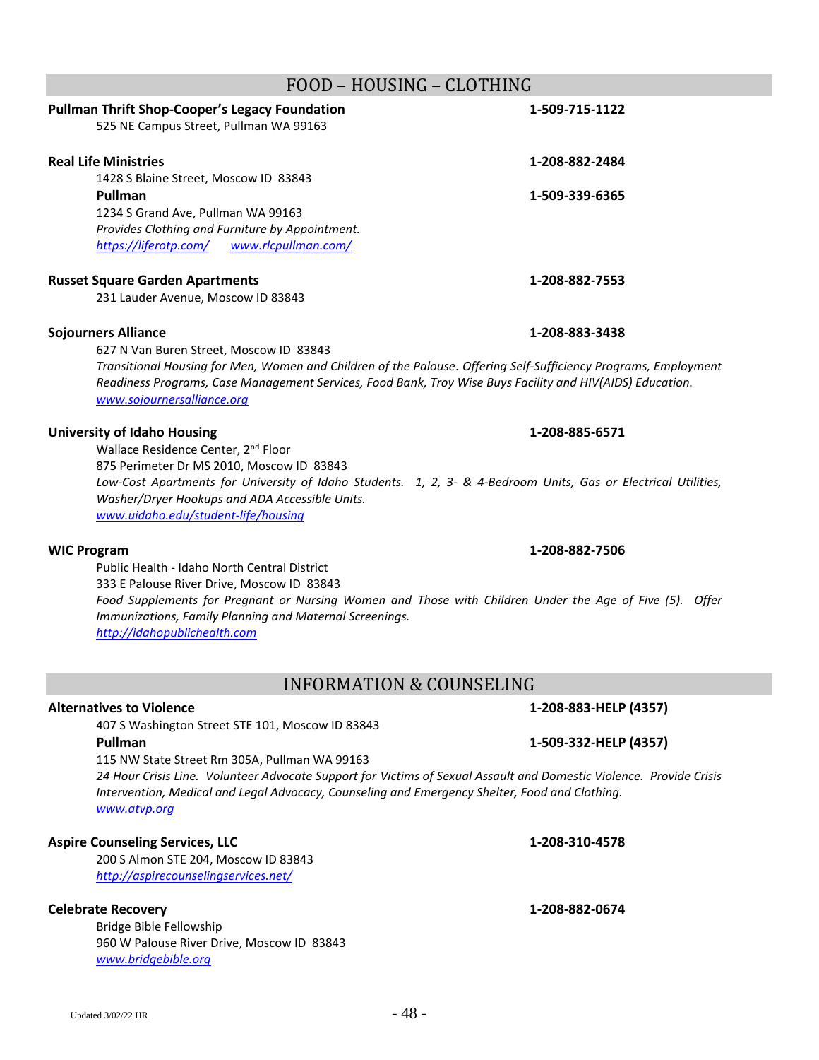## FOOD – HOUSING – CLOTHING

**Pullman Thrift Shop-Cooper's Legacy Foundation** **1-509-715-1122**
525 NE Campus Street, Pullman WA 99163

**Real Life Ministries** **1-208-882-2484**
1428 S Blaine Street, Moscow ID 83843
**Pullman** **1-509-339-6365**
1234 S Grand Ave, Pullman WA 99163
*Provides Clothing and Furniture by Appointment.*
*https://liferotp.com/* *www.rlcpullman.com/*

**Russet Square Garden Apartments** **1-208-882-7553**
231 Lauder Avenue, Moscow ID 83843

**Sojourners Alliance** **1-208-883-3438**
627 N Van Buren Street, Moscow ID 83843
*Transitional Housing for Men, Women and Children of the Palouse. Offering Self-Sufficiency Programs, Employment Readiness Programs, Case Management Services, Food Bank, Troy Wise Buys Facility and HIV(AIDS) Education.*
*www.sojournersalliance.org*

**University of Idaho Housing** **1-208-885-6571**
Wallace Residence Center, 2nd Floor
875 Perimeter Dr MS 2010, Moscow ID 83843
*Low-Cost Apartments for University of Idaho Students. 1, 2, 3- & 4-Bedroom Units, Gas or Electrical Utilities, Washer/Dryer Hookups and ADA Accessible Units.*
*www.uidaho.edu/student-life/housing*

**WIC Program** **1-208-882-7506**
Public Health - Idaho North Central District
333 E Palouse River Drive, Moscow ID 83843
*Food Supplements for Pregnant or Nursing Women and Those with Children Under the Age of Five (5). Offer Immunizations, Family Planning and Maternal Screenings.*
*http://idahopublichealth.com*

## INFORMATION & COUNSELING

**Alternatives to Violence** **1-208-883-HELP (4357)**
407 S Washington Street STE 101, Moscow ID 83843
**Pullman** **1-509-332-HELP (4357)**
115 NW State Street Rm 305A, Pullman WA 99163
*24 Hour Crisis Line. Volunteer Advocate Support for Victims of Sexual Assault and Domestic Violence. Provide Crisis Intervention, Medical and Legal Advocacy, Counseling and Emergency Shelter, Food and Clothing.*
*www.atvp.org*

**Aspire Counseling Services, LLC** **1-208-310-4578**
200 S Almon STE 204, Moscow ID 83843
*http://aspirecounselingservices.net/*

**Celebrate Recovery** **1-208-882-0674**
Bridge Bible Fellowship
960 W Palouse River Drive, Moscow ID 83843
*www.bridgebible.org*

Updated 3/02/22 HR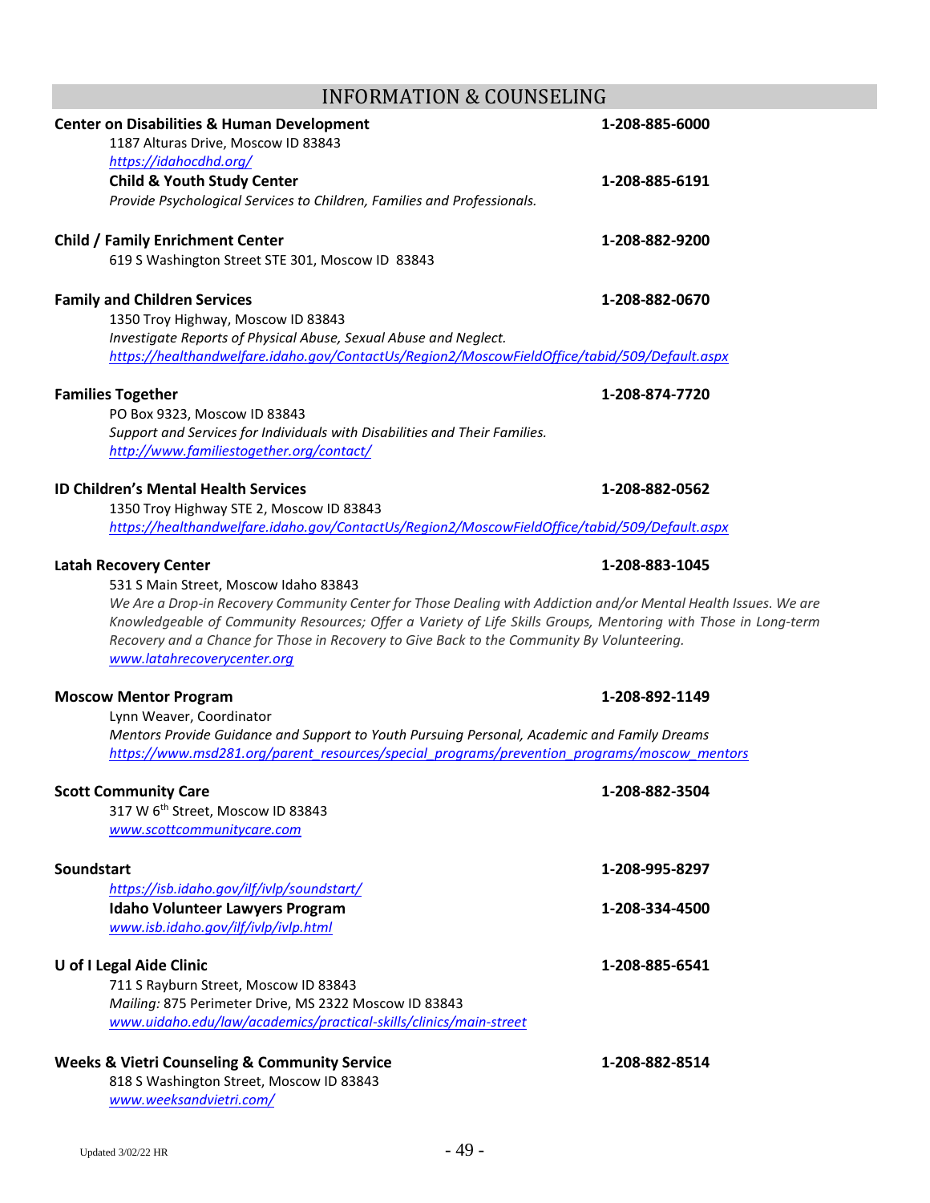# INFORMATION & COUNSELING

**Center on Disabilities & Human Development** **1-208-885-6000**
1187 Alturas Drive, Moscow ID 83843
https://idahocdhd.org/

**Child & Youth Study Center** **1-208-885-6191**
*Provide Psychological Services to Children, Families and Professionals.*

**Child / Family Enrichment Center** **1-208-882-9200**
619 S Washington Street STE 301, Moscow ID 83843

**Family and Children Services** **1-208-882-0670**
1350 Troy Highway, Moscow ID 83843
*Investigate Reports of Physical Abuse, Sexual Abuse and Neglect.*
https://healthandwelfare.idaho.gov/ContactUs/Region2/MoscowFieldOffice/tabid/509/Default.aspx

**Families Together** **1-208-874-7720**
PO Box 9323, Moscow ID 83843
*Support and Services for Individuals with Disabilities and Their Families.*
http://www.familiestogether.org/contact/

**ID Children's Mental Health Services** **1-208-882-0562**
1350 Troy Highway STE 2, Moscow ID 83843
https://healthandwelfare.idaho.gov/ContactUs/Region2/MoscowFieldOffice/tabid/509/Default.aspx

**Latah Recovery Center** **1-208-883-1045**
531 S Main Street, Moscow Idaho 83843
*We Are a Drop-in Recovery Community Center for Those Dealing with Addiction and/or Mental Health Issues. We are Knowledgeable of Community Resources; Offer a Variety of Life Skills Groups, Mentoring with Those in Long-term Recovery and a Chance for Those in Recovery to Give Back to the Community By Volunteering.*
www.latahrecoverycenter.org

**Moscow Mentor Program** **1-208-892-1149**
Lynn Weaver, Coordinator
*Mentors Provide Guidance and Support to Youth Pursuing Personal, Academic and Family Dreams*
https://www.msd281.org/parent_resources/special_programs/prevention_programs/moscow_mentors

**Scott Community Care** **1-208-882-3504**
317 W 6th Street, Moscow ID 83843
www.scottcommunitycare.com

**Soundstart** **1-208-995-8297**
https://isb.idaho.gov/ilf/ivlp/soundstart/

**Idaho Volunteer Lawyers Program** **1-208-334-4500**
www.isb.idaho.gov/ilf/ivlp/ivlp.html

**U of I Legal Aide Clinic** **1-208-885-6541**
711 S Rayburn Street, Moscow ID 83843
*Mailing:* 875 Perimeter Drive, MS 2322 Moscow ID 83843
www.uidaho.edu/law/academics/practical-skills/clinics/main-street

**Weeks & Vietri Counseling & Community Service** **1-208-882-8514**
818 S Washington Street, Moscow ID 83843
www.weeksandvietri.com/

Updated 3/02/22 HR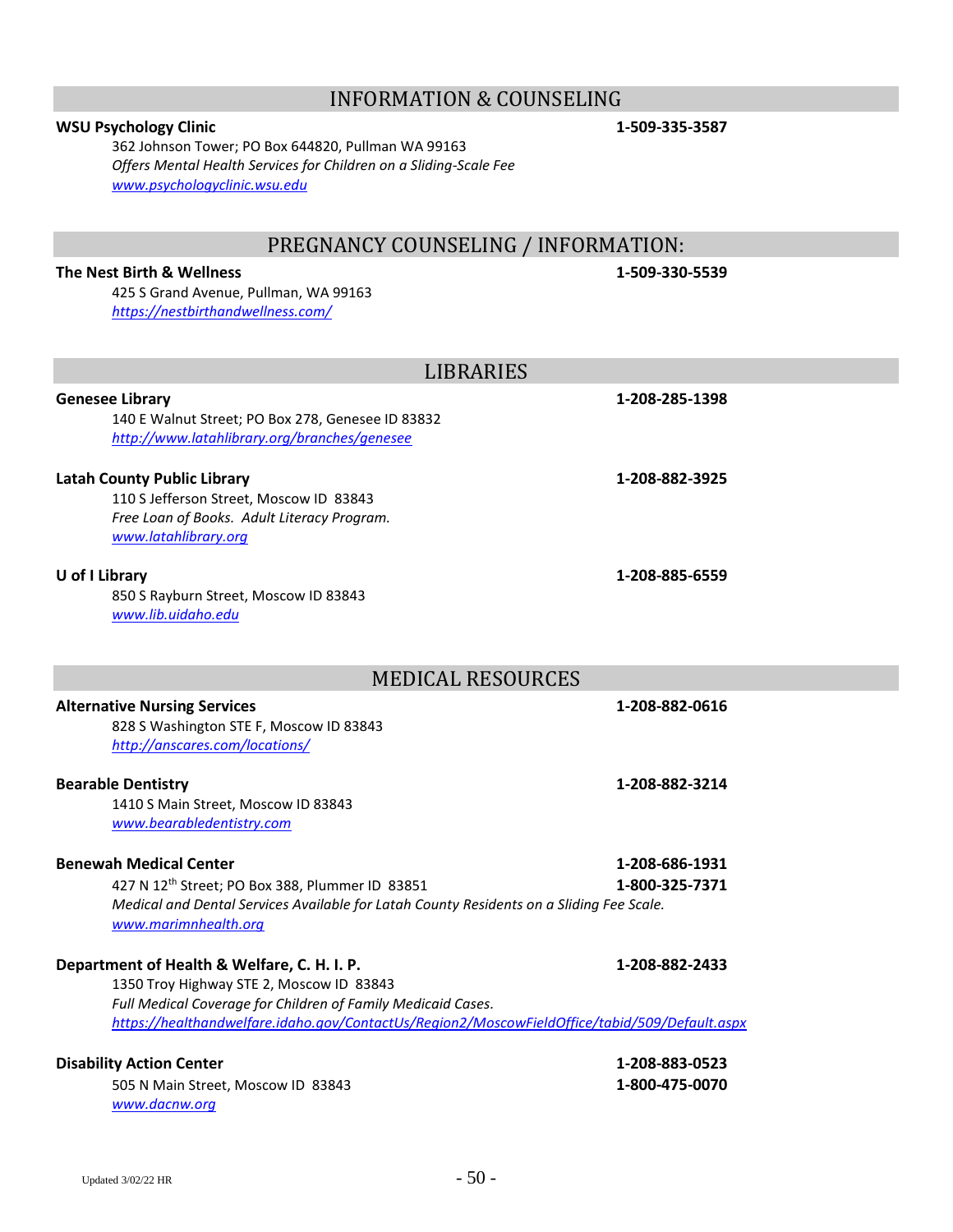## INFORMATION & COUNSELING

**WSU Psychology Clinic** **1-509-335-3587**
362 Johnson Tower; PO Box 644820, Pullman WA 99163
*Offers Mental Health Services for Children on a Sliding-Scale Fee*
*www.psychologyclinic.wsu.edu*

## PREGNANCY COUNSELING / INFORMATION:

**The Nest Birth & Wellness** **1-509-330-5539**
425 S Grand Avenue, Pullman, WA 99163
*https://nestbirthandwellness.com/*

## LIBRARIES

**Genesee Library** **1-208-285-1398**
140 E Walnut Street; PO Box 278, Genesee ID 83832
*http://www.latahlibrary.org/branches/genesee*

**Latah County Public Library** **1-208-882-3925**
110 S Jefferson Street, Moscow ID 83843
*Free Loan of Books. Adult Literacy Program.*
*www.latahlibrary.org*

**U of I Library** **1-208-885-6559**
850 S Rayburn Street, Moscow ID 83843
*www.lib.uidaho.edu*

## MEDICAL RESOURCES

**Alternative Nursing Services** **1-208-882-0616**
828 S Washington STE F, Moscow ID 83843
*http://anscares.com/locations/*

**Bearable Dentistry** **1-208-882-3214**
1410 S Main Street, Moscow ID 83843
*www.bearabledentistry.com*

**Benewah Medical Center** **1-208-686-1931**
427 N 12th Street; PO Box 388, Plummer ID 83851 **1-800-325-7371**
*Medical and Dental Services Available for Latah County Residents on a Sliding Fee Scale.*
*www.marimnhealth.org*

**Department of Health & Welfare, C. H. I. P.** **1-208-882-2433**
1350 Troy Highway STE 2, Moscow ID 83843
*Full Medical Coverage for Children of Family Medicaid Cases.*
*https://healthandwelfare.idaho.gov/ContactUs/Region2/MoscowFieldOffice/tabid/509/Default.aspx*

**Disability Action Center** **1-208-883-0523**
505 N Main Street, Moscow ID 83843 **1-800-475-0070**
*www.dacnw.org*

Updated 3/02/22 HR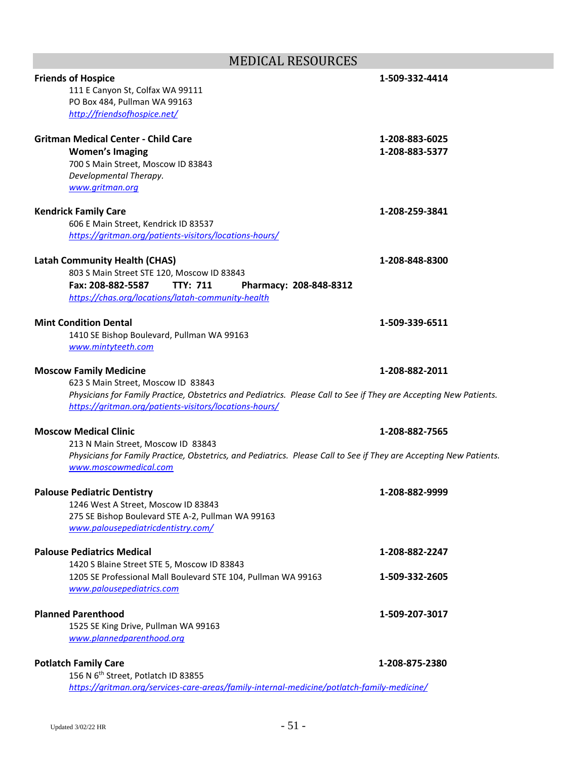## MEDICAL RESOURCES

**Friends of Hospice** **1-509-332-4414**
111 E Canyon St, Colfax WA 99111
PO Box 484, Pullman WA 99163
*http://friendsofhospice.net/*

**Gritman Medical Center - Child Care** **1-208-883-6025**
**Women's Imaging** **1-208-883-5377**
700 S Main Street, Moscow ID 83843
*Developmental Therapy.*
*www.gritman.org*

**Kendrick Family Care** **1-208-259-3841**
606 E Main Street, Kendrick ID 83537
*https://gritman.org/patients-visitors/locations-hours/*

**Latah Community Health (CHAS)** **1-208-848-8300**
803 S Main Street STE 120, Moscow ID 83843
**Fax: 208-882-5587** **TTY: 711** **Pharmacy: 208-848-8312**
*https://chas.org/locations/latah-community-health*

**Mint Condition Dental** **1-509-339-6511**
1410 SE Bishop Boulevard, Pullman WA 99163
*www.mintyteeth.com*

**Moscow Family Medicine** **1-208-882-2011**
623 S Main Street, Moscow ID 83843
*Physicians for Family Practice, Obstetrics and Pediatrics. Please Call to See if They are Accepting New Patients.*
*https://gritman.org/patients-visitors/locations-hours/*

**Moscow Medical Clinic** **1-208-882-7565**
213 N Main Street, Moscow ID 83843
*Physicians for Family Practice, Obstetrics, and Pediatrics. Please Call to See if They are Accepting New Patients.*
*www.moscowmedical.com*

**Palouse Pediatric Dentistry** **1-208-882-9999**
1246 West A Street, Moscow ID 83843
275 SE Bishop Boulevard STE A-2, Pullman WA 99163
*www.palousepediatricdentistry.com/*

**Palouse Pediatrics Medical** **1-208-882-2247**
1420 S Blaine Street STE 5, Moscow ID 83843
1205 SE Professional Mall Boulevard STE 104, Pullman WA 99163 **1-509-332-2605**
*www.palousepediatrics.com*

**Planned Parenthood** **1-509-207-3017**
1525 SE King Drive, Pullman WA 99163
*www.plannedparenthood.org*

**Potlatch Family Care** **1-208-875-2380**
156 N 6th Street, Potlatch ID 83855
*https://gritman.org/services-care-areas/family-internal-medicine/potlatch-family-medicine/*

Updated 3/02/22 HR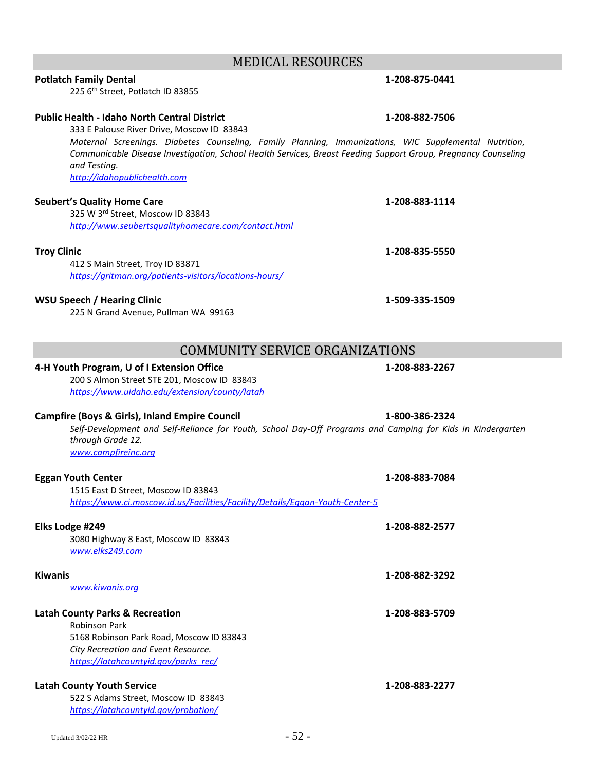## MEDICAL RESOURCES

**Potlatch Family Dental** **1-208-875-0441**
225 6th Street, Potlatch ID 83855

**Public Health - Idaho North Central District** **1-208-882-7506**
333 E Palouse River Drive, Moscow ID 83843
*Maternal Screenings. Diabetes Counseling, Family Planning, Immunizations, WIC Supplemental Nutrition, Communicable Disease Investigation, School Health Services, Breast Feeding Support Group, Pregnancy Counseling and Testing.*
*http://idahopublichealth.com*

**Seubert's Quality Home Care** **1-208-883-1114**
325 W 3rd Street, Moscow ID 83843
*http://www.seubertsqualityhomecare.com/contact.html*

**Troy Clinic** **1-208-835-5550**
412 S Main Street, Troy ID 83871
*https://gritman.org/patients-visitors/locations-hours/*

**WSU Speech / Hearing Clinic** **1-509-335-1509**
225 N Grand Avenue, Pullman WA 99163

## COMMUNITY SERVICE ORGANIZATIONS

**4-H Youth Program, U of I Extension Office** **1-208-883-2267**
200 S Almon Street STE 201, Moscow ID 83843
*https://www.uidaho.edu/extension/county/latah*

**Campfire (Boys & Girls), Inland Empire Council** **1-800-386-2324**
*Self-Development and Self-Reliance for Youth, School Day-Off Programs and Camping for Kids in Kindergarten through Grade 12.*
*www.campfireinc.org*

**Eggan Youth Center** **1-208-883-7084**
1515 East D Street, Moscow ID 83843
*https://www.ci.moscow.id.us/Facilities/Facility/Details/Eggan-Youth-Center-5*

**Elks Lodge #249** **1-208-882-2577**
3080 Highway 8 East, Moscow ID 83843
*www.elks249.com*

**Kiwanis** **1-208-882-3292**
*www.kiwanis.org*

**Latah County Parks & Recreation** **1-208-883-5709**
Robinson Park
5168 Robinson Park Road, Moscow ID 83843
*City Recreation and Event Resource.*
*https://latahcountyid.gov/parks_rec/*

**Latah County Youth Service** **1-208-883-2277**
522 S Adams Street, Moscow ID 83843
*https://latahcountyid.gov/probation/*

Updated 3/02/22 HR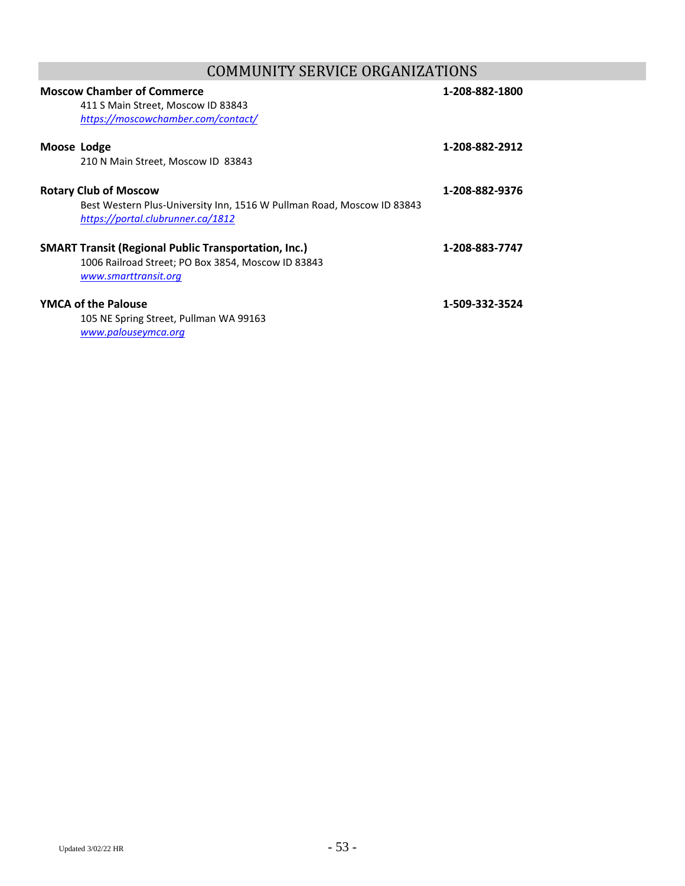## COMMUNITY SERVICE ORGANIZATIONS

**Moscow Chamber of Commerce** **1-208-882-1800**
411 S Main Street, Moscow ID 83843
*https://moscowchamber.com/contact/*

**Moose Lodge** **1-208-882-2912**
210 N Main Street, Moscow ID 83843

**Rotary Club of Moscow** **1-208-882-9376**
Best Western Plus-University Inn, 1516 W Pullman Road, Moscow ID 83843
*https://portal.clubrunner.ca/1812*

**SMART Transit (Regional Public Transportation, Inc.)** **1-208-883-7747**
1006 Railroad Street; PO Box 3854, Moscow ID 83843
*www.smarttransit.org*

**YMCA of the Palouse** **1-509-332-3524**
105 NE Spring Street, Pullman WA 99163
*www.palouseymca.org*

Updated 3/02/22 HR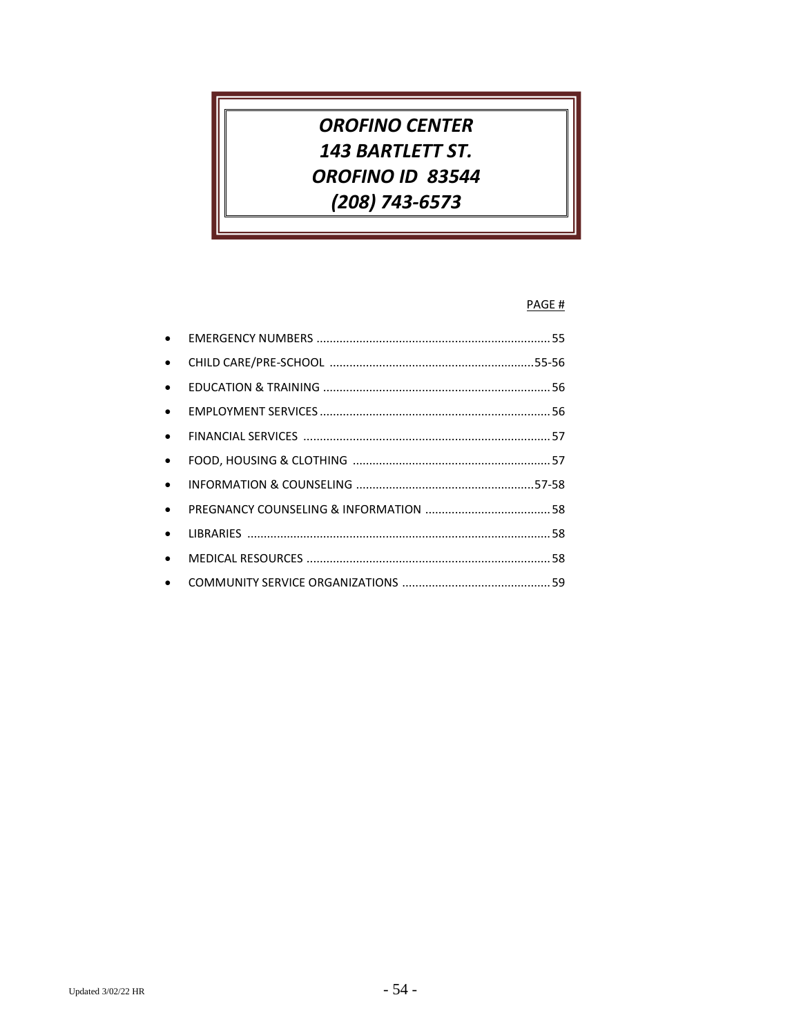# *OROFINO CENTER*
# *143 BARTLETT ST.*
# *OROFINO ID 83544*
# *(208) 743-6573*

| | PAGE # |
|---|---|
| • EMERGENCY NUMBERS | 55 |
| • CHILD CARE/PRE-SCHOOL | 55-56 |
| • EDUCATION & TRAINING | 56 |
| • EMPLOYMENT SERVICES | 56 |
| • FINANCIAL SERVICES | 57 |
| • FOOD, HOUSING & CLOTHING | 57 |
| • INFORMATION & COUNSELING | 57-58 |
| • PREGNANCY COUNSELING & INFORMATION | 58 |
| • LIBRARIES | 58 |
| • MEDICAL RESOURCES | 58 |
| • COMMUNITY SERVICE ORGANIZATIONS | 59 |

Updated 3/02/22 HR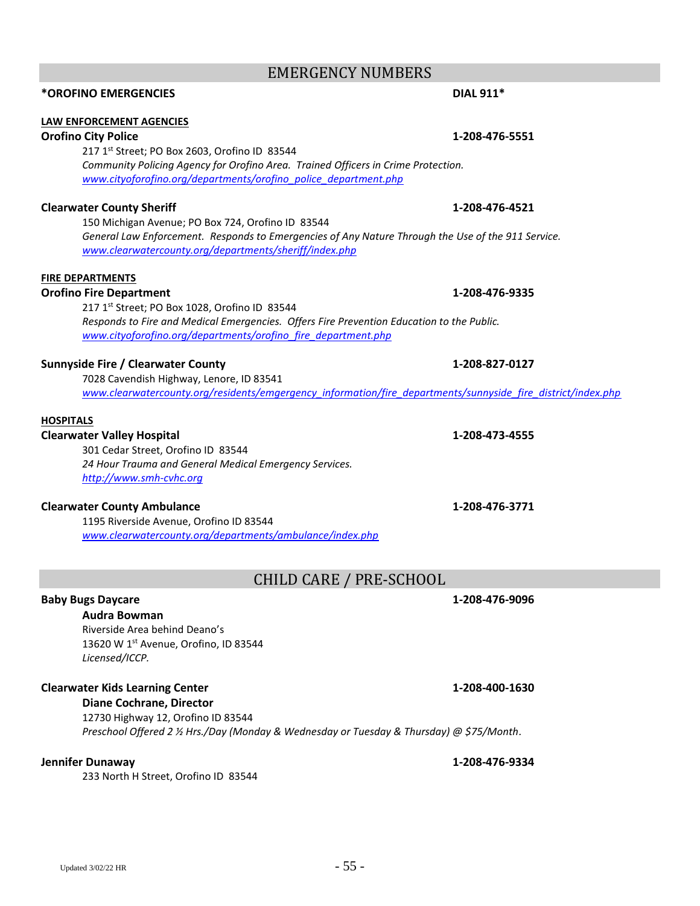## EMERGENCY NUMBERS

**\*OROFINO EMERGENCIES** **DIAL 911\***

**LAW ENFORCEMENT AGENCIES**

**Orofino City Police** **1-208-476-5551**

217 1st Street; PO Box 2603, Orofino ID 83544
*Community Policing Agency for Orofino Area. Trained Officers in Crime Protection.*
*www.cityoforofino.org/departments/orofino_police_department.php*

**Clearwater County Sheriff** **1-208-476-4521**

150 Michigan Avenue; PO Box 724, Orofino ID 83544
*General Law Enforcement. Responds to Emergencies of Any Nature Through the Use of the 911 Service.*
*www.clearwatercounty.org/departments/sheriff/index.php*

**FIRE DEPARTMENTS**

**Orofino Fire Department** **1-208-476-9335**

217 1st Street; PO Box 1028, Orofino ID 83544
*Responds to Fire and Medical Emergencies. Offers Fire Prevention Education to the Public.*
*www.cityoforofino.org/departments/orofino_fire_department.php*

**Sunnyside Fire / Clearwater County** **1-208-827-0127**

7028 Cavendish Highway, Lenore, ID 83541
*www.clearwatercounty.org/residents/emgergency_information/fire_departments/sunnyside_fire_district/index.php*

**HOSPITALS**

**Clearwater Valley Hospital** **1-208-473-4555**

301 Cedar Street, Orofino ID 83544
*24 Hour Trauma and General Medical Emergency Services.*
*http://www.smh-cvhc.org*

**Clearwater County Ambulance** **1-208-476-3771**

1195 Riverside Avenue, Orofino ID 83544
*www.clearwatercounty.org/departments/ambulance/index.php*

## CHILD CARE / PRE-SCHOOL

**Baby Bugs Daycare** **1-208-476-9096**

**Audra Bowman**
Riverside Area behind Deano's
13620 W 1st Avenue, Orofino, ID 83544
*Licensed/ICCP.*

**Clearwater Kids Learning Center** **1-208-400-1630**

**Diane Cochrane, Director**
12730 Highway 12, Orofino ID 83544
*Preschool Offered 2 ½ Hrs./Day (Monday & Wednesday or Tuesday & Thursday) @ $75/Month.*

**Jennifer Dunaway** **1-208-476-9334**

233 North H Street, Orofino ID 83544

Updated 3/02/22 HR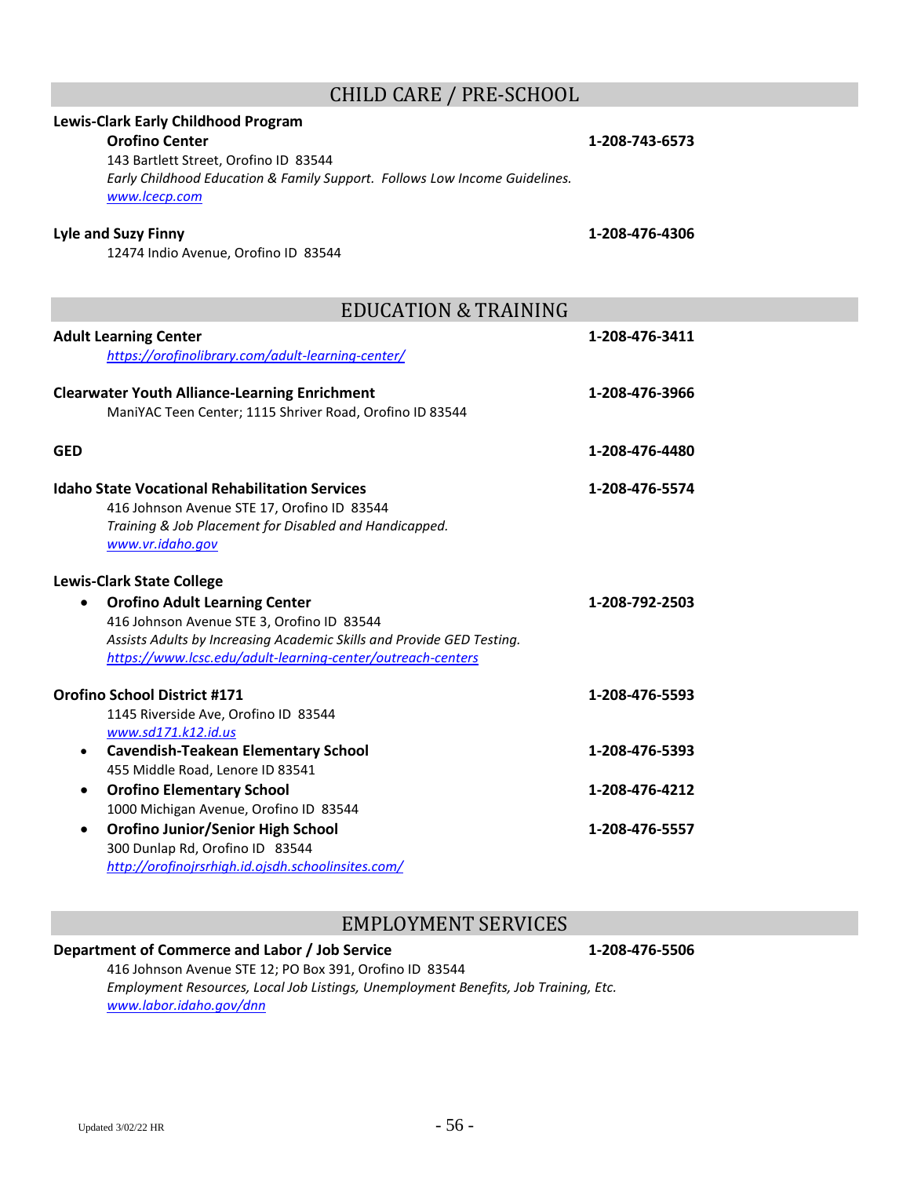## CHILD CARE / PRE-SCHOOL

**Lewis-Clark Early Childhood Program**

**Orofino Center** — **1-208-743-6573**
143 Bartlett Street, Orofino ID 83544
*Early Childhood Education & Family Support. Follows Low Income Guidelines.*
www.lcecp.com

**Lyle and Suzy Finny** — **1-208-476-4306**
12474 Indio Avenue, Orofino ID 83544

## EDUCATION & TRAINING

**Adult Learning Center** — **1-208-476-3411**
https://orofinolibrary.com/adult-learning-center/

**Clearwater Youth Alliance-Learning Enrichment** — **1-208-476-3966**
ManiYAC Teen Center; 1115 Shriver Road, Orofino ID 83544

**GED** — **1-208-476-4480**

**Idaho State Vocational Rehabilitation Services** — **1-208-476-5574**
416 Johnson Avenue STE 17, Orofino ID 83544
*Training & Job Placement for Disabled and Handicapped.*
www.vr.idaho.gov

**Lewis-Clark State College**

- **Orofino Adult Learning Center** — **1-208-792-2503**
  416 Johnson Avenue STE 3, Orofino ID 83544
  *Assists Adults by Increasing Academic Skills and Provide GED Testing.*
  https://www.lcsc.edu/adult-learning-center/outreach-centers

**Orofino School District #171** — **1-208-476-5593**
1145 Riverside Ave, Orofino ID 83544
www.sd171.k12.id.us

- **Cavendish-Teakean Elementary School** — **1-208-476-5393**
  455 Middle Road, Lenore ID 83541
- **Orofino Elementary School** — **1-208-476-4212**
  1000 Michigan Avenue, Orofino ID 83544
- **Orofino Junior/Senior High School** — **1-208-476-5557**
  300 Dunlap Rd, Orofino ID 83544
  http://orofinojrsrhigh.id.ojsdh.schoolinsites.com/

## EMPLOYMENT SERVICES

**Department of Commerce and Labor / Job Service** — **1-208-476-5506**
416 Johnson Avenue STE 12; PO Box 391, Orofino ID 83544
*Employment Resources, Local Job Listings, Unemployment Benefits, Job Training, Etc.*
www.labor.idaho.gov/dnn

Updated 3/02/22 HR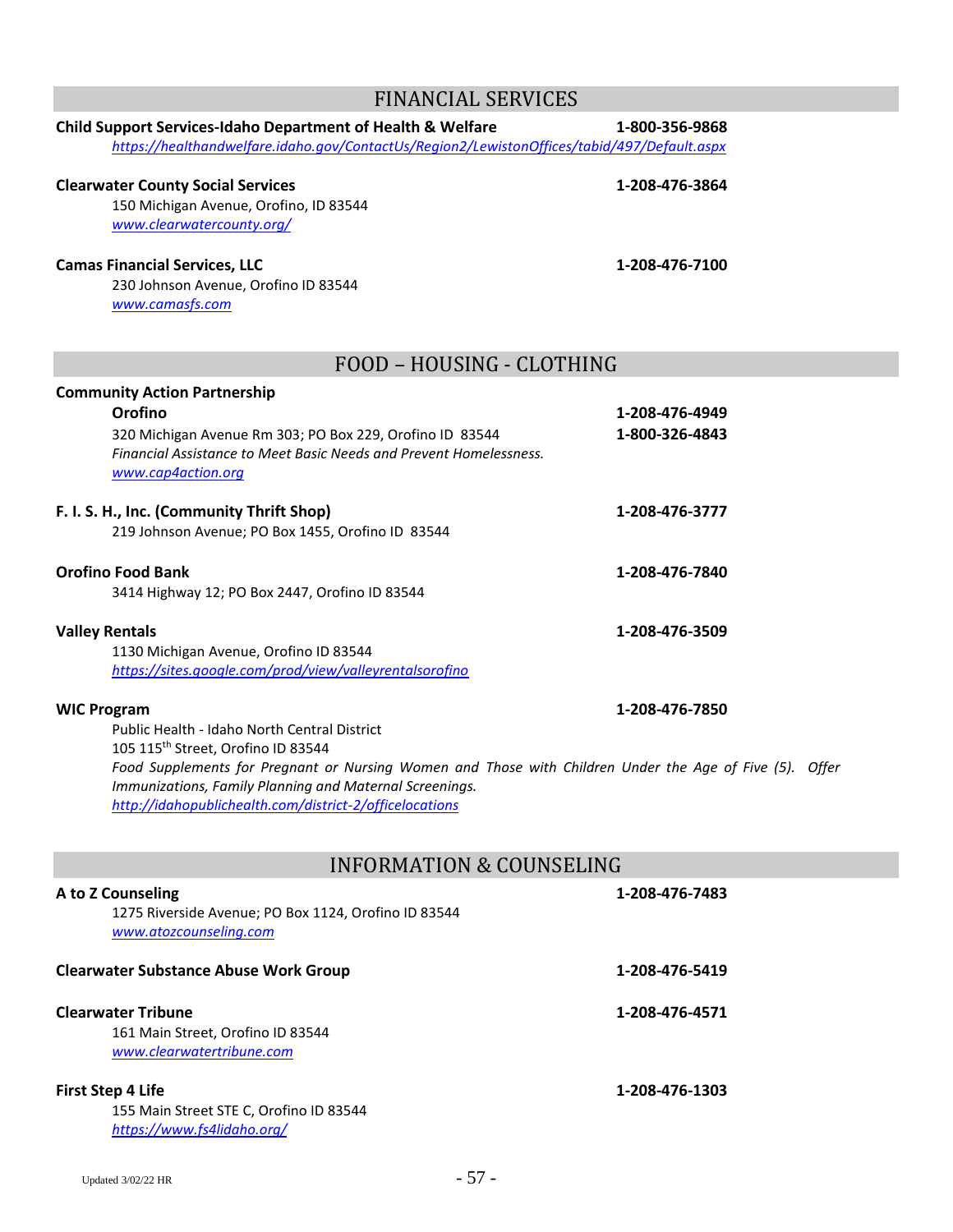## FINANCIAL SERVICES

**Child Support Services-Idaho Department of Health & Welfare** **1-800-356-9868**
*https://healthandwelfare.idaho.gov/ContactUs/Region2/LewistonOffices/tabid/497/Default.aspx*

**Clearwater County Social Services** **1-208-476-3864**
150 Michigan Avenue, Orofino, ID 83544
*www.clearwatercounty.org/*

**Camas Financial Services, LLC** **1-208-476-7100**
230 Johnson Avenue, Orofino ID 83544
*www.camasfs.com*

## FOOD – HOUSING - CLOTHING

**Community Action Partnership**
**Orofino** **1-208-476-4949**
320 Michigan Avenue Rm 303; PO Box 229, Orofino ID 83544 **1-800-326-4843**
*Financial Assistance to Meet Basic Needs and Prevent Homelessness.*
*www.cap4action.org*

**F. I. S. H., Inc. (Community Thrift Shop)** **1-208-476-3777**
219 Johnson Avenue; PO Box 1455, Orofino ID 83544

**Orofino Food Bank** **1-208-476-7840**
3414 Highway 12; PO Box 2447, Orofino ID 83544

**Valley Rentals** **1-208-476-3509**
1130 Michigan Avenue, Orofino ID 83544
*https://sites.google.com/prod/view/valleyrentalsorofino*

**WIC Program** **1-208-476-7850**
Public Health - Idaho North Central District
105 115th Street, Orofino ID 83544
*Food Supplements for Pregnant or Nursing Women and Those with Children Under the Age of Five (5). Offer Immunizations, Family Planning and Maternal Screenings.*
*http://idahopublichealth.com/district-2/officelocations*

## INFORMATION & COUNSELING

**A to Z Counseling** **1-208-476-7483**
1275 Riverside Avenue; PO Box 1124, Orofino ID 83544
*www.atozcounseling.com*

**Clearwater Substance Abuse Work Group** **1-208-476-5419**

**Clearwater Tribune** **1-208-476-4571**
161 Main Street, Orofino ID 83544
*www.clearwatertribune.com*

**First Step 4 Life** **1-208-476-1303**
155 Main Street STE C, Orofino ID 83544
*https://www.fs4lidaho.org/*

Updated 3/02/22 HR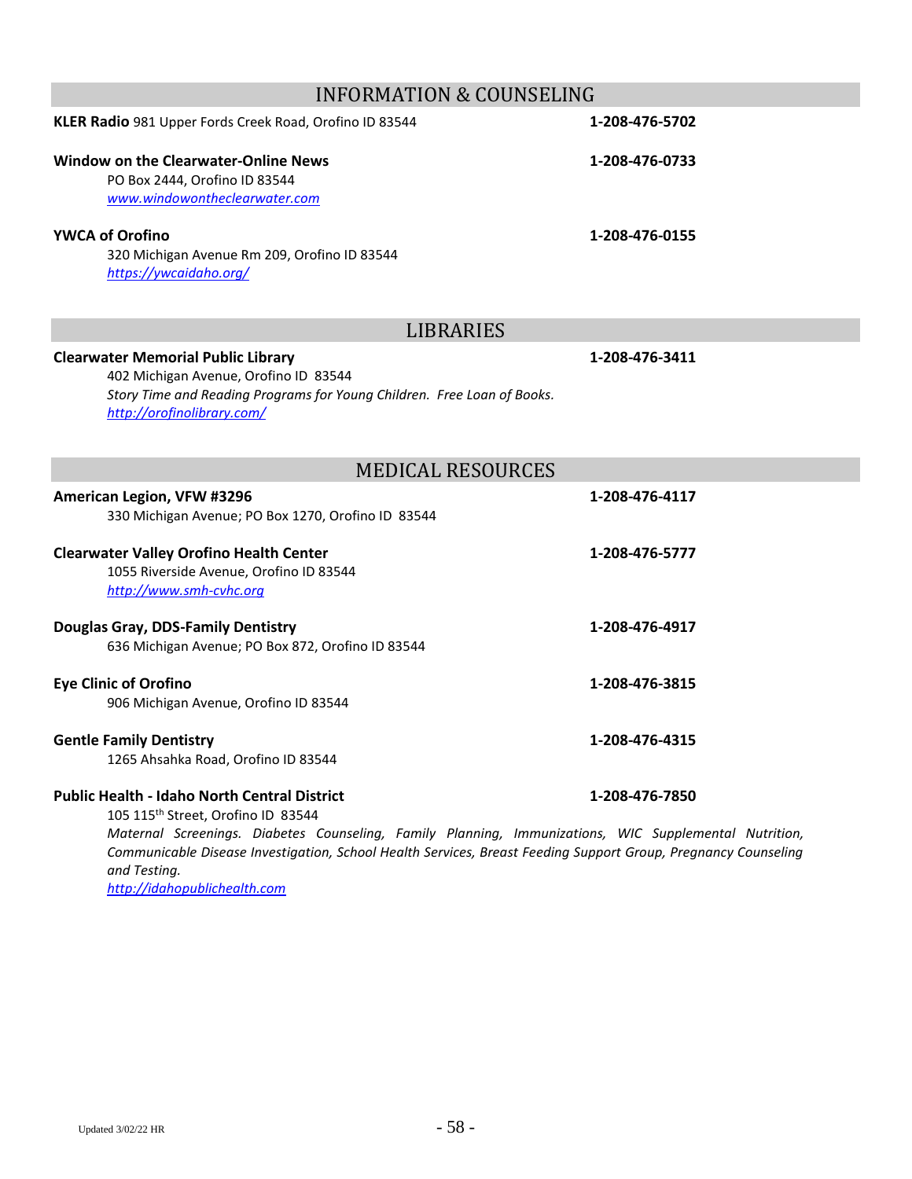## INFORMATION & COUNSELING

**KLER Radio** 981 Upper Fords Creek Road, Orofino ID 83544 **1-208-476-5702**

**Window on the Clearwater-Online News** **1-208-476-0733**
PO Box 2444, Orofino ID 83544
*www.windowontheclearwater.com*

**YWCA of Orofino** **1-208-476-0155**
320 Michigan Avenue Rm 209, Orofino ID 83544
*https://ywcaidaho.org/*

## LIBRARIES

**Clearwater Memorial Public Library** **1-208-476-3411**
402 Michigan Avenue, Orofino ID 83544
*Story Time and Reading Programs for Young Children. Free Loan of Books.*
*http://orofinolibrary.com/*

## MEDICAL RESOURCES

**American Legion, VFW #3296** **1-208-476-4117**
330 Michigan Avenue; PO Box 1270, Orofino ID 83544

**Clearwater Valley Orofino Health Center** **1-208-476-5777**
1055 Riverside Avenue, Orofino ID 83544
*http://www.smh-cvhc.org*

**Douglas Gray, DDS-Family Dentistry** **1-208-476-4917**
636 Michigan Avenue; PO Box 872, Orofino ID 83544

**Eye Clinic of Orofino** **1-208-476-3815**
906 Michigan Avenue, Orofino ID 83544

**Gentle Family Dentistry** **1-208-476-4315**
1265 Ahsahka Road, Orofino ID 83544

**Public Health - Idaho North Central District** **1-208-476-7850**
105 115th Street, Orofino ID 83544
*Maternal Screenings. Diabetes Counseling, Family Planning, Immunizations, WIC Supplemental Nutrition, Communicable Disease Investigation, School Health Services, Breast Feeding Support Group, Pregnancy Counseling and Testing.*
*http://idahopublichealth.com*

Updated 3/02/22 HR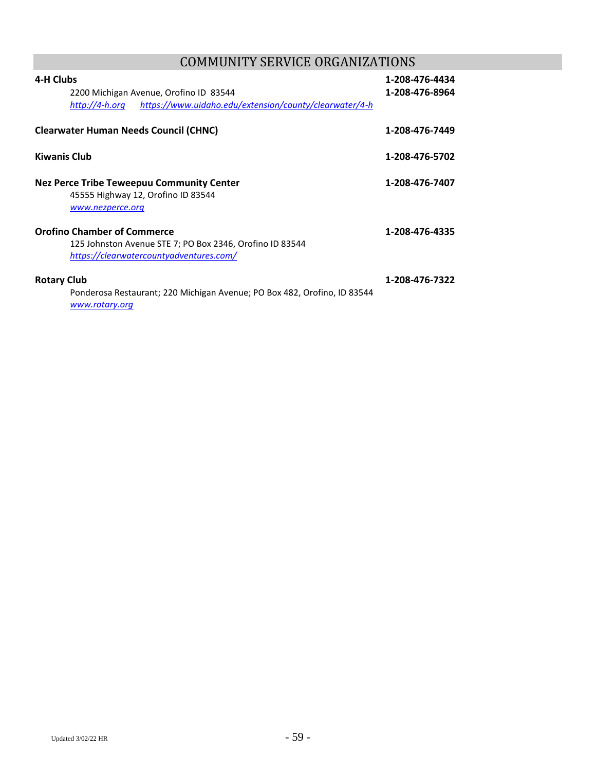## COMMUNITY SERVICE ORGANIZATIONS

**4-H Clubs** — **1-208-476-4434** / **1-208-476-8964**

2200 Michigan Avenue, Orofino ID 83544

*http://4-h.org* *https://www.uidaho.edu/extension/county/clearwater/4-h*

**Clearwater Human Needs Council (CHNC)** — **1-208-476-7449**

**Kiwanis Club** — **1-208-476-5702**

**Nez Perce Tribe Teweepuu Community Center** — **1-208-476-7407**

45555 Highway 12, Orofino ID 83544

*www.nezperce.org*

**Orofino Chamber of Commerce** — **1-208-476-4335**

125 Johnston Avenue STE 7; PO Box 2346, Orofino ID 83544

*https://clearwatercountyadventures.com/*

**Rotary Club** — **1-208-476-7322**

Ponderosa Restaurant; 220 Michigan Avenue; PO Box 482, Orofino, ID 83544

*www.rotary.org*

Updated 3/02/22 HR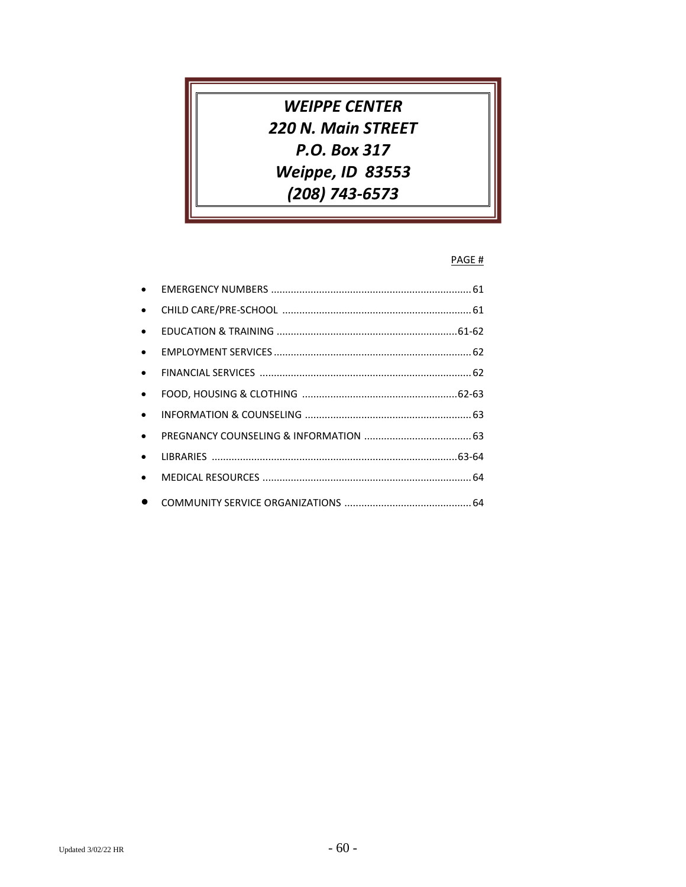# *WEIPPE CENTER*
# *220 N. Main STREET*
# *P.O. Box 317*
# *Weippe, ID 83553*
# *(208) 743-6573*

PAGE #

- EMERGENCY NUMBERS ........................................................................ 61
- CHILD CARE/PRE-SCHOOL ................................................................... 61
- EDUCATION & TRAINING ................................................................61-62
- EMPLOYMENT SERVICES ...................................................................... 62
- FINANCIAL SERVICES ........................................................................... 62
- FOOD, HOUSING & CLOTHING ........................................................62-63
- INFORMATION & COUNSELING ........................................................... 63
- PREGNANCY COUNSELING & INFORMATION ...................................... 63
- LIBRARIES ......................................................................................63-64
- MEDICAL RESOURCES .......................................................................... 64
- COMMUNITY SERVICE ORGANIZATIONS ............................................. 64

Updated 3/02/22 HR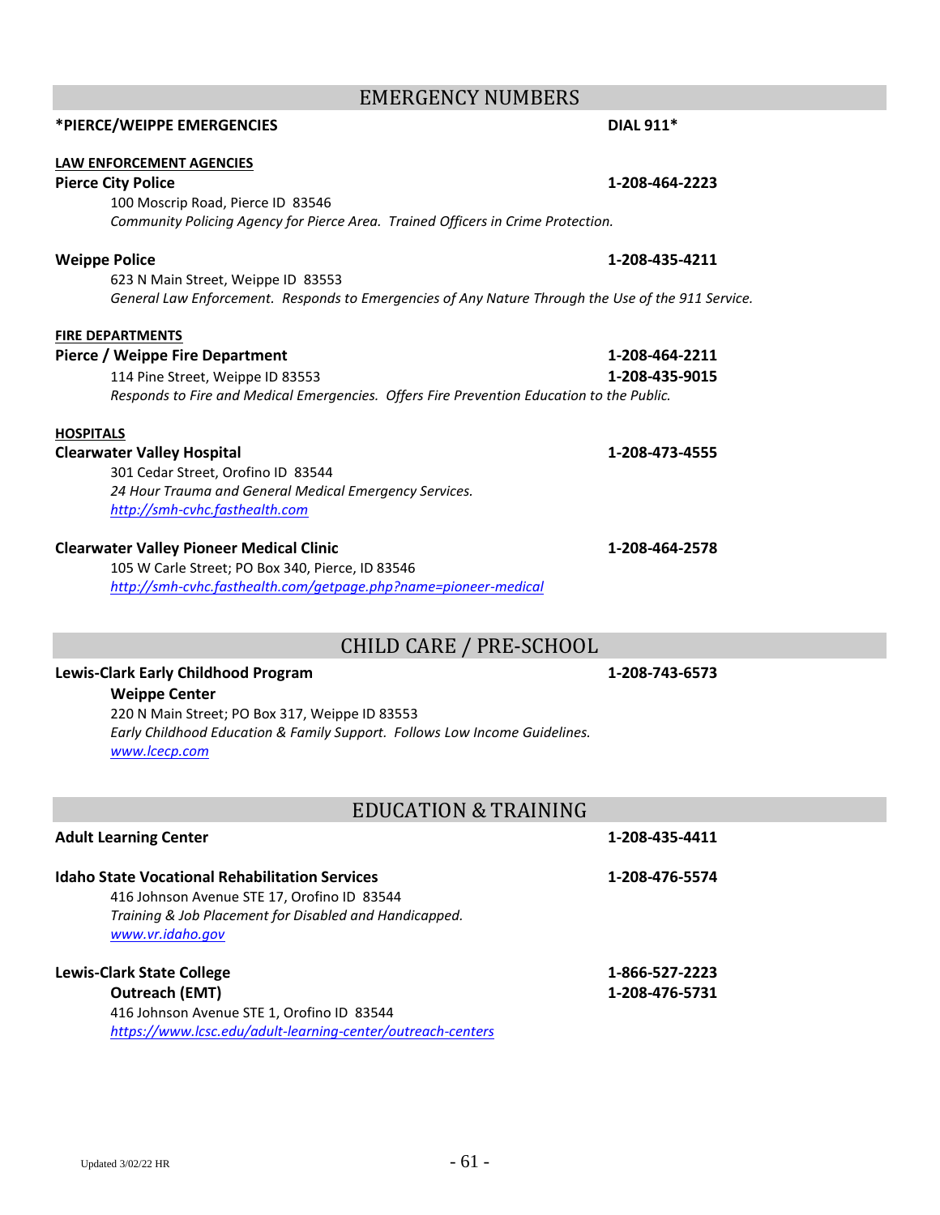## EMERGENCY NUMBERS

**\*PIERCE/WEIPPE EMERGENCIES** **DIAL 911\***

**LAW ENFORCEMENT AGENCIES**

**Pierce City Police** **1-208-464-2223**
100 Moscrip Road, Pierce ID 83546
*Community Policing Agency for Pierce Area. Trained Officers in Crime Protection.*

**Weippe Police** **1-208-435-4211**
623 N Main Street, Weippe ID 83553
*General Law Enforcement. Responds to Emergencies of Any Nature Through the Use of the 911 Service.*

**FIRE DEPARTMENTS**

**Pierce / Weippe Fire Department** **1-208-464-2211**
114 Pine Street, Weippe ID 83553 **1-208-435-9015**
*Responds to Fire and Medical Emergencies. Offers Fire Prevention Education to the Public.*

**HOSPITALS**

**Clearwater Valley Hospital** **1-208-473-4555**
301 Cedar Street, Orofino ID 83544
*24 Hour Trauma and General Medical Emergency Services.*
*http://smh-cvhc.fasthealth.com*

**Clearwater Valley Pioneer Medical Clinic** **1-208-464-2578**
105 W Carle Street; PO Box 340, Pierce, ID 83546
*http://smh-cvhc.fasthealth.com/getpage.php?name=pioneer-medical*

## CHILD CARE / PRE-SCHOOL

**Lewis-Clark Early Childhood Program** **1-208-743-6573**
**Weippe Center**
220 N Main Street; PO Box 317, Weippe ID 83553
*Early Childhood Education & Family Support. Follows Low Income Guidelines.*
*www.lcecp.com*

## EDUCATION & TRAINING

**Adult Learning Center** **1-208-435-4411**

**Idaho State Vocational Rehabilitation Services** **1-208-476-5574**
416 Johnson Avenue STE 17, Orofino ID 83544
*Training & Job Placement for Disabled and Handicapped.*
*www.vr.idaho.gov*

**Lewis-Clark State College** **1-866-527-2223**
**Outreach (EMT)** **1-208-476-5731**
416 Johnson Avenue STE 1, Orofino ID 83544
*https://www.lcsc.edu/adult-learning-center/outreach-centers*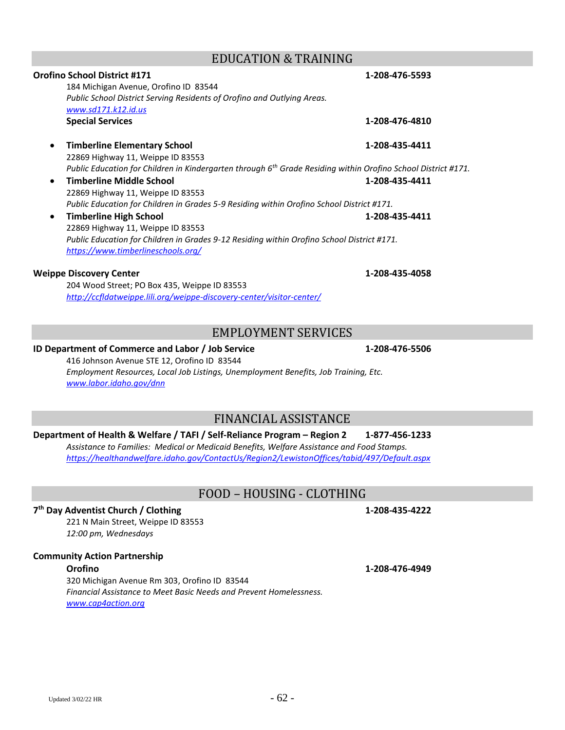## EDUCATION & TRAINING

**Orofino School District #171** **1-208-476-5593**

184 Michigan Avenue, Orofino ID 83544

*Public School District Serving Residents of Orofino and Outlying Areas.*

www.sd171.k12.id.us

**Special Services** **1-208-476-4810**

- **Timberline Elementary School** **1-208-435-4411**
  22869 Highway 11, Weippe ID 83553
  *Public Education for Children in Kindergarten through 6th Grade Residing within Orofino School District #171.*
- **Timberline Middle School** **1-208-435-4411**
  22869 Highway 11, Weippe ID 83553
  *Public Education for Children in Grades 5-9 Residing within Orofino School District #171.*
- **Timberline High School** **1-208-435-4411**
  22869 Highway 11, Weippe ID 83553
  *Public Education for Children in Grades 9-12 Residing within Orofino School District #171.*
  https://www.timberlineschools.org/

**Weippe Discovery Center** **1-208-435-4058**

204 Wood Street; PO Box 435, Weippe ID 83553

http://ccfldatweippe.lili.org/weippe-discovery-center/visitor-center/

## EMPLOYMENT SERVICES

**ID Department of Commerce and Labor / Job Service** **1-208-476-5506**

416 Johnson Avenue STE 12, Orofino ID 83544

*Employment Resources, Local Job Listings, Unemployment Benefits, Job Training, Etc.*

www.labor.idaho.gov/dnn

## FINANCIAL ASSISTANCE

**Department of Health & Welfare / TAFI / Self-Reliance Program – Region 2** **1-877-456-1233**

*Assistance to Families: Medical or Medicaid Benefits, Welfare Assistance and Food Stamps.*

https://healthandwelfare.idaho.gov/ContactUs/Region2/LewistonOffices/tabid/497/Default.aspx

## FOOD – HOUSING - CLOTHING

**7th Day Adventist Church / Clothing** **1-208-435-4222**

221 N Main Street, Weippe ID 83553

*12:00 pm, Wednesdays*

**Community Action Partnership**

**Orofino** **1-208-476-4949**

320 Michigan Avenue Rm 303, Orofino ID 83544

*Financial Assistance to Meet Basic Needs and Prevent Homelessness.*

www.cap4action.org

Updated 3/02/22 HR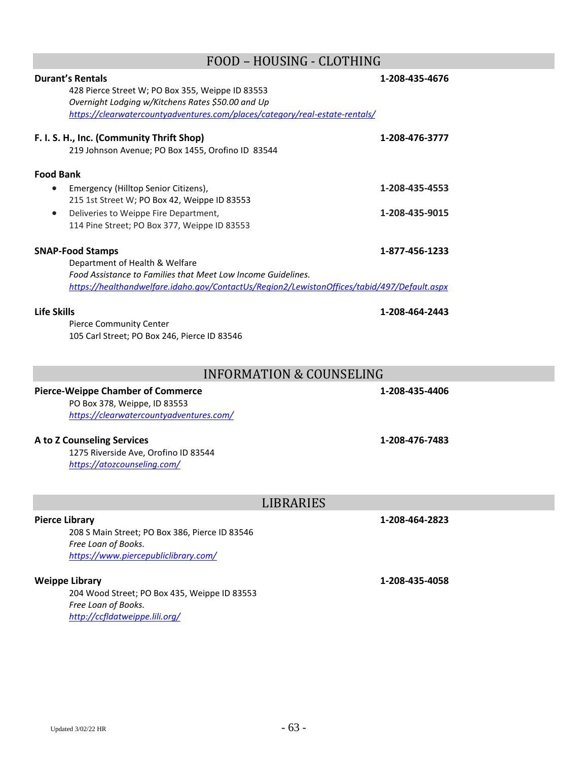## FOOD – HOUSING - CLOTHING

**Durant's Rentals** **1-208-435-4676**
428 Pierce Street W; PO Box 355, Weippe ID 83553
*Overnight Lodging w/Kitchens Rates $50.00 and Up*
*https://clearwatercountyadventures.com/places/category/real-estate-rentals/*

**F. I. S. H., Inc. (Community Thrift Shop)** **1-208-476-3777**
219 Johnson Avenue; PO Box 1455, Orofino ID 83544

**Food Bank**

- Emergency (Hilltop Senior Citizens), **1-208-435-4553**
  215 1st Street W; PO Box 42, Weippe ID 83553
- Deliveries to Weippe Fire Department, **1-208-435-9015**
  114 Pine Street; PO Box 377, Weippe ID 83553

**SNAP-Food Stamps** **1-877-456-1233**
Department of Health & Welfare
*Food Assistance to Families that Meet Low Income Guidelines.*
*https://healthandwelfare.idaho.gov/ContactUs/Region2/LewistonOffices/tabid/497/Default.aspx*

**Life Skills** **1-208-464-2443**
Pierce Community Center
105 Carl Street; PO Box 246, Pierce ID 83546

## INFORMATION & COUNSELING

**Pierce-Weippe Chamber of Commerce** **1-208-435-4406**
PO Box 378, Weippe, ID 83553
*https://clearwatercountyadventures.com/*

**A to Z Counseling Services** **1-208-476-7483**
1275 Riverside Ave, Orofino ID 83544
*https://atozcounseling.com/*

## LIBRARIES

**Pierce Library** **1-208-464-2823**
208 S Main Street; PO Box 386, Pierce ID 83546
*Free Loan of Books.*
*https://www.piercepubliclibrary.com/*

**Weippe Library** **1-208-435-4058**
204 Wood Street; PO Box 435, Weippe ID 83553
*Free Loan of Books.*
*http://ccfldatweippe.lili.org/*

Updated 3/02/22 HR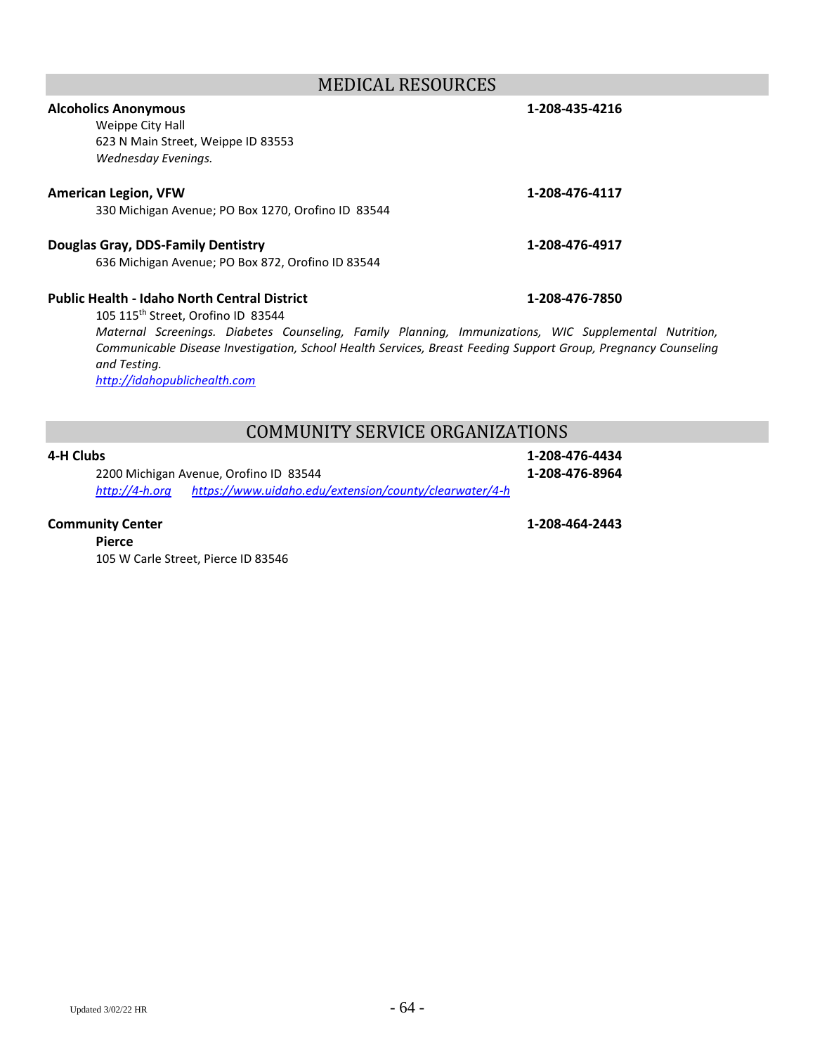## MEDICAL RESOURCES

**Alcoholics Anonymous** **1-208-435-4216**

Weippe City Hall
623 N Main Street, Weippe ID 83553
*Wednesday Evenings.*

**American Legion, VFW** **1-208-476-4117**

330 Michigan Avenue; PO Box 1270, Orofino ID 83544

**Douglas Gray, DDS-Family Dentistry** **1-208-476-4917**

636 Michigan Avenue; PO Box 872, Orofino ID 83544

**Public Health - Idaho North Central District** **1-208-476-7850**

105 115th Street, Orofino ID 83544
*Maternal Screenings. Diabetes Counseling, Family Planning, Immunizations, WIC Supplemental Nutrition, Communicable Disease Investigation, School Health Services, Breast Feeding Support Group, Pregnancy Counseling and Testing.*
*http://idahopublichealth.com*

## COMMUNITY SERVICE ORGANIZATIONS

**4-H Clubs** **1-208-476-4434**

2200 Michigan Avenue, Orofino ID 83544 **1-208-476-8964**
*http://4-h.org* *https://www.uidaho.edu/extension/county/clearwater/4-h*

**Community Center** **1-208-464-2443**

**Pierce**
105 W Carle Street, Pierce ID 83546

Updated 3/02/22 HR